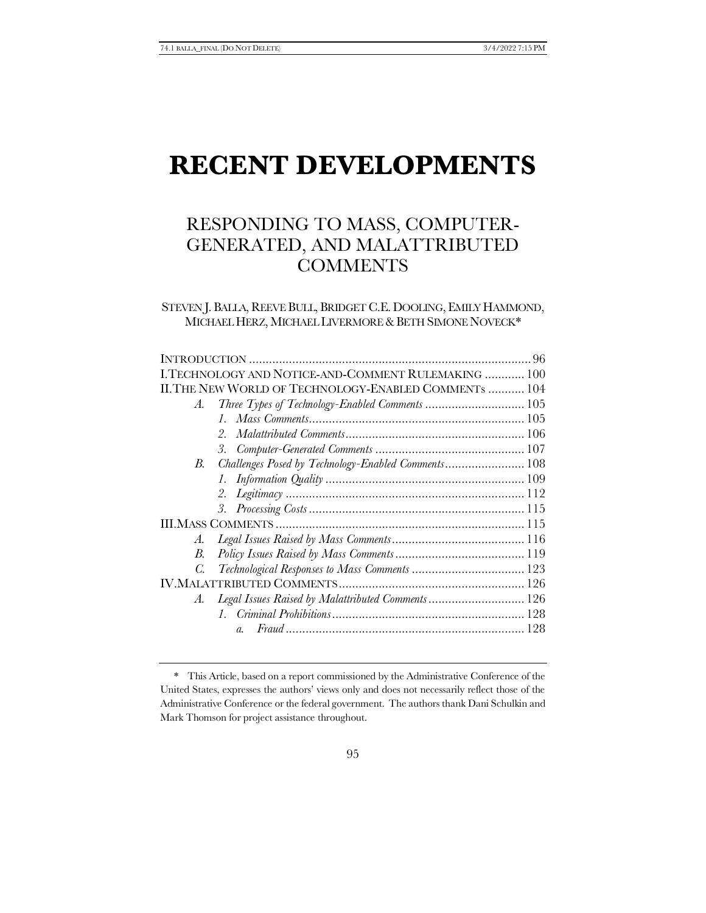# RECENT DEVELOPMENTS

## RESPONDING TO MASS, COMPUTER-GENERATED, AND MALATTRIBUTED COMMENTS

STEVEN J. BALLA, REEVE BULL, BRIDGET C.E. DOOLING, EMILY HAMMOND, MICHAEL HERZ, MICHAEL LIVERMORE & BETH SIMONE NOVECK*

| | |
|---|---|
| INTRODUCTION | 96 |
| I. TECHNOLOGY AND NOTICE-AND-COMMENT RULEMAKING | 100 |
| II. THE NEW WORLD OF TECHNOLOGY-ENABLED COMMENTS | 104 |
| *A. Three Types of Technology-Enabled Comments* | 105 |
| *1. Mass Comments* | 105 |
| *2. Malattributed Comments* | 106 |
| *3. Computer-Generated Comments* | 107 |
| *B. Challenges Posed by Technology-Enabled Comments* | 108 |
| *1. Information Quality* | 109 |
| *2. Legitimacy* | 112 |
| *3. Processing Costs* | 115 |
| III. MASS COMMENTS | 115 |
| *A. Legal Issues Raised by Mass Comments* | 116 |
| *B. Policy Issues Raised by Mass Comments* | 119 |
| *C. Technological Responses to Mass Comments* | 123 |
| IV. MALATTRIBUTED COMMENTS | 126 |
| *A. Legal Issues Raised by Malattributed Comments* | 126 |
| *1. Criminal Prohibitions* | 128 |
| *a. Fraud* | 128 |

\* This Article, based on a report commissioned by the Administrative Conference of the United States, expresses the authors' views only and does not necessarily reflect those of the Administrative Conference or the federal government. The authors thank Dani Schulkin and Mark Thomson for project assistance throughout.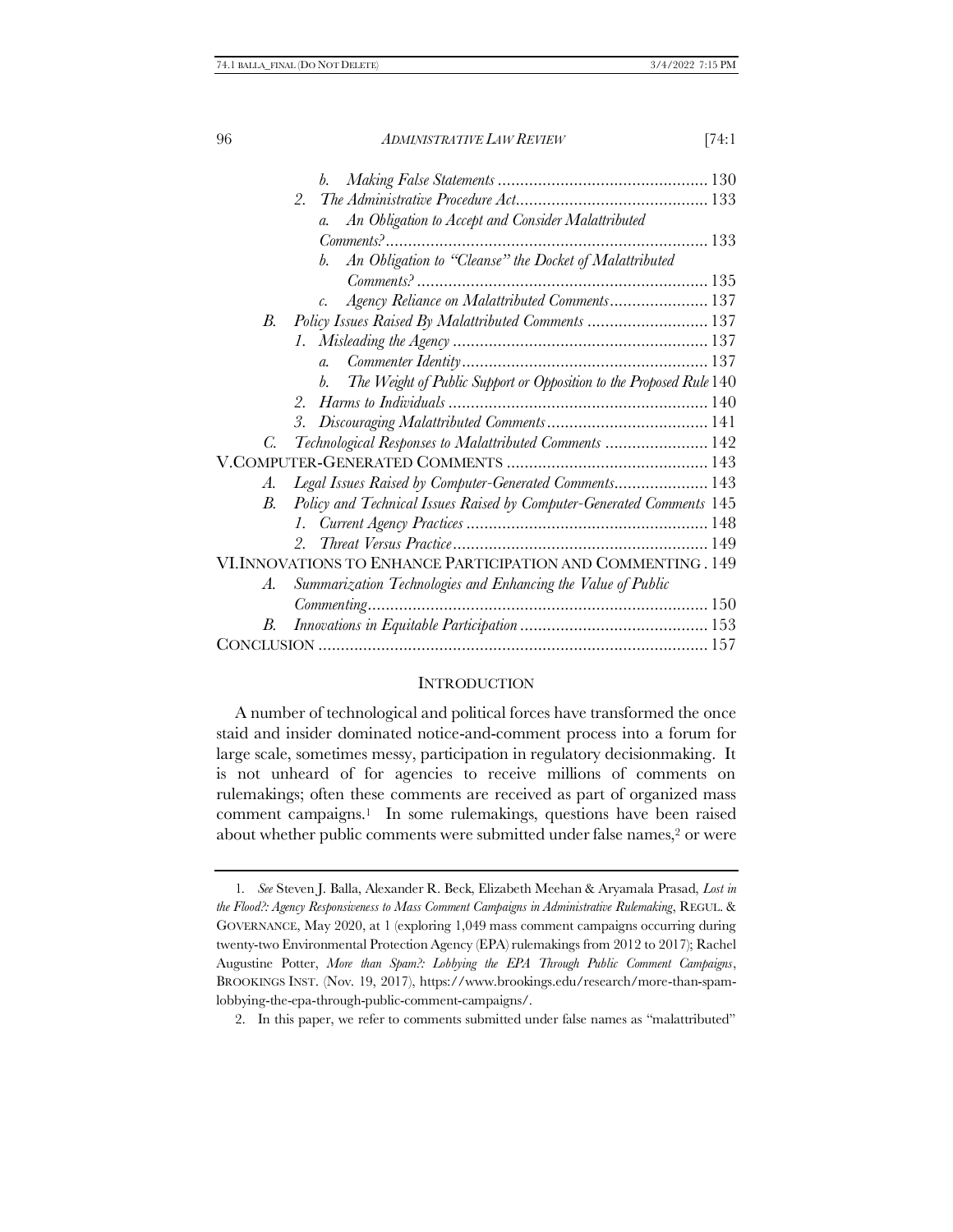b. *Making False Statements* .............................................. 130

2. *The Administrative Procedure Act* .......................................... 133

a. *An Obligation to Accept and Consider Malattributed Comments?* ....................................................................... 133

b. *An Obligation to "Cleanse" the Docket of Malattributed Comments?* ................................................................ 135

c. *Agency Reliance on Malattributed Comments* ..................... 137

B. *Policy Issues Raised By Malattributed Comments* .......................... 137

1. *Misleading the Agency* ........................................................ 137

a. *Commenter Identity* ...................................................... 137

b. *The Weight of Public Support or Opposition to the Proposed Rule* 140

2. *Harms to Individuals* ......................................................... 140

3. *Discouraging Malattributed Comments* .................................... 141

C. *Technological Responses to Malattributed Comments* ...................... 142

V. COMPUTER-GENERATED COMMENTS ............................................ 143

A. *Legal Issues Raised by Computer-Generated Comments* .................... 143

B. *Policy and Technical Issues Raised by Computer-Generated Comments* 145

1. *Current Agency Practices* ..................................................... 148

2. *Threat Versus Practice* ........................................................ 149

VI. INNOVATIONS TO ENHANCE PARTICIPATION AND COMMENTING . 149

A. *Summarization Technologies and Enhancing the Value of Public Commenting* ........................................................................... 150

B. *Innovations in Equitable Participation* ......................................... 153

CONCLUSION ...................................................................................... 157

## INTRODUCTION

A number of technological and political forces have transformed the once staid and insider dominated notice-and-comment process into a forum for large scale, sometimes messy, participation in regulatory decisionmaking. It is not unheard of for agencies to receive millions of comments on rulemakings; often these comments are received as part of organized mass comment campaigns.[1] In some rulemakings, questions have been raised about whether public comments were submitted under false names,[2] or were

---

1. *See* Steven J. Balla, Alexander R. Beck, Elizabeth Meehan & Aryamala Prasad, *Lost in the Flood?: Agency Responsiveness to Mass Comment Campaigns in Administrative Rulemaking*, REGUL. & GOVERNANCE, May 2020, at 1 (exploring 1,049 mass comment campaigns occurring during twenty-two Environmental Protection Agency (EPA) rulemakings from 2012 to 2017); Rachel Augustine Potter, *More than Spam?: Lobbying the EPA Through Public Comment Campaigns*, BROOKINGS INST. (Nov. 19, 2017), https://www.brookings.edu/research/more-than-spam-lobbying-the-epa-through-public-comment-campaigns/.

2. In this paper, we refer to comments submitted under false names as "malattributed"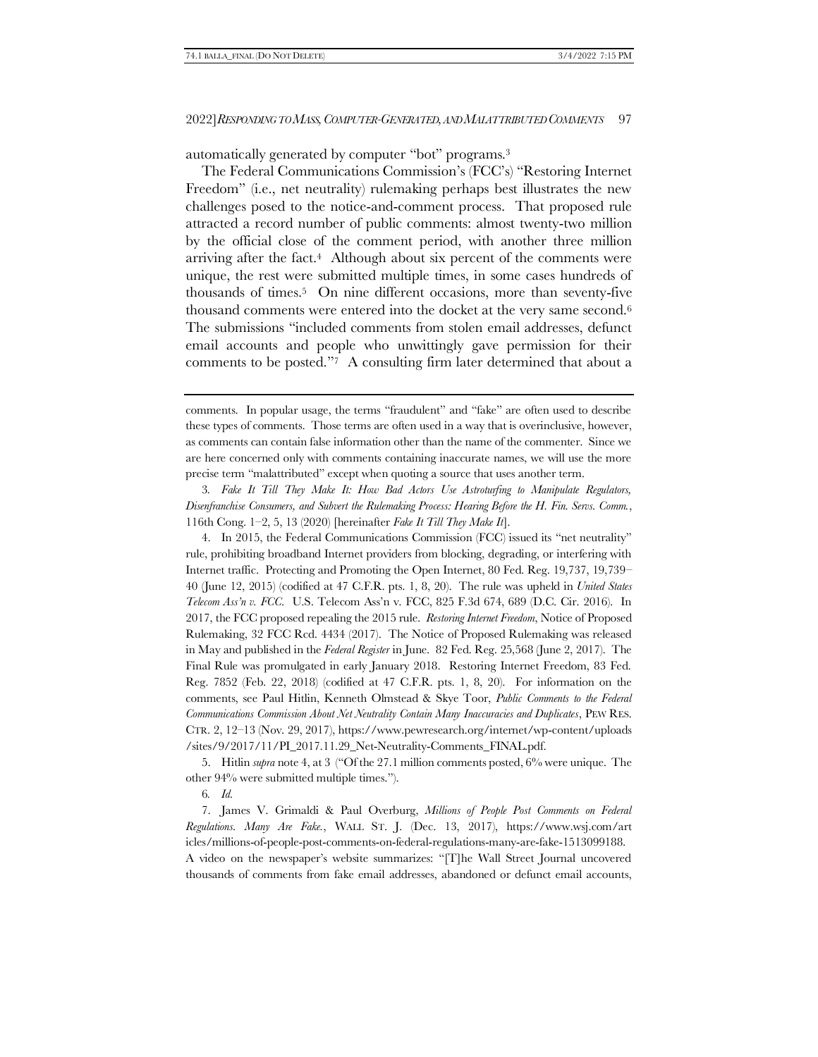automatically generated by computer "bot" programs.[3]

The Federal Communications Commission's (FCC's) "Restoring Internet Freedom" (i.e., net neutrality) rulemaking perhaps best illustrates the new challenges posed to the notice-and-comment process. That proposed rule attracted a record number of public comments: almost twenty-two million by the official close of the comment period, with another three million arriving after the fact.[4] Although about six percent of the comments were unique, the rest were submitted multiple times, in some cases hundreds of thousands of times.[5] On nine different occasions, more than seventy-five thousand comments were entered into the docket at the very same second.[6] The submissions "included comments from stolen email addresses, defunct email accounts and people who unwittingly gave permission for their comments to be posted."[7] A consulting firm later determined that about a

---

comments. In popular usage, the terms "fraudulent" and "fake" are often used to describe these types of comments. Those terms are often used in a way that is overinclusive, however, as comments can contain false information other than the name of the commenter. Since we are here concerned only with comments containing inaccurate names, we will use the more precise term "malattributed" except when quoting a source that uses another term.

3. *Fake It Till They Make It: How Bad Actors Use Astroturfing to Manipulate Regulators, Disenfranchise Consumers, and Subvert the Rulemaking Process: Hearing Before the H. Fin. Servs. Comm.*, 116th Cong. 1–2, 5, 13 (2020) [hereinafter *Fake It Till They Make It*].

4. In 2015, the Federal Communications Commission (FCC) issued its "net neutrality" rule, prohibiting broadband Internet providers from blocking, degrading, or interfering with Internet traffic. Protecting and Promoting the Open Internet, 80 Fed. Reg. 19,737, 19,739–40 (June 12, 2015) (codified at 47 C.F.R. pts. 1, 8, 20). The rule was upheld in *United States Telecom Ass'n v. FCC*. U.S. Telecom Ass'n v. FCC, 825 F.3d 674, 689 (D.C. Cir. 2016). In 2017, the FCC proposed repealing the 2015 rule. *Restoring Internet Freedom*, Notice of Proposed Rulemaking, 32 FCC Rcd. 4434 (2017). The Notice of Proposed Rulemaking was released in May and published in the *Federal Register* in June. 82 Fed. Reg. 25,568 (June 2, 2017). The Final Rule was promulgated in early January 2018. Restoring Internet Freedom, 83 Fed. Reg. 7852 (Feb. 22, 2018) (codified at 47 C.F.R. pts. 1, 8, 20). For information on the comments, see Paul Hitlin, Kenneth Olmstead & Skye Toor, *Public Comments to the Federal Communications Commission About Net Neutrality Contain Many Inaccuracies and Duplicates*, PEW RES. CTR. 2, 12–13 (Nov. 29, 2017), https://www.pewresearch.org/internet/wp-content/uploads/sites/9/2017/11/PI_2017.11.29_Net-Neutrality-Comments_FINAL.pdf.

5. Hitlin *supra* note 4, at 3 ("Of the 27.1 million comments posted, 6% were unique. The other 94% were submitted multiple times.").

6. *Id.*

7. James V. Grimaldi & Paul Overburg, *Millions of People Post Comments on Federal Regulations. Many Are Fake.*, WALL ST. J. (Dec. 13, 2017), https://www.wsj.com/articles/millions-of-people-post-comments-on-federal-regulations-many-are-fake-1513099188. A video on the newspaper's website summarizes: "[T]he Wall Street Journal uncovered thousands of comments from fake email addresses, abandoned or defunct email accounts,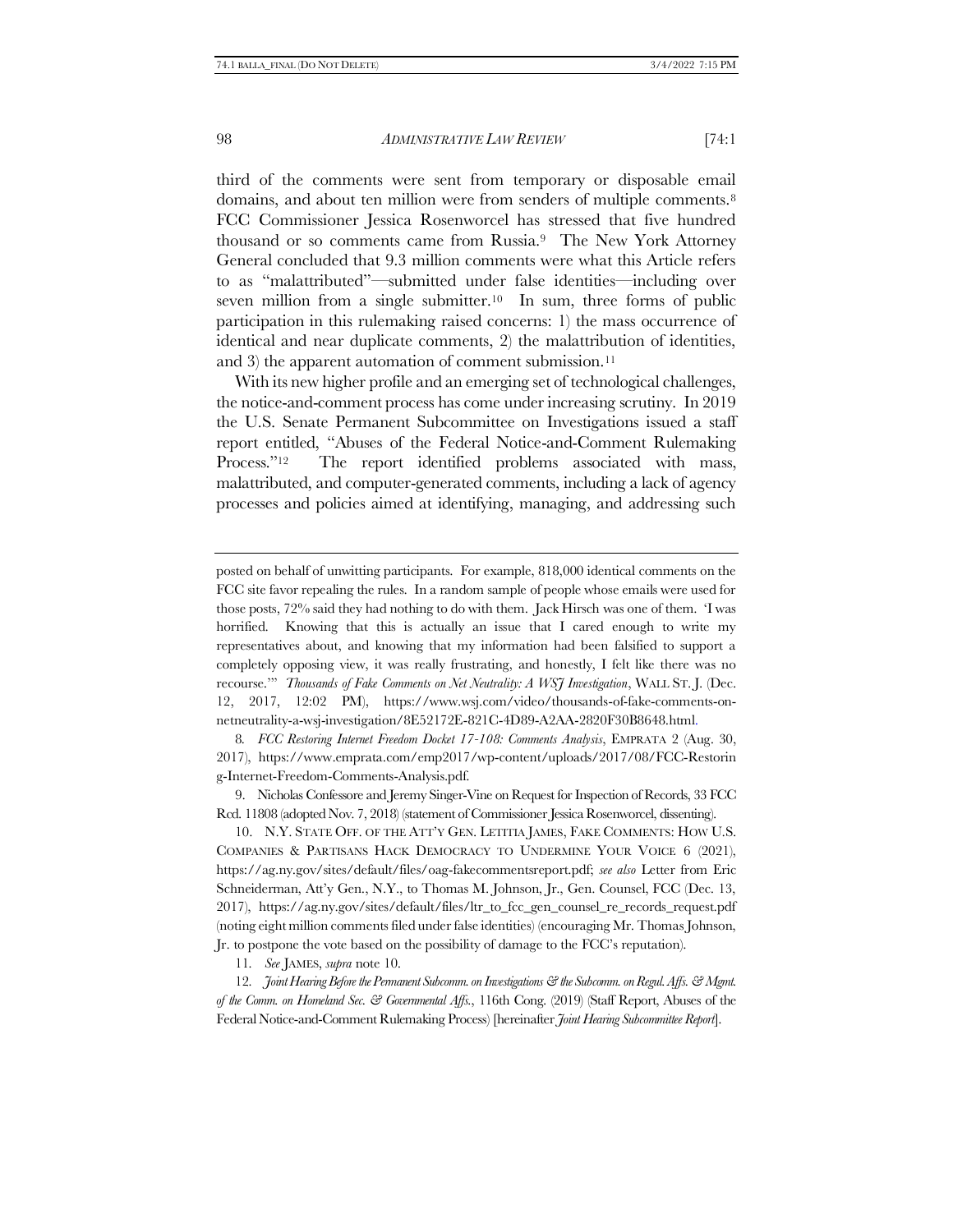third of the comments were sent from temporary or disposable email domains, and about ten million were from senders of multiple comments.[8] FCC Commissioner Jessica Rosenworcel has stressed that five hundred thousand or so comments came from Russia.[9] The New York Attorney General concluded that 9.3 million comments were what this Article refers to as "malattributed"—submitted under false identities—including over seven million from a single submitter.[10] In sum, three forms of public participation in this rulemaking raised concerns: 1) the mass occurrence of identical and near duplicate comments, 2) the malattribution of identities, and 3) the apparent automation of comment submission.[11]

With its new higher profile and an emerging set of technological challenges, the notice-and-comment process has come under increasing scrutiny. In 2019 the U.S. Senate Permanent Subcommittee on Investigations issued a staff report entitled, "Abuses of the Federal Notice-and-Comment Rulemaking Process."[12] The report identified problems associated with mass, malattributed, and computer-generated comments, including a lack of agency processes and policies aimed at identifying, managing, and addressing such

---

posted on behalf of unwitting participants. For example, 818,000 identical comments on the FCC site favor repealing the rules. In a random sample of people whose emails were used for those posts, 72% said they had nothing to do with them. Jack Hirsch was one of them. 'I was horrified. Knowing that this is actually an issue that I cared enough to write my representatives about, and knowing that my information had been falsified to support a completely opposing view, it was really frustrating, and honestly, I felt like there was no recourse.'" *Thousands of Fake Comments on Net Neutrality: A WSJ Investigation*, WALL ST. J. (Dec. 12, 2017, 12:02 PM), https://www.wsj.com/video/thousands-of-fake-comments-on-netneutrality-a-wsj-investigation/8E52172E-821C-4D89-A2AA-2820F30B8648.html.

8. *FCC Restoring Internet Freedom Docket 17-108: Comments Analysis*, EMPRATA 2 (Aug. 30, 2017), https://www.emprata.com/emp2017/wp-content/uploads/2017/08/FCC-Restoring-Internet-Freedom-Comments-Analysis.pdf.

9. Nicholas Confessore and Jeremy Singer-Vine on Request for Inspection of Records, 33 FCC Rcd. 11808 (adopted Nov. 7, 2018) (statement of Commissioner Jessica Rosenworcel, dissenting).

10. N.Y. STATE OFF. OF THE ATT'Y GEN. LETITIA JAMES, FAKE COMMENTS: HOW U.S. COMPANIES & PARTISANS HACK DEMOCRACY TO UNDERMINE YOUR VOICE 6 (2021), https://ag.ny.gov/sites/default/files/oag-fakecommentsreport.pdf; *see also* Letter from Eric Schneiderman, Att'y Gen., N.Y., to Thomas M. Johnson, Jr., Gen. Counsel, FCC (Dec. 13, 2017), https://ag.ny.gov/sites/default/files/ltr_to_fcc_gen_counsel_re_records_request.pdf (noting eight million comments filed under false identities) (encouraging Mr. Thomas Johnson, Jr. to postpone the vote based on the possibility of damage to the FCC's reputation).

11. *See* JAMES, *supra* note 10.

12. *Joint Hearing Before the Permanent Subcomm. on Investigations & the Subcomm. on Regul. Affs. & Mgmt. of the Comm. on Homeland Sec. & Governmental Affs.*, 116th Cong. (2019) (Staff Report, Abuses of the Federal Notice-and-Comment Rulemaking Process) [hereinafter *Joint Hearing Subcommittee Report*].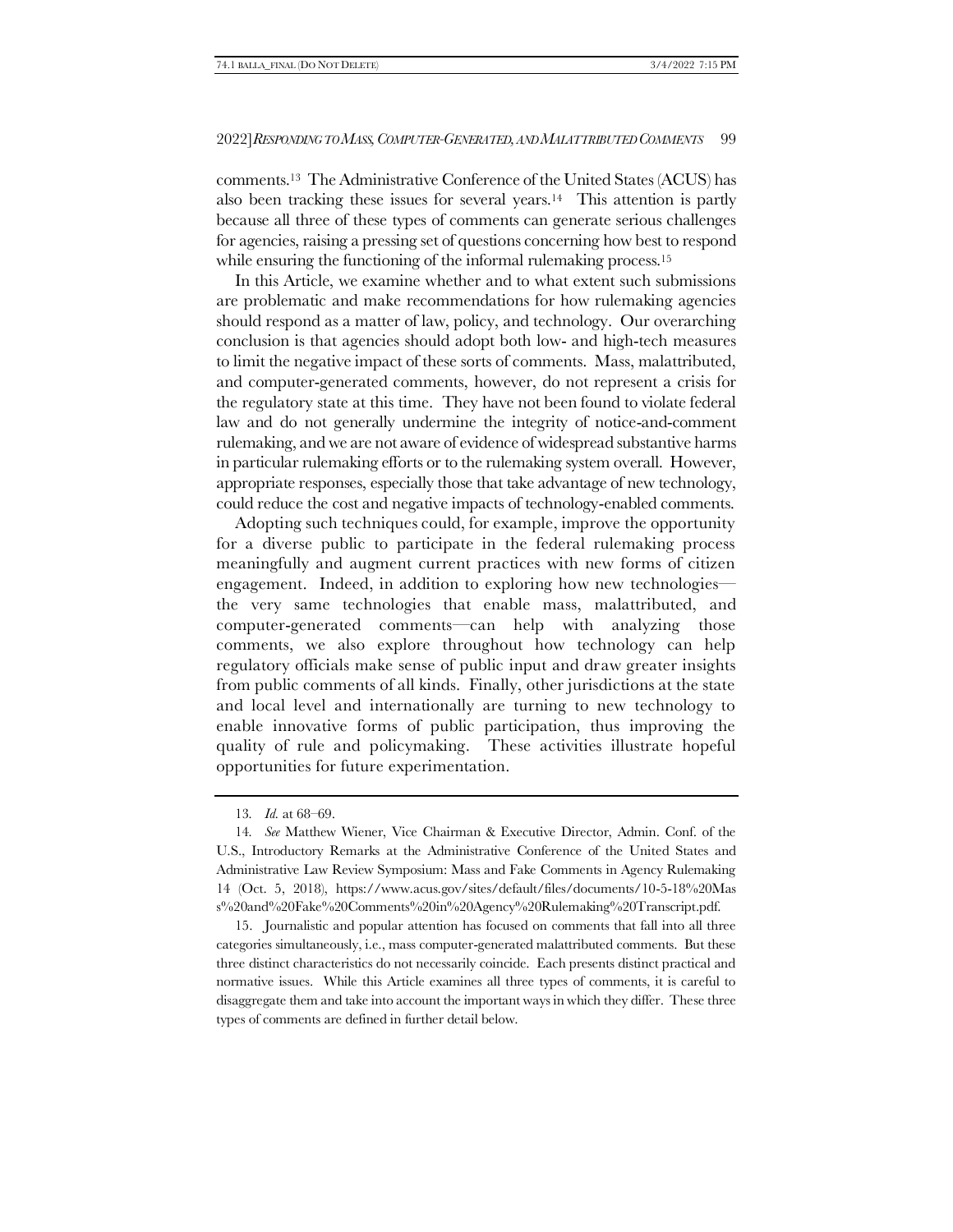comments.[13] The Administrative Conference of the United States (ACUS) has also been tracking these issues for several years.[14] This attention is partly because all three of these types of comments can generate serious challenges for agencies, raising a pressing set of questions concerning how best to respond while ensuring the functioning of the informal rulemaking process.[15]

In this Article, we examine whether and to what extent such submissions are problematic and make recommendations for how rulemaking agencies should respond as a matter of law, policy, and technology. Our overarching conclusion is that agencies should adopt both low- and high-tech measures to limit the negative impact of these sorts of comments. Mass, malattributed, and computer-generated comments, however, do not represent a crisis for the regulatory state at this time. They have not been found to violate federal law and do not generally undermine the integrity of notice-and-comment rulemaking, and we are not aware of evidence of widespread substantive harms in particular rulemaking efforts or to the rulemaking system overall. However, appropriate responses, especially those that take advantage of new technology, could reduce the cost and negative impacts of technology-enabled comments.

Adopting such techniques could, for example, improve the opportunity for a diverse public to participate in the federal rulemaking process meaningfully and augment current practices with new forms of citizen engagement. Indeed, in addition to exploring how new technologies—the very same technologies that enable mass, malattributed, and computer-generated comments—can help with analyzing those comments, we also explore throughout how technology can help regulatory officials make sense of public input and draw greater insights from public comments of all kinds. Finally, other jurisdictions at the state and local level and internationally are turning to new technology to enable innovative forms of public participation, thus improving the quality of rule and policymaking. These activities illustrate hopeful opportunities for future experimentation.

---

13. *Id.* at 68–69.

14. *See* Matthew Wiener, Vice Chairman & Executive Director, Admin. Conf. of the U.S., Introductory Remarks at the Administrative Conference of the United States and Administrative Law Review Symposium: Mass and Fake Comments in Agency Rulemaking 14 (Oct. 5, 2018), https://www.acus.gov/sites/default/files/documents/10-5-18%20Mass%20and%20Fake%20Comments%20in%20Agency%20Rulemaking%20Transcript.pdf.

15. Journalistic and popular attention has focused on comments that fall into all three categories simultaneously, i.e., mass computer-generated malattributed comments. But these three distinct characteristics do not necessarily coincide. Each presents distinct practical and normative issues. While this Article examines all three types of comments, it is careful to disaggregate them and take into account the important ways in which they differ. These three types of comments are defined in further detail below.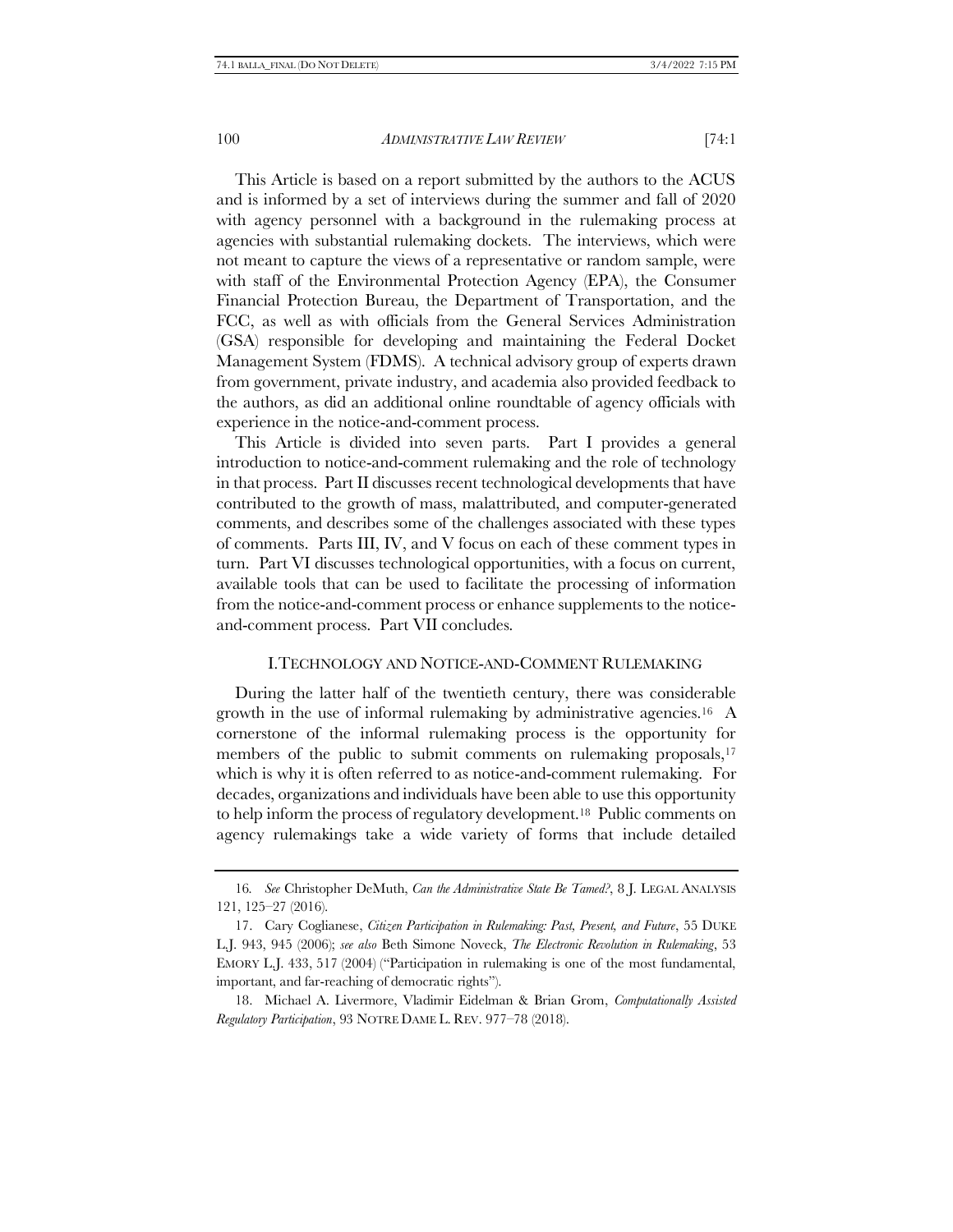This Article is based on a report submitted by the authors to the ACUS and is informed by a set of interviews during the summer and fall of 2020 with agency personnel with a background in the rulemaking process at agencies with substantial rulemaking dockets. The interviews, which were not meant to capture the views of a representative or random sample, were with staff of the Environmental Protection Agency (EPA), the Consumer Financial Protection Bureau, the Department of Transportation, and the FCC, as well as with officials from the General Services Administration (GSA) responsible for developing and maintaining the Federal Docket Management System (FDMS). A technical advisory group of experts drawn from government, private industry, and academia also provided feedback to the authors, as did an additional online roundtable of agency officials with experience in the notice-and-comment process.

This Article is divided into seven parts. Part I provides a general introduction to notice-and-comment rulemaking and the role of technology in that process. Part II discusses recent technological developments that have contributed to the growth of mass, malattributed, and computer-generated comments, and describes some of the challenges associated with these types of comments. Parts III, IV, and V focus on each of these comment types in turn. Part VI discusses technological opportunities, with a focus on current, available tools that can be used to facilitate the processing of information from the notice-and-comment process or enhance supplements to the notice-and-comment process. Part VII concludes.

## I. TECHNOLOGY AND NOTICE-AND-COMMENT RULEMAKING

During the latter half of the twentieth century, there was considerable growth in the use of informal rulemaking by administrative agencies.[16] A cornerstone of the informal rulemaking process is the opportunity for members of the public to submit comments on rulemaking proposals,[17] which is why it is often referred to as notice-and-comment rulemaking. For decades, organizations and individuals have been able to use this opportunity to help inform the process of regulatory development.[18] Public comments on agency rulemakings take a wide variety of forms that include detailed

---

16. *See* Christopher DeMuth, *Can the Administrative State Be Tamed?*, 8 J. LEGAL ANALYSIS 121, 125–27 (2016).

17. Cary Coglianese, *Citizen Participation in Rulemaking: Past, Present, and Future*, 55 DUKE L.J. 943, 945 (2006); *see also* Beth Simone Noveck, *The Electronic Revolution in Rulemaking*, 53 EMORY L.J. 433, 517 (2004) ("Participation in rulemaking is one of the most fundamental, important, and far-reaching of democratic rights").

18. Michael A. Livermore, Vladimir Eidelman & Brian Grom, *Computationally Assisted Regulatory Participation*, 93 NOTRE DAME L. REV. 977–78 (2018).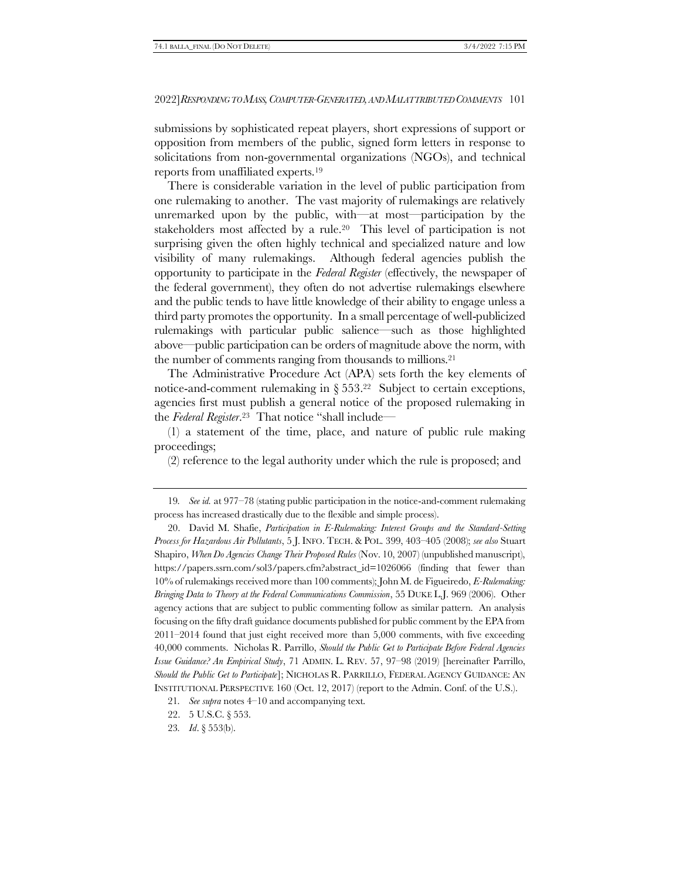submissions by sophisticated repeat players, short expressions of support or opposition from members of the public, signed form letters in response to solicitations from non-governmental organizations (NGOs), and technical reports from unaffiliated experts.[19]

There is considerable variation in the level of public participation from one rulemaking to another. The vast majority of rulemakings are relatively unremarked upon by the public, with—at most—participation by the stakeholders most affected by a rule.[20] This level of participation is not surprising given the often highly technical and specialized nature and low visibility of many rulemakings. Although federal agencies publish the opportunity to participate in the *Federal Register* (effectively, the newspaper of the federal government), they often do not advertise rulemakings elsewhere and the public tends to have little knowledge of their ability to engage unless a third party promotes the opportunity. In a small percentage of well-publicized rulemakings with particular public salience—such as those highlighted above—public participation can be orders of magnitude above the norm, with the number of comments ranging from thousands to millions.[21]

The Administrative Procedure Act (APA) sets forth the key elements of notice-and-comment rulemaking in § 553.[22] Subject to certain exceptions, agencies first must publish a general notice of the proposed rulemaking in the *Federal Register*.[23] That notice "shall include—

(1) a statement of the time, place, and nature of public rule making proceedings;

(2) reference to the legal authority under which the rule is proposed; and

---

19. *See id.* at 977–78 (stating public participation in the notice-and-comment rulemaking process has increased drastically due to the flexible and simple process).

20. David M. Shafie, *Participation in E-Rulemaking: Interest Groups and the Standard-Setting Process for Hazardous Air Pollutants*, 5 J. INFO. TECH. & POL. 399, 403–405 (2008); *see also* Stuart Shapiro, *When Do Agencies Change Their Proposed Rules* (Nov. 10, 2007) (unpublished manuscript), https://papers.ssrn.com/sol3/papers.cfm?abstract_id=1026066 (finding that fewer than 10% of rulemakings received more than 100 comments); John M. de Figueiredo, *E-Rulemaking: Bringing Data to Theory at the Federal Communications Commission*, 55 DUKE L.J. 969 (2006). Other agency actions that are subject to public commenting follow as similar pattern. An analysis focusing on the fifty draft guidance documents published for public comment by the EPA from 2011–2014 found that just eight received more than 5,000 comments, with five exceeding 40,000 comments. Nicholas R. Parrillo, *Should the Public Get to Participate Before Federal Agencies Issue Guidance? An Empirical Study*, 71 ADMIN. L. REV. 57, 97–98 (2019) [hereinafter Parrillo, *Should the Public Get to Participate*]; NICHOLAS R. PARRILLO, FEDERAL AGENCY GUIDANCE: AN INSTITUTIONAL PERSPECTIVE 160 (Oct. 12, 2017) (report to the Admin. Conf. of the U.S.).

21. *See supra* notes 4–10 and accompanying text.

22. 5 U.S.C. § 553.

23. *Id*. § 553(b).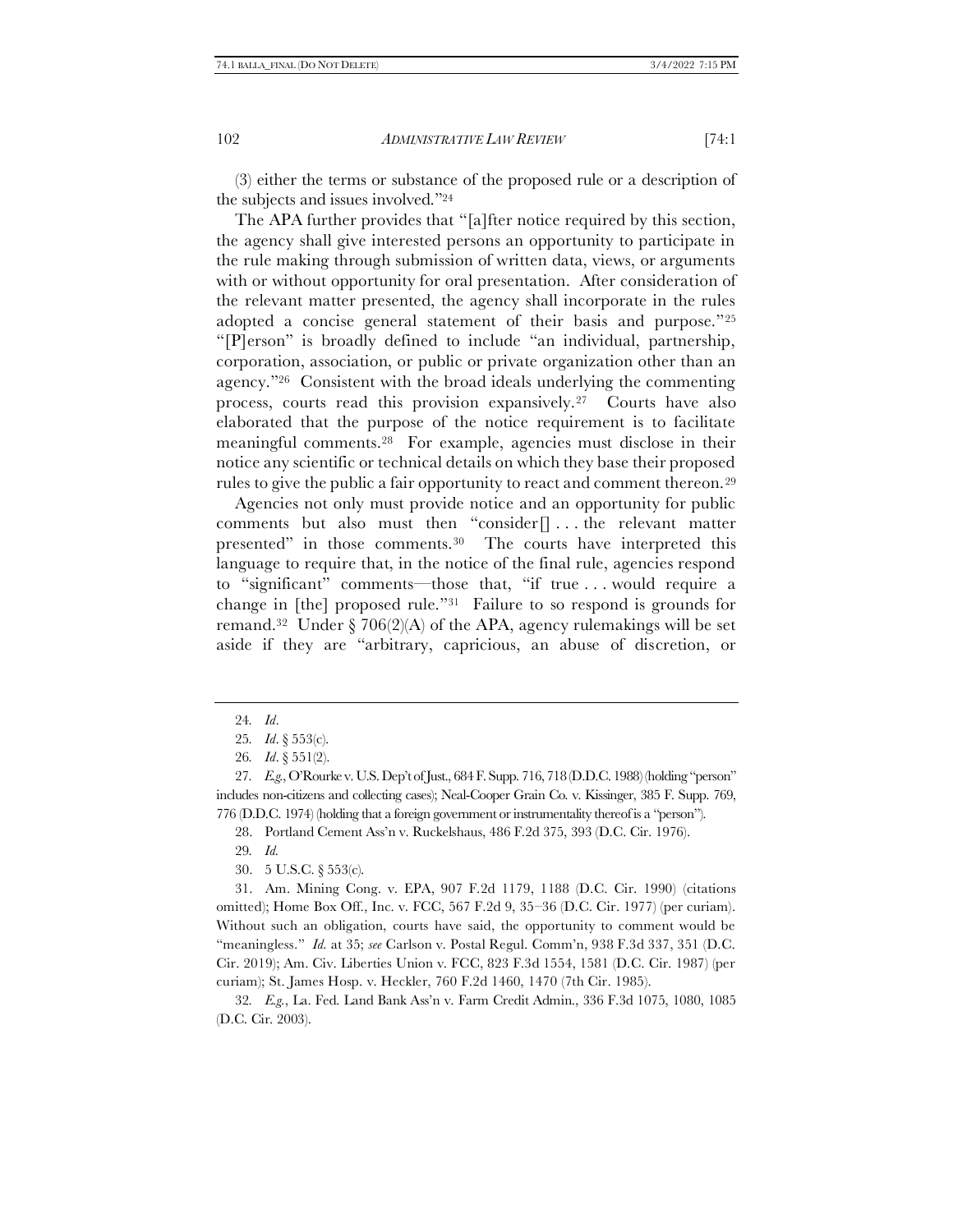(3) either the terms or substance of the proposed rule or a description of the subjects and issues involved."[24]

The APA further provides that "[a]fter notice required by this section, the agency shall give interested persons an opportunity to participate in the rule making through submission of written data, views, or arguments with or without opportunity for oral presentation. After consideration of the relevant matter presented, the agency shall incorporate in the rules adopted a concise general statement of their basis and purpose."[25] "[P]erson" is broadly defined to include "an individual, partnership, corporation, association, or public or private organization other than an agency."[26] Consistent with the broad ideals underlying the commenting process, courts read this provision expansively.[27] Courts have also elaborated that the purpose of the notice requirement is to facilitate meaningful comments.[28] For example, agencies must disclose in their notice any scientific or technical details on which they base their proposed rules to give the public a fair opportunity to react and comment thereon.[29]

Agencies not only must provide notice and an opportunity for public comments but also must then "consider[] . . . the relevant matter presented" in those comments.[30] The courts have interpreted this language to require that, in the notice of the final rule, agencies respond to "significant" comments—those that, "if true . . . would require a change in [the] proposed rule."[31] Failure to so respond is grounds for remand.[32] Under § 706(2)(A) of the APA, agency rulemakings will be set aside if they are "arbitrary, capricious, an abuse of discretion, or

---

24. *Id*.

25. *Id*. § 553(c).

26. *Id*. § 551(2).

27. *E.g.*, O'Rourke v. U.S. Dep't of Just., 684 F. Supp. 716, 718 (D.D.C. 1988) (holding "person" includes non-citizens and collecting cases); Neal-Cooper Grain Co. v. Kissinger, 385 F. Supp. 769, 776 (D.D.C. 1974) (holding that a foreign government or instrumentality thereof is a "person").

28. Portland Cement Ass'n v. Ruckelshaus, 486 F.2d 375, 393 (D.C. Cir. 1976).

29. *Id.*

30. 5 U.S.C. § 553(c).

31. Am. Mining Cong. v. EPA, 907 F.2d 1179, 1188 (D.C. Cir. 1990) (citations omitted); Home Box Off., Inc. v. FCC, 567 F.2d 9, 35–36 (D.C. Cir. 1977) (per curiam). Without such an obligation, courts have said, the opportunity to comment would be "meaningless." *Id.* at 35; *see* Carlson v. Postal Regul. Comm'n, 938 F.3d 337, 351 (D.C. Cir. 2019); Am. Civ. Liberties Union v. FCC, 823 F.3d 1554, 1581 (D.C. Cir. 1987) (per curiam); St. James Hosp. v. Heckler, 760 F.2d 1460, 1470 (7th Cir. 1985).

32. *E.g.*, La. Fed. Land Bank Ass'n v. Farm Credit Admin., 336 F.3d 1075, 1080, 1085 (D.C. Cir. 2003).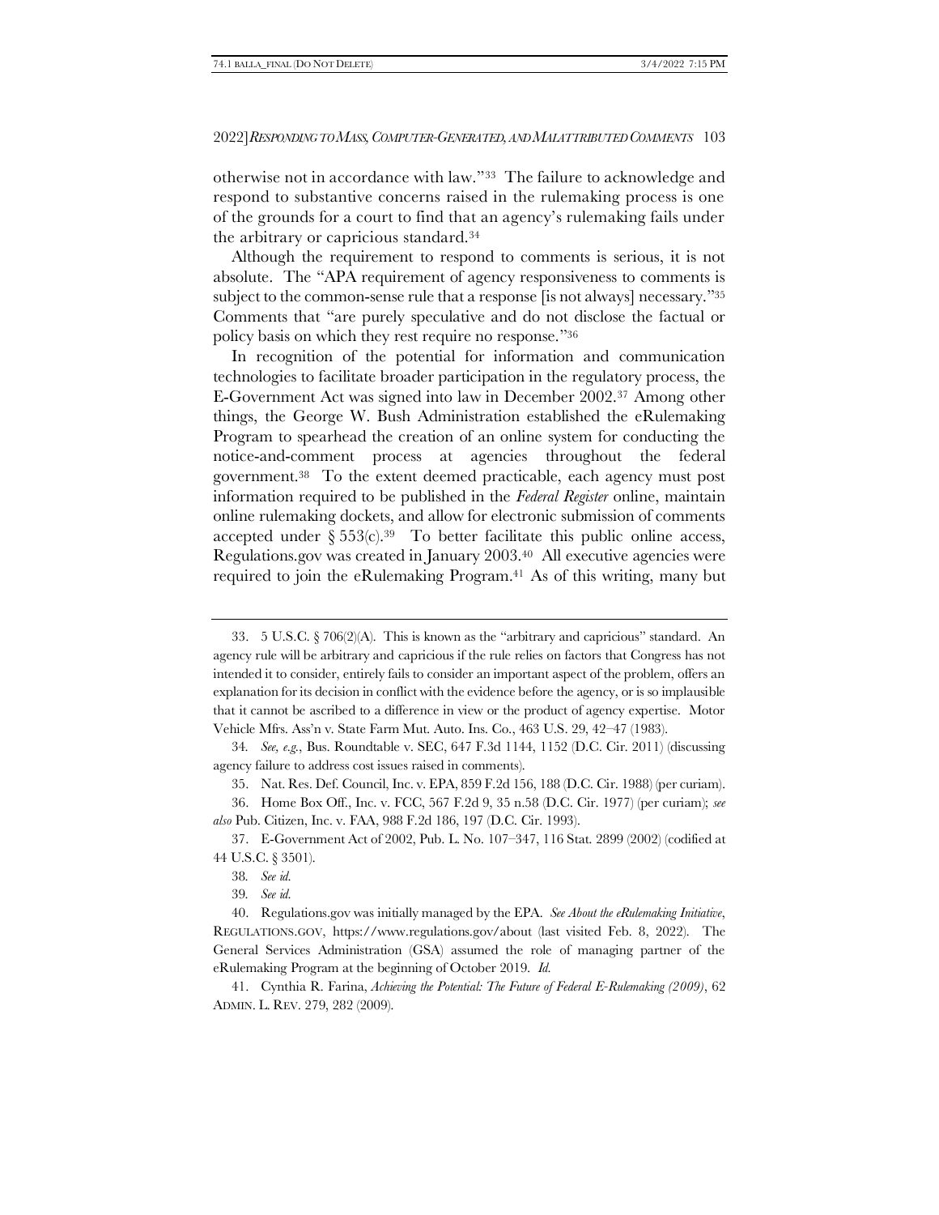otherwise not in accordance with law."[33] The failure to acknowledge and respond to substantive concerns raised in the rulemaking process is one of the grounds for a court to find that an agency's rulemaking fails under the arbitrary or capricious standard.[34]

Although the requirement to respond to comments is serious, it is not absolute. The "APA requirement of agency responsiveness to comments is subject to the common-sense rule that a response [is not always] necessary."[35] Comments that "are purely speculative and do not disclose the factual or policy basis on which they rest require no response."[36]

In recognition of the potential for information and communication technologies to facilitate broader participation in the regulatory process, the E-Government Act was signed into law in December 2002.[37] Among other things, the George W. Bush Administration established the eRulemaking Program to spearhead the creation of an online system for conducting the notice-and-comment process at agencies throughout the federal government.[38] To the extent deemed practicable, each agency must post information required to be published in the *Federal Register* online, maintain online rulemaking dockets, and allow for electronic submission of comments accepted under § 553(c).[39] To better facilitate this public online access, Regulations.gov was created in January 2003.[40] All executive agencies were required to join the eRulemaking Program.[41] As of this writing, many but

---

33. 5 U.S.C. § 706(2)(A). This is known as the "arbitrary and capricious" standard. An agency rule will be arbitrary and capricious if the rule relies on factors that Congress has not intended it to consider, entirely fails to consider an important aspect of the problem, offers an explanation for its decision in conflict with the evidence before the agency, or is so implausible that it cannot be ascribed to a difference in view or the product of agency expertise. Motor Vehicle Mfrs. Ass'n v. State Farm Mut. Auto. Ins. Co., 463 U.S. 29, 42–47 (1983).

34. *See, e.g.*, Bus. Roundtable v. SEC, 647 F.3d 1144, 1152 (D.C. Cir. 2011) (discussing agency failure to address cost issues raised in comments).

35. Nat. Res. Def. Council, Inc. v. EPA, 859 F.2d 156, 188 (D.C. Cir. 1988) (per curiam).

36. Home Box Off., Inc. v. FCC, 567 F.2d 9, 35 n.58 (D.C. Cir. 1977) (per curiam); *see also* Pub. Citizen, Inc. v. FAA, 988 F.2d 186, 197 (D.C. Cir. 1993).

37. E-Government Act of 2002, Pub. L. No. 107–347, 116 Stat. 2899 (2002) (codified at 44 U.S.C. § 3501).

38. *See id.*

39. *See id.*

40. Regulations.gov was initially managed by the EPA. *See About the eRulemaking Initiative*, REGULATIONS.GOV, https://www.regulations.gov/about (last visited Feb. 8, 2022). The General Services Administration (GSA) assumed the role of managing partner of the eRulemaking Program at the beginning of October 2019. *Id.*

41. Cynthia R. Farina, *Achieving the Potential: The Future of Federal E-Rulemaking (2009)*, 62 ADMIN. L. REV. 279, 282 (2009).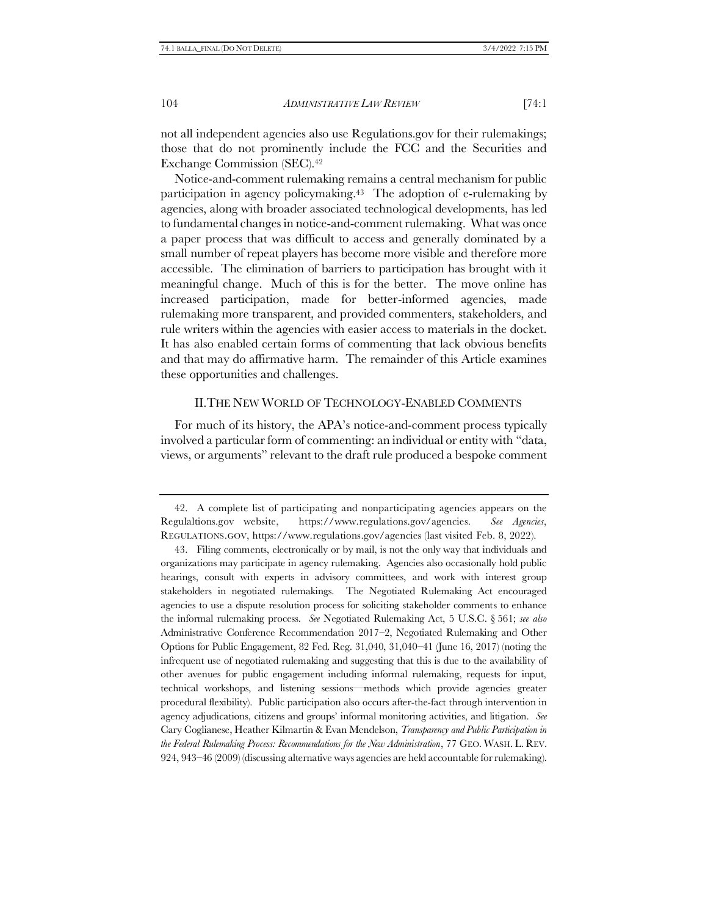not all independent agencies also use Regulations.gov for their rulemakings; those that do not prominently include the FCC and the Securities and Exchange Commission (SEC).[42]

Notice-and-comment rulemaking remains a central mechanism for public participation in agency policymaking.[43] The adoption of e-rulemaking by agencies, along with broader associated technological developments, has led to fundamental changes in notice-and-comment rulemaking. What was once a paper process that was difficult to access and generally dominated by a small number of repeat players has become more visible and therefore more accessible. The elimination of barriers to participation has brought with it meaningful change. Much of this is for the better. The move online has increased participation, made for better-informed agencies, made rulemaking more transparent, and provided commenters, stakeholders, and rule writers within the agencies with easier access to materials in the docket. It has also enabled certain forms of commenting that lack obvious benefits and that may do affirmative harm. The remainder of this Article examines these opportunities and challenges.

## II. THE NEW WORLD OF TECHNOLOGY-ENABLED COMMENTS

For much of its history, the APA's notice-and-comment process typically involved a particular form of commenting: an individual or entity with "data, views, or arguments" relevant to the draft rule produced a bespoke comment

---

42. A complete list of participating and nonparticipating agencies appears on the Regulaltions.gov website, https://www.regulations.gov/agencies. *See Agencies*, REGULATIONS.GOV, https://www.regulations.gov/agencies (last visited Feb. 8, 2022).

43. Filing comments, electronically or by mail, is not the only way that individuals and organizations may participate in agency rulemaking. Agencies also occasionally hold public hearings, consult with experts in advisory committees, and work with interest group stakeholders in negotiated rulemakings. The Negotiated Rulemaking Act encouraged agencies to use a dispute resolution process for soliciting stakeholder comments to enhance the informal rulemaking process. *See* Negotiated Rulemaking Act, 5 U.S.C. § 561; *see also* Administrative Conference Recommendation 2017–2, Negotiated Rulemaking and Other Options for Public Engagement, 82 Fed. Reg. 31,040, 31,040–41 (June 16, 2017) (noting the infrequent use of negotiated rulemaking and suggesting that this is due to the availability of other avenues for public engagement including informal rulemaking, requests for input, technical workshops, and listening sessions—methods which provide agencies greater procedural flexibility). Public participation also occurs after-the-fact through intervention in agency adjudications, citizens and groups' informal monitoring activities, and litigation. *See* Cary Coglianese, Heather Kilmartin & Evan Mendelson, *Transparency and Public Participation in the Federal Rulemaking Process: Recommendations for the New Administration*, 77 GEO. WASH. L. REV. 924, 943–46 (2009) (discussing alternative ways agencies are held accountable for rulemaking).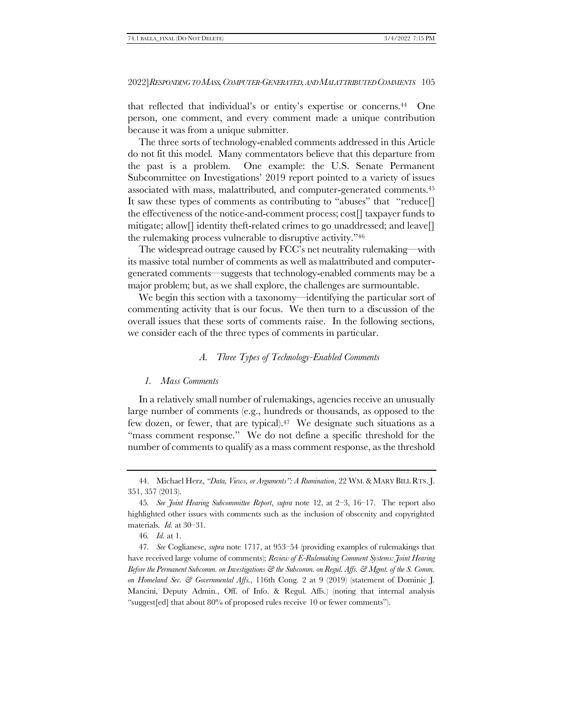that reflected that individual's or entity's expertise or concerns.[44] One person, one comment, and every comment made a unique contribution because it was from a unique submitter.

The three sorts of technology-enabled comments addressed in this Article do not fit this model. Many commentators believe that this departure from the past is a problem. One example: the U.S. Senate Permanent Subcommittee on Investigations' 2019 report pointed to a variety of issues associated with mass, malattributed, and computer-generated comments.[45] It saw these types of comments as contributing to "abuses" that "reduce[] the effectiveness of the notice-and-comment process; cost[] taxpayer funds to mitigate; allow[] identity theft-related crimes to go unaddressed; and leave[] the rulemaking process vulnerable to disruptive activity."[46]

The widespread outrage caused by FCC's net neutrality rulemaking—with its massive total number of comments as well as malattributed and computer-generated comments—suggests that technology-enabled comments may be a major problem; but, as we shall explore, the challenges are surmountable.

We begin this section with a taxonomy—identifying the particular sort of commenting activity that is our focus. We then turn to a discussion of the overall issues that these sorts of comments raise. In the following sections, we consider each of the three types of comments in particular.

### *A. Three Types of Technology-Enabled Comments*

#### *1. Mass Comments*

In a relatively small number of rulemakings, agencies receive an unusually large number of comments (e.g., hundreds or thousands, as opposed to the few dozen, or fewer, that are typical).[47] We designate such situations as a "mass comment response." We do not define a specific threshold for the number of comments to qualify as a mass comment response, as the threshold

---

44. Michael Herz, *"Data, Views, or Arguments": A Rumination*, 22 WM. & MARY BILL RTS. J. 351, 357 (2013).

45. *See Joint Hearing Subcommittee Report*, *supra* note 12, at 2–3, 16–17. The report also highlighted other issues with comments such as the inclusion of obscenity and copyrighted materials. *Id.* at 30–31.

46. *Id.* at 1.

47. *See* Coglianese, *supra* note 1717, at 953–54 (providing examples of rulemakings that have received large volume of comments); *Review of E-Rulemaking Comment Systems: Joint Hearing Before the Permanent Subcomm. on Investigations & the Subcomm. on Regul. Affs. & Mgmt. of the S. Comm. on Homeland Sec. & Governmental Affs.*, 116th Cong. 2 at 9 (2019) (statement of Dominic J. Mancini, Deputy Admin., Off. of Info. & Regul. Affs.) (noting that internal analysis "suggest[ed] that about 80% of proposed rules receive 10 or fewer comments").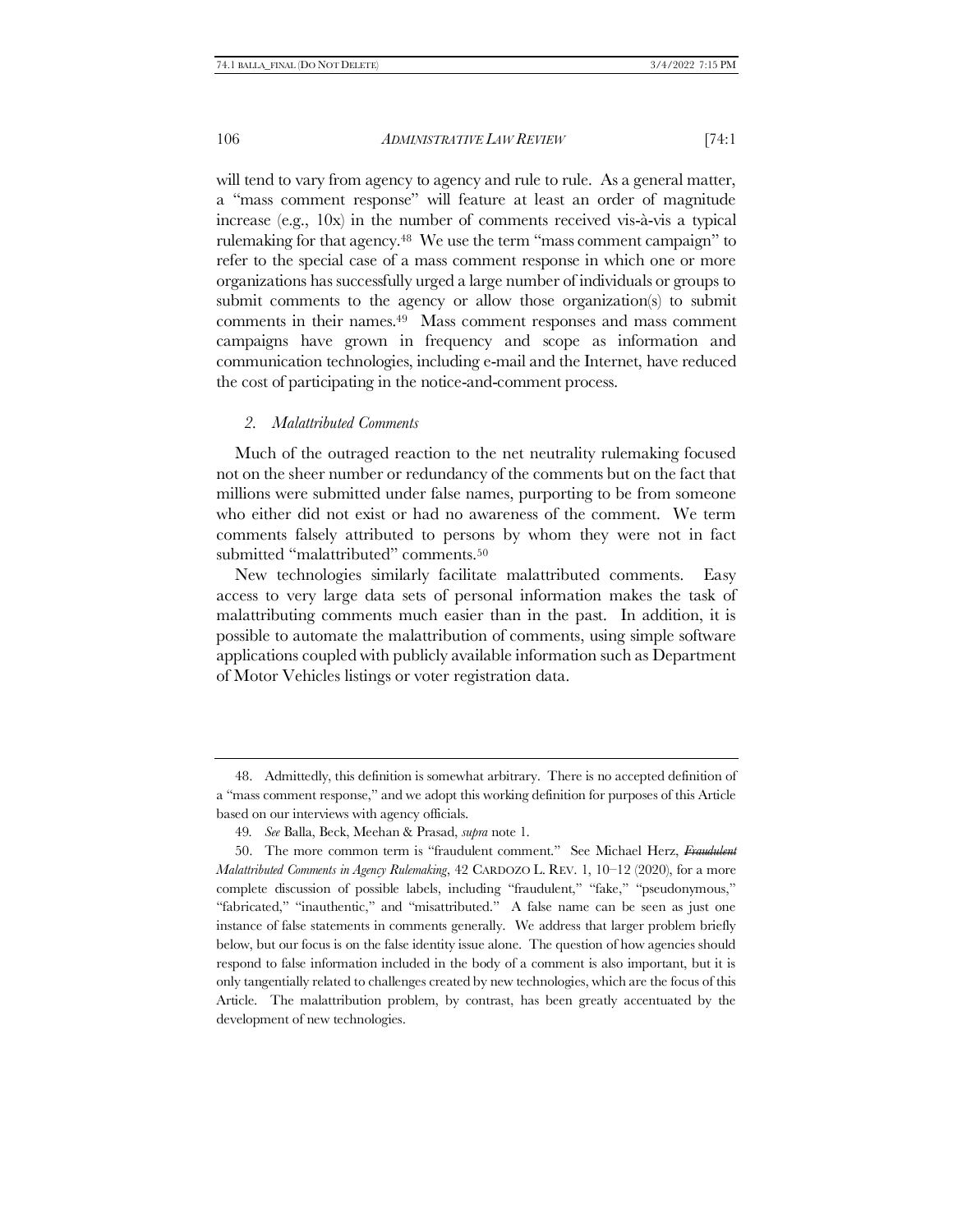will tend to vary from agency to agency and rule to rule. As a general matter, a "mass comment response" will feature at least an order of magnitude increase (e.g., 10x) in the number of comments received vis-à-vis a typical rulemaking for that agency.[48] We use the term "mass comment campaign" to refer to the special case of a mass comment response in which one or more organizations has successfully urged a large number of individuals or groups to submit comments to the agency or allow those organization(s) to submit comments in their names.[49] Mass comment responses and mass comment campaigns have grown in frequency and scope as information and communication technologies, including e-mail and the Internet, have reduced the cost of participating in the notice-and-comment process.

### *2. Malattributed Comments*

Much of the outraged reaction to the net neutrality rulemaking focused not on the sheer number or redundancy of the comments but on the fact that millions were submitted under false names, purporting to be from someone who either did not exist or had no awareness of the comment. We term comments falsely attributed to persons by whom they were not in fact submitted "malattributed" comments.[50]

New technologies similarly facilitate malattributed comments. Easy access to very large data sets of personal information makes the task of malattributing comments much easier than in the past. In addition, it is possible to automate the malattribution of comments, using simple software applications coupled with publicly available information such as Department of Motor Vehicles listings or voter registration data.

---

48. Admittedly, this definition is somewhat arbitrary. There is no accepted definition of a "mass comment response," and we adopt this working definition for purposes of this Article based on our interviews with agency officials.

49. *See* Balla, Beck, Meehan & Prasad, *supra* note 1.

50. The more common term is "fraudulent comment." See Michael Herz, ~~*Fraudulent*~~ *Malattributed Comments in Agency Rulemaking*, 42 CARDOZO L. REV. 1, 10–12 (2020), for a more complete discussion of possible labels, including "fraudulent," "fake," "pseudonymous," "fabricated," "inauthentic," and "misattributed." A false name can be seen as just one instance of false statements in comments generally. We address that larger problem briefly below, but our focus is on the false identity issue alone. The question of how agencies should respond to false information included in the body of a comment is also important, but it is only tangentially related to challenges created by new technologies, which are the focus of this Article. The malattribution problem, by contrast, has been greatly accentuated by the development of new technologies.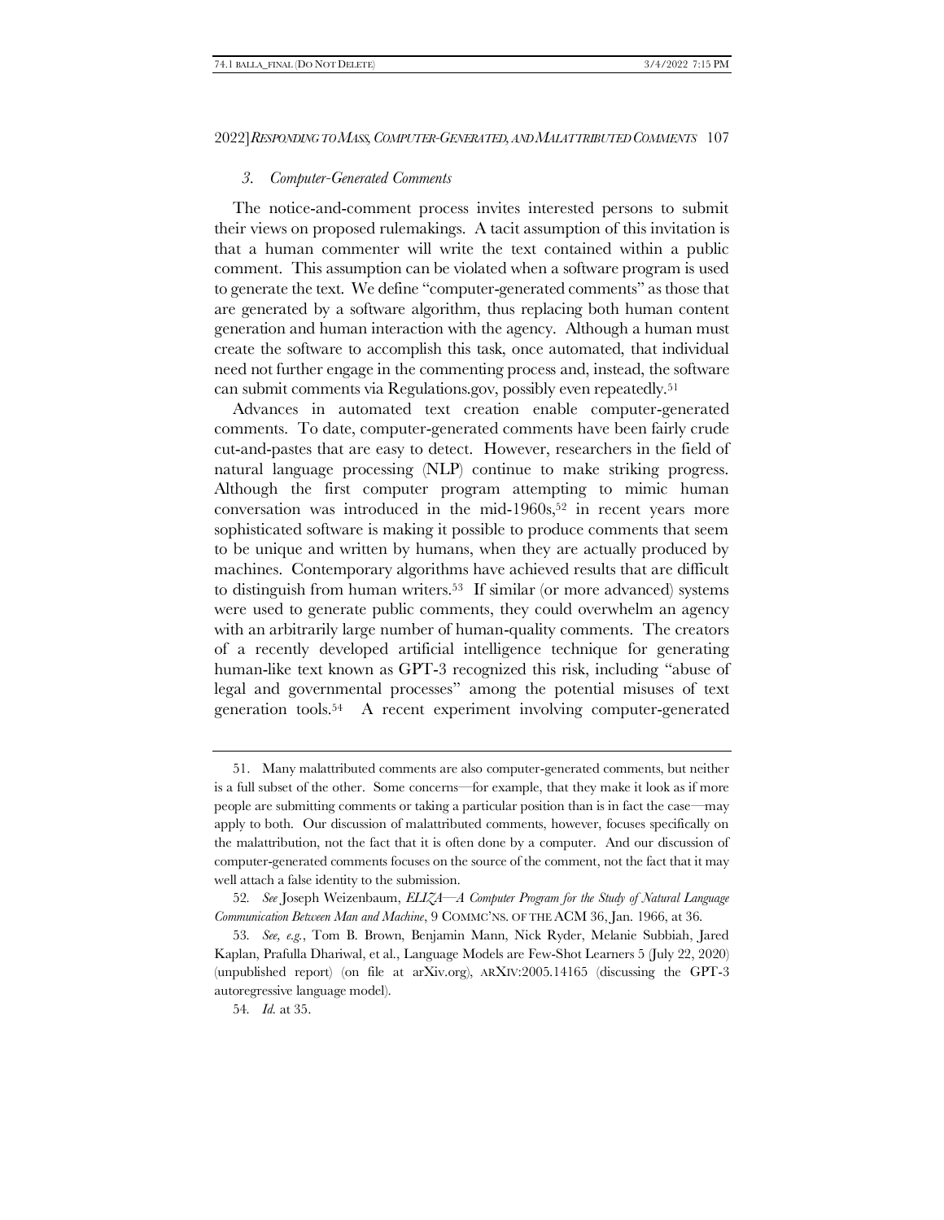### *3. Computer-Generated Comments*

The notice-and-comment process invites interested persons to submit their views on proposed rulemakings. A tacit assumption of this invitation is that a human commenter will write the text contained within a public comment. This assumption can be violated when a software program is used to generate the text. We define "computer-generated comments" as those that are generated by a software algorithm, thus replacing both human content generation and human interaction with the agency. Although a human must create the software to accomplish this task, once automated, that individual need not further engage in the commenting process and, instead, the software can submit comments via Regulations.gov, possibly even repeatedly.[51]

Advances in automated text creation enable computer-generated comments. To date, computer-generated comments have been fairly crude cut-and-pastes that are easy to detect. However, researchers in the field of natural language processing (NLP) continue to make striking progress. Although the first computer program attempting to mimic human conversation was introduced in the mid-1960s,[52] in recent years more sophisticated software is making it possible to produce comments that seem to be unique and written by humans, when they are actually produced by machines. Contemporary algorithms have achieved results that are difficult to distinguish from human writers.[53] If similar (or more advanced) systems were used to generate public comments, they could overwhelm an agency with an arbitrarily large number of human-quality comments. The creators of a recently developed artificial intelligence technique for generating human-like text known as GPT-3 recognized this risk, including "abuse of legal and governmental processes" among the potential misuses of text generation tools.[54] A recent experiment involving computer-generated

---

51. Many malattributed comments are also computer-generated comments, but neither is a full subset of the other. Some concerns—for example, that they make it look as if more people are submitting comments or taking a particular position than is in fact the case—may apply to both. Our discussion of malattributed comments, however, focuses specifically on the malattribution, not the fact that it is often done by a computer. And our discussion of computer-generated comments focuses on the source of the comment, not the fact that it may well attach a false identity to the submission.

52. *See* Joseph Weizenbaum, *ELIZA—A Computer Program for the Study of Natural Language Communication Between Man and Machine*, 9 COMMC'NS. OF THE ACM 36, Jan. 1966, at 36.

53. *See, e.g.*, Tom B. Brown, Benjamin Mann, Nick Ryder, Melanie Subbiah, Jared Kaplan, Prafulla Dhariwal, et al., Language Models are Few-Shot Learners 5 (July 22, 2020) (unpublished report) (on file at arXiv.org), ARXIV:2005.14165 (discussing the GPT-3 autoregressive language model).

54. *Id.* at 35.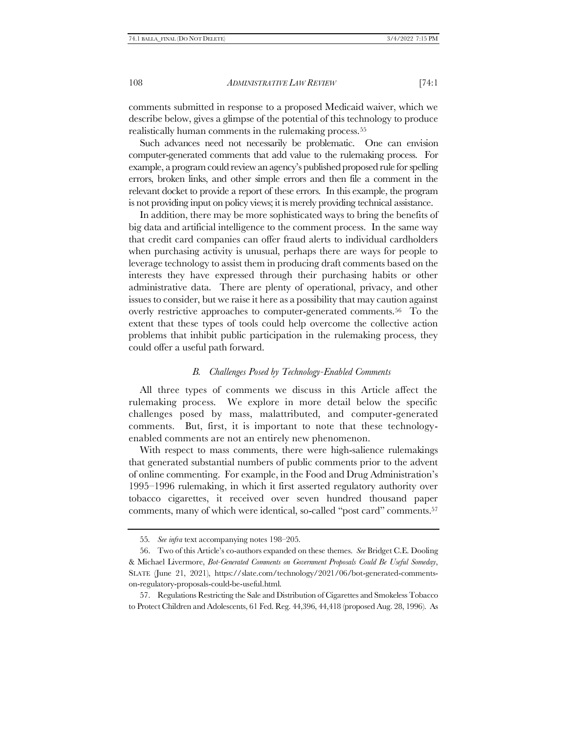comments submitted in response to a proposed Medicaid waiver, which we describe below, gives a glimpse of the potential of this technology to produce realistically human comments in the rulemaking process.[55]

Such advances need not necessarily be problematic. One can envision computer-generated comments that add value to the rulemaking process. For example, a program could review an agency's published proposed rule for spelling errors, broken links, and other simple errors and then file a comment in the relevant docket to provide a report of these errors. In this example, the program is not providing input on policy views; it is merely providing technical assistance.

In addition, there may be more sophisticated ways to bring the benefits of big data and artificial intelligence to the comment process. In the same way that credit card companies can offer fraud alerts to individual cardholders when purchasing activity is unusual, perhaps there are ways for people to leverage technology to assist them in producing draft comments based on the interests they have expressed through their purchasing habits or other administrative data. There are plenty of operational, privacy, and other issues to consider, but we raise it here as a possibility that may caution against overly restrictive approaches to computer-generated comments.[56] To the extent that these types of tools could help overcome the collective action problems that inhibit public participation in the rulemaking process, they could offer a useful path forward.

### *B. Challenges Posed by Technology-Enabled Comments*

All three types of comments we discuss in this Article affect the rulemaking process. We explore in more detail below the specific challenges posed by mass, malattributed, and computer-generated comments. But, first, it is important to note that these technology-enabled comments are not an entirely new phenomenon.

With respect to mass comments, there were high-salience rulemakings that generated substantial numbers of public comments prior to the advent of online commenting. For example, in the Food and Drug Administration's 1995–1996 rulemaking, in which it first asserted regulatory authority over tobacco cigarettes, it received over seven hundred thousand paper comments, many of which were identical, so-called "post card" comments.[57]

---

55. *See infra* text accompanying notes 198–205.

56. Two of this Article's co-authors expanded on these themes. *See* Bridget C.E. Dooling & Michael Livermore, *Bot-Generated Comments on Government Proposals Could Be Useful Someday*, SLATE (June 21, 2021), https://slate.com/technology/2021/06/bot-generated-comments-on-regulatory-proposals-could-be-useful.html.

57. Regulations Restricting the Sale and Distribution of Cigarettes and Smokeless Tobacco to Protect Children and Adolescents, 61 Fed. Reg. 44,396, 44,418 (proposed Aug. 28, 1996). As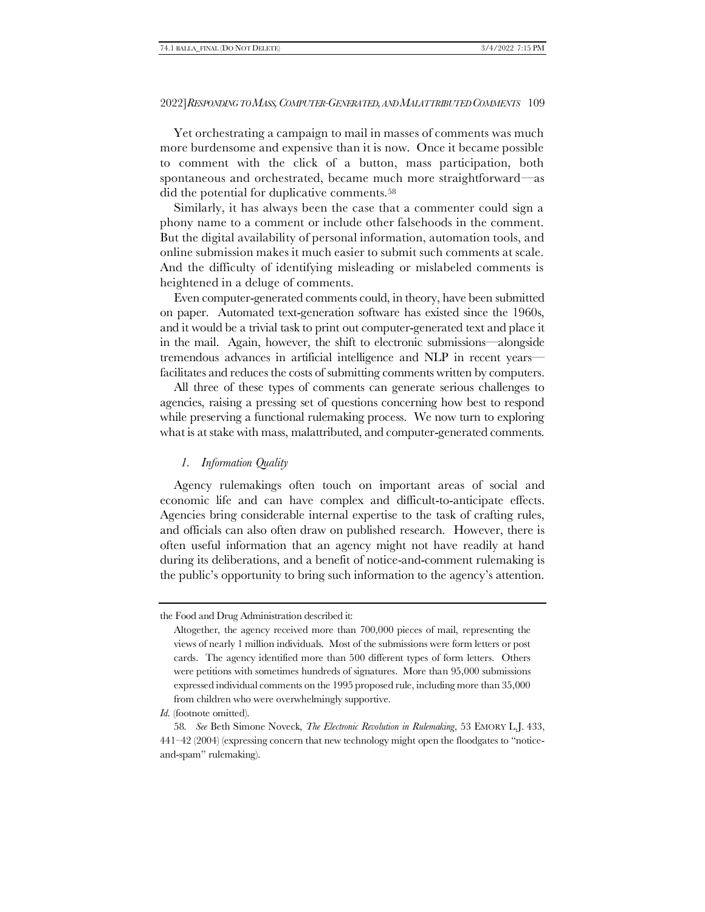Yet orchestrating a campaign to mail in masses of comments was much more burdensome and expensive than it is now. Once it became possible to comment with the click of a button, mass participation, both spontaneous and orchestrated, became much more straightforward—as did the potential for duplicative comments.[58]

Similarly, it has always been the case that a commenter could sign a phony name to a comment or include other falsehoods in the comment. But the digital availability of personal information, automation tools, and online submission makes it much easier to submit such comments at scale. And the difficulty of identifying misleading or mislabeled comments is heightened in a deluge of comments.

Even computer-generated comments could, in theory, have been submitted on paper. Automated text-generation software has existed since the 1960s, and it would be a trivial task to print out computer-generated text and place it in the mail. Again, however, the shift to electronic submissions—alongside tremendous advances in artificial intelligence and NLP in recent years—facilitates and reduces the costs of submitting comments written by computers.

All three of these types of comments can generate serious challenges to agencies, raising a pressing set of questions concerning how best to respond while preserving a functional rulemaking process. We now turn to exploring what is at stake with mass, malattributed, and computer-generated comments.

### *1. Information Quality*

Agency rulemakings often touch on important areas of social and economic life and can have complex and difficult-to-anticipate effects. Agencies bring considerable internal expertise to the task of crafting rules, and officials can also often draw on published research. However, there is often useful information that an agency might not have readily at hand during its deliberations, and a benefit of notice-and-comment rulemaking is the public's opportunity to bring such information to the agency's attention.

---

the Food and Drug Administration described it:

> Altogether, the agency received more than 700,000 pieces of mail, representing the views of nearly 1 million individuals. Most of the submissions were form letters or post cards. The agency identified more than 500 different types of form letters. Others were petitions with sometimes hundreds of signatures. More than 95,000 submissions expressed individual comments on the 1995 proposed rule, including more than 35,000 from children who were overwhelmingly supportive.

*Id.* (footnote omitted).

58. *See* Beth Simone Noveck, *The Electronic Revolution in Rulemaking*, 53 EMORY L.J. 433, 441–42 (2004) (expressing concern that new technology might open the floodgates to "notice-and-spam" rulemaking).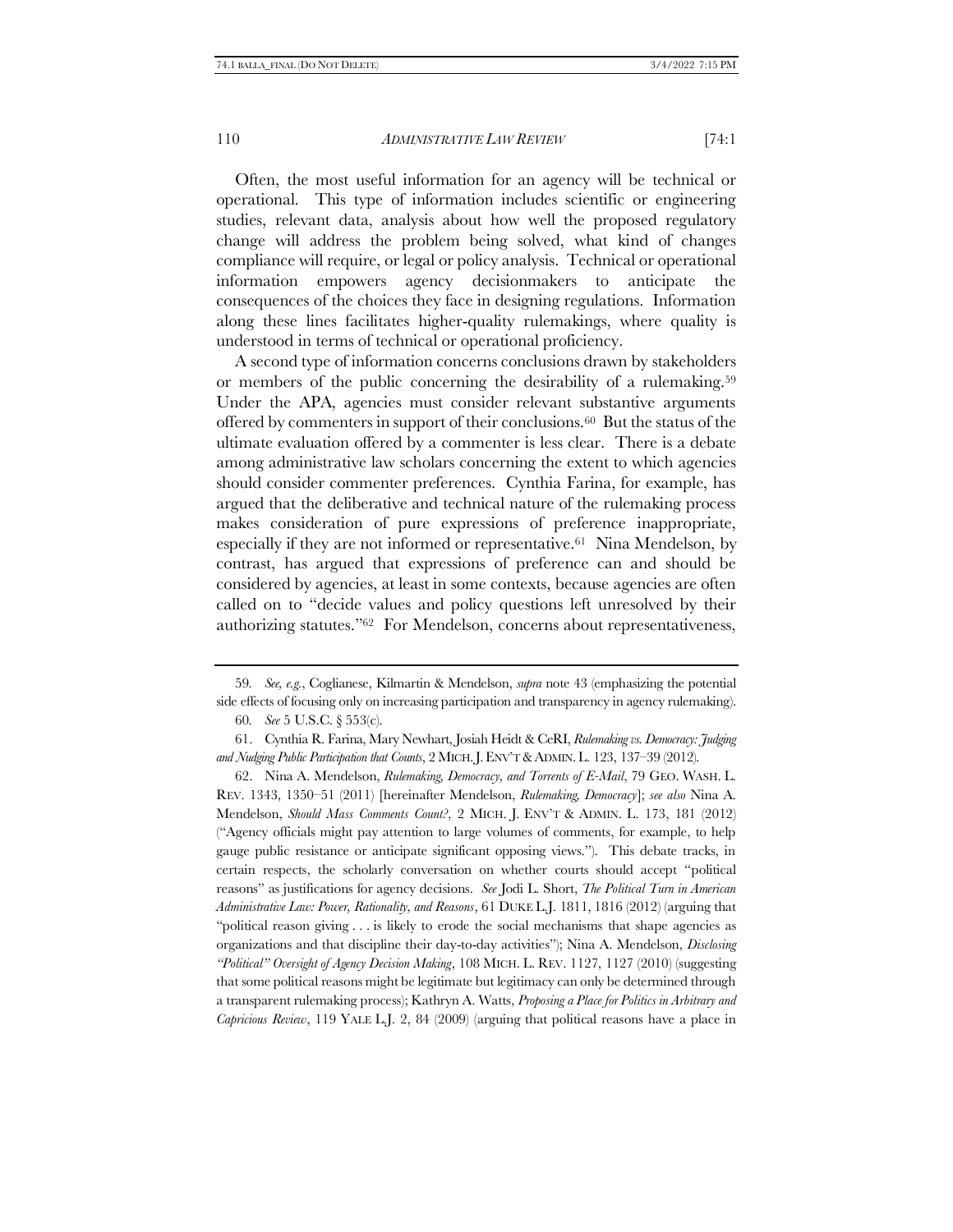Often, the most useful information for an agency will be technical or operational. This type of information includes scientific or engineering studies, relevant data, analysis about how well the proposed regulatory change will address the problem being solved, what kind of changes compliance will require, or legal or policy analysis. Technical or operational information empowers agency decisionmakers to anticipate the consequences of the choices they face in designing regulations. Information along these lines facilitates higher-quality rulemakings, where quality is understood in terms of technical or operational proficiency.

A second type of information concerns conclusions drawn by stakeholders or members of the public concerning the desirability of a rulemaking.[59] Under the APA, agencies must consider relevant substantive arguments offered by commenters in support of their conclusions.[60] But the status of the ultimate evaluation offered by a commenter is less clear. There is a debate among administrative law scholars concerning the extent to which agencies should consider commenter preferences. Cynthia Farina, for example, has argued that the deliberative and technical nature of the rulemaking process makes consideration of pure expressions of preference inappropriate, especially if they are not informed or representative.[61] Nina Mendelson, by contrast, has argued that expressions of preference can and should be considered by agencies, at least in some contexts, because agencies are often called on to "decide values and policy questions left unresolved by their authorizing statutes."[62] For Mendelson, concerns about representativeness,

---

59. *See, e.g.*, Coglianese, Kilmartin & Mendelson, *supra* note 43 (emphasizing the potential side effects of focusing only on increasing participation and transparency in agency rulemaking).

60. *See* 5 U.S.C. § 553(c).

61. Cynthia R. Farina, Mary Newhart, Josiah Heidt & CeRI, *Rulemaking vs. Democracy: Judging and Nudging Public Participation that Counts*, 2 MICH. J. ENV'T & ADMIN. L. 123, 137–39 (2012).

62. Nina A. Mendelson, *Rulemaking, Democracy, and Torrents of E-Mail*, 79 GEO. WASH. L. REV. 1343, 1350–51 (2011) [hereinafter Mendelson, *Rulemaking, Democracy*]; *see also* Nina A. Mendelson, *Should Mass Comments Count?*, 2 MICH. J. ENV'T & ADMIN. L. 173, 181 (2012) ("Agency officials might pay attention to large volumes of comments, for example, to help gauge public resistance or anticipate significant opposing views."). This debate tracks, in certain respects, the scholarly conversation on whether courts should accept "political reasons" as justifications for agency decisions. *See* Jodi L. Short, *The Political Turn in American Administrative Law: Power, Rationality, and Reasons*, 61 DUKE L.J. 1811, 1816 (2012) (arguing that "political reason giving . . . is likely to erode the social mechanisms that shape agencies as organizations and that discipline their day-to-day activities"); Nina A. Mendelson, *Disclosing "Political" Oversight of Agency Decision Making*, 108 MICH. L. REV. 1127, 1127 (2010) (suggesting that some political reasons might be legitimate but legitimacy can only be determined through a transparent rulemaking process); Kathryn A. Watts, *Proposing a Place for Politics in Arbitrary and Capricious Review*, 119 YALE L.J. 2, 84 (2009) (arguing that political reasons have a place in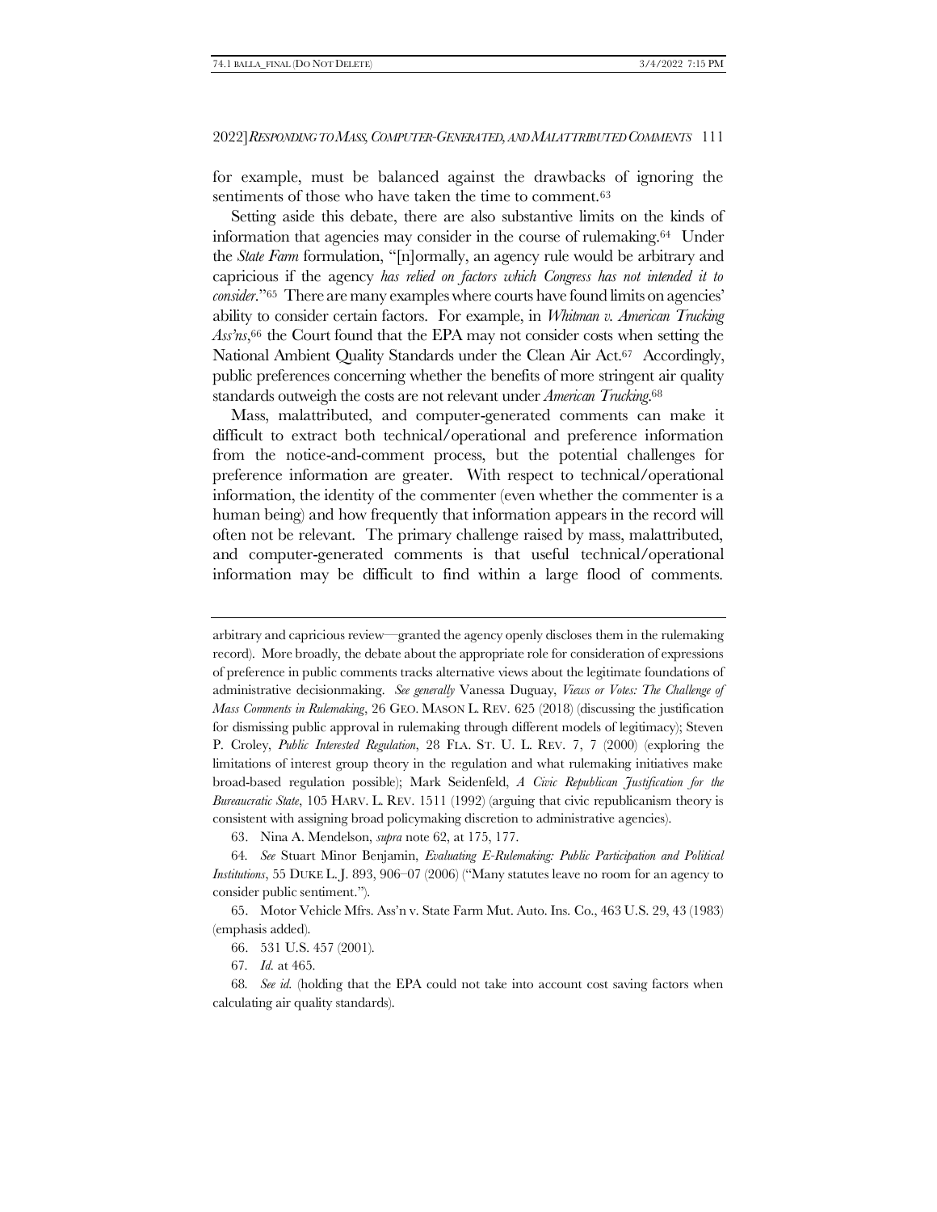for example, must be balanced against the drawbacks of ignoring the sentiments of those who have taken the time to comment.[63]

Setting aside this debate, there are also substantive limits on the kinds of information that agencies may consider in the course of rulemaking.[64] Under the *State Farm* formulation, "[n]ormally, an agency rule would be arbitrary and capricious if the agency *has relied on factors which Congress has not intended it to consider*."[65] There are many examples where courts have found limits on agencies' ability to consider certain factors. For example, in *Whitman v. American Trucking Ass'ns*,[66] the Court found that the EPA may not consider costs when setting the National Ambient Quality Standards under the Clean Air Act.[67] Accordingly, public preferences concerning whether the benefits of more stringent air quality standards outweigh the costs are not relevant under *American Trucking*.[68]

Mass, malattributed, and computer-generated comments can make it difficult to extract both technical/operational and preference information from the notice-and-comment process, but the potential challenges for preference information are greater. With respect to technical/operational information, the identity of the commenter (even whether the commenter is a human being) and how frequently that information appears in the record will often not be relevant. The primary challenge raised by mass, malattributed, and computer-generated comments is that useful technical/operational information may be difficult to find within a large flood of comments.

---

arbitrary and capricious review—granted the agency openly discloses them in the rulemaking record). More broadly, the debate about the appropriate role for consideration of expressions of preference in public comments tracks alternative views about the legitimate foundations of administrative decisionmaking. *See generally* Vanessa Duguay, *Views or Votes: The Challenge of Mass Comments in Rulemaking*, 26 GEO. MASON L. REV. 625 (2018) (discussing the justification for dismissing public approval in rulemaking through different models of legitimacy); Steven P. Croley, *Public Interested Regulation*, 28 FLA. ST. U. L. REV. 7, 7 (2000) (exploring the limitations of interest group theory in the regulation and what rulemaking initiatives make broad-based regulation possible); Mark Seidenfeld, *A Civic Republican Justification for the Bureaucratic State*, 105 HARV. L. REV. 1511 (1992) (arguing that civic republicanism theory is consistent with assigning broad policymaking discretion to administrative agencies).

63. Nina A. Mendelson, *supra* note 62, at 175, 177.

64. *See* Stuart Minor Benjamin, *Evaluating E-Rulemaking: Public Participation and Political Institutions*, 55 DUKE L.J. 893, 906–07 (2006) ("Many statutes leave no room for an agency to consider public sentiment.").

65. Motor Vehicle Mfrs. Ass'n v. State Farm Mut. Auto. Ins. Co., 463 U.S. 29, 43 (1983) (emphasis added).

66. 531 U.S. 457 (2001).

67. *Id.* at 465.

68. *See id.* (holding that the EPA could not take into account cost saving factors when calculating air quality standards).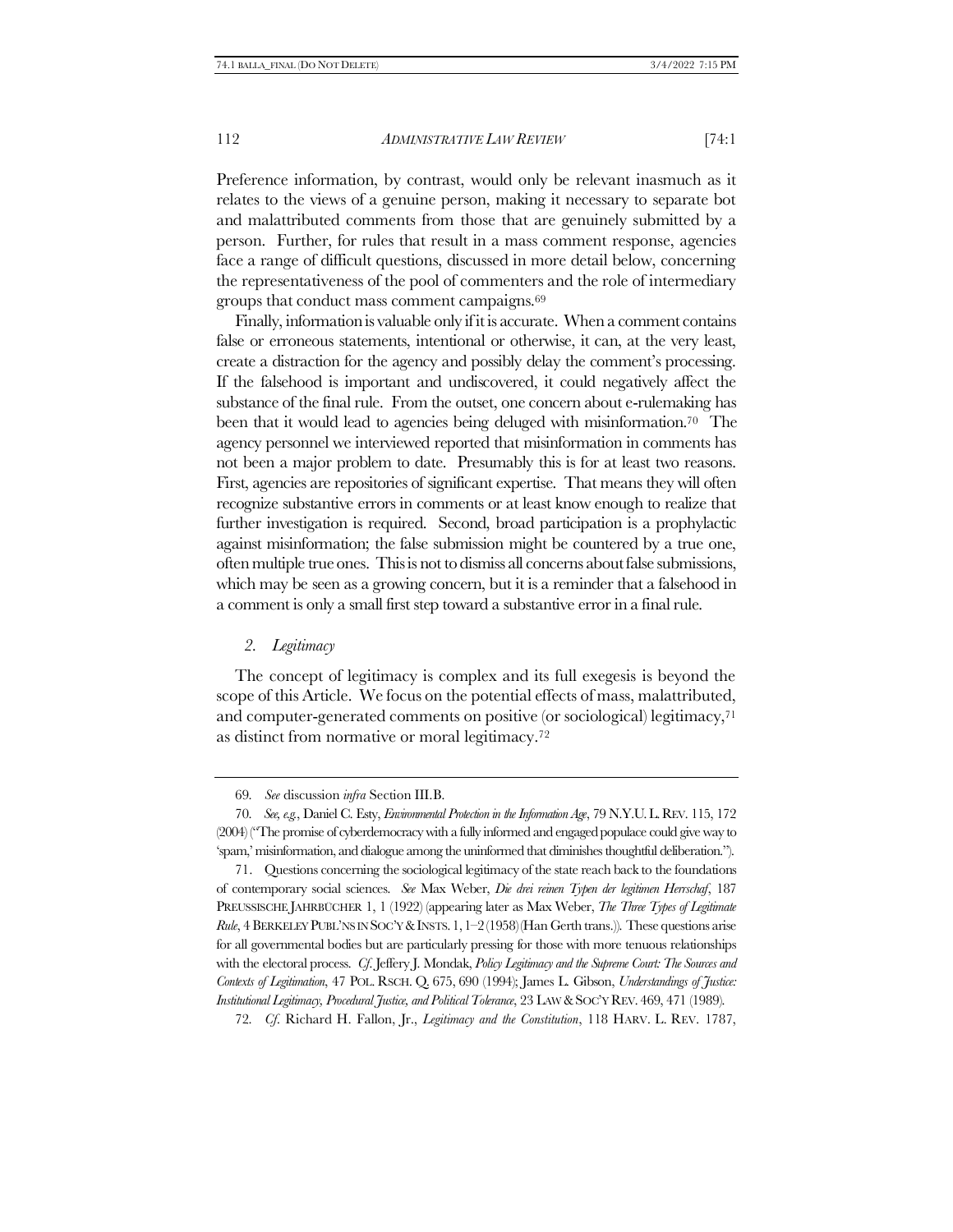Preference information, by contrast, would only be relevant inasmuch as it relates to the views of a genuine person, making it necessary to separate bot and malattributed comments from those that are genuinely submitted by a person. Further, for rules that result in a mass comment response, agencies face a range of difficult questions, discussed in more detail below, concerning the representativeness of the pool of commenters and the role of intermediary groups that conduct mass comment campaigns.[69]

Finally, information is valuable only if it is accurate. When a comment contains false or erroneous statements, intentional or otherwise, it can, at the very least, create a distraction for the agency and possibly delay the comment's processing. If the falsehood is important and undiscovered, it could negatively affect the substance of the final rule. From the outset, one concern about e-rulemaking has been that it would lead to agencies being deluged with misinformation.[70] The agency personnel we interviewed reported that misinformation in comments has not been a major problem to date. Presumably this is for at least two reasons. First, agencies are repositories of significant expertise. That means they will often recognize substantive errors in comments or at least know enough to realize that further investigation is required. Second, broad participation is a prophylactic against misinformation; the false submission might be countered by a true one, often multiple true ones. This is not to dismiss all concerns about false submissions, which may be seen as a growing concern, but it is a reminder that a falsehood in a comment is only a small first step toward a substantive error in a final rule.

### *2. Legitimacy*

The concept of legitimacy is complex and its full exegesis is beyond the scope of this Article. We focus on the potential effects of mass, malattributed, and computer-generated comments on positive (or sociological) legitimacy,[71] as distinct from normative or moral legitimacy.[72]

---

69. *See* discussion *infra* Section III.B.

70. *See, e.g.*, Daniel C. Esty, *Environmental Protection in the Information Age*, 79 N.Y.U. L. REV. 115, 172 (2004) ("The promise of cyberdemocracy with a fully informed and engaged populace could give way to 'spam,' misinformation, and dialogue among the uninformed that diminishes thoughtful deliberation.").

71. Questions concerning the sociological legitimacy of the state reach back to the foundations of contemporary social sciences. *See* Max Weber, *Die drei reinen Typen der legitimen Herrschaf*, 187 PREUSSISCHE JAHRBÜCHER 1, 1 (1922) (appearing later as Max Weber, *The Three Types of Legitimate Rule*, 4 BERKELEY PUBL'NS IN SOC'Y & INSTS. 1, 1–2 (1958) (Han Gerth trans.)). These questions arise for all governmental bodies but are particularly pressing for those with more tenuous relationships with the electoral process. *Cf.* Jeffery J. Mondak, *Policy Legitimacy and the Supreme Court: The Sources and Contexts of Legitimation*, 47 POL. RSCH. Q. 675, 690 (1994); James L. Gibson, *Understandings of Justice: Institutional Legitimacy, Procedural Justice, and Political Tolerance*, 23 LAW & SOC'Y REV. 469, 471 (1989).

72. *Cf.* Richard H. Fallon, Jr., *Legitimacy and the Constitution*, 118 HARV. L. REV. 1787,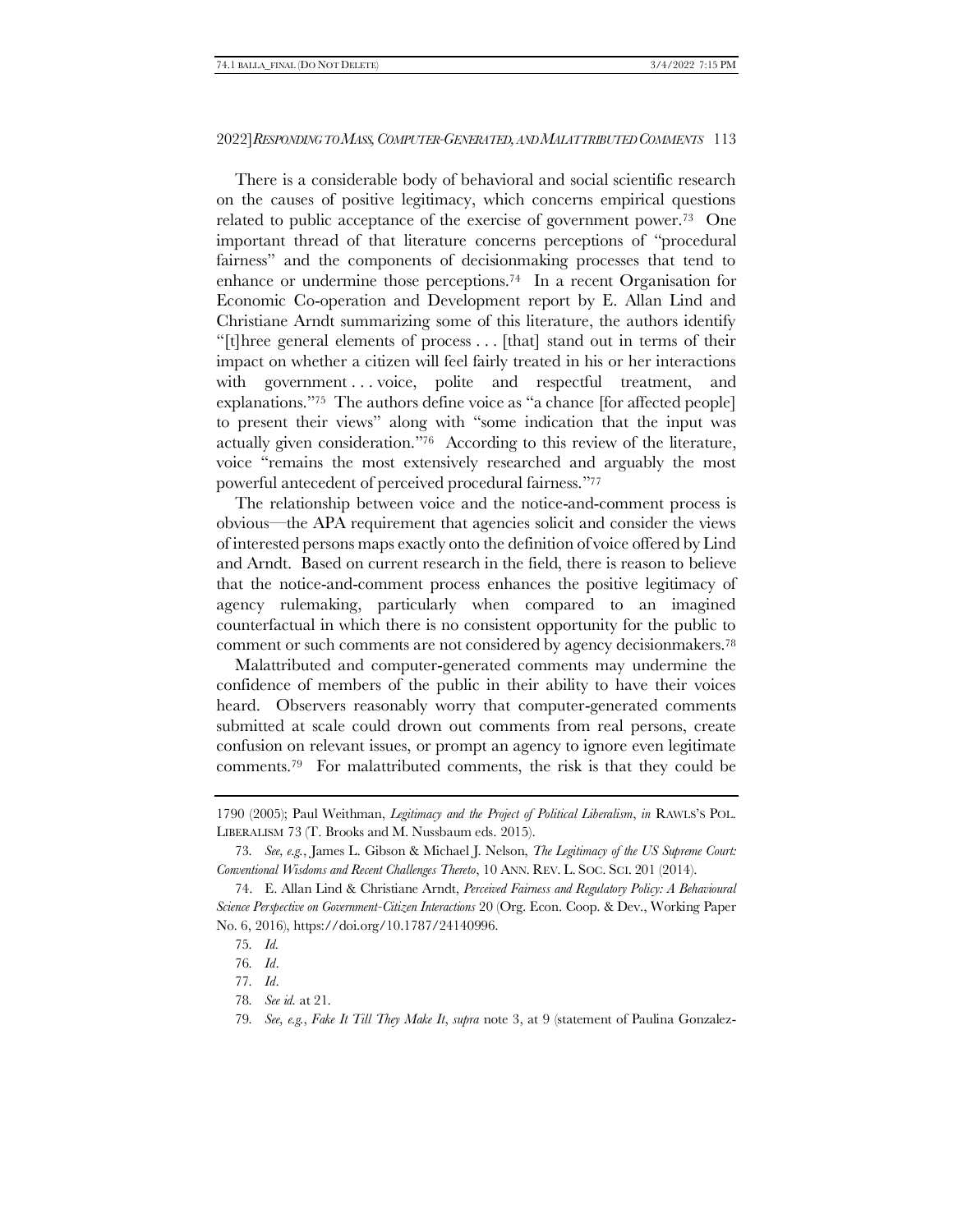There is a considerable body of behavioral and social scientific research on the causes of positive legitimacy, which concerns empirical questions related to public acceptance of the exercise of government power.[73] One important thread of that literature concerns perceptions of "procedural fairness" and the components of decisionmaking processes that tend to enhance or undermine those perceptions.[74] In a recent Organisation for Economic Co-operation and Development report by E. Allan Lind and Christiane Arndt summarizing some of this literature, the authors identify "[t]hree general elements of process . . . [that] stand out in terms of their impact on whether a citizen will feel fairly treated in his or her interactions with government . . . voice, polite and respectful treatment, and explanations."[75] The authors define voice as "a chance [for affected people] to present their views" along with "some indication that the input was actually given consideration."[76] According to this review of the literature, voice "remains the most extensively researched and arguably the most powerful antecedent of perceived procedural fairness."[77]

The relationship between voice and the notice-and-comment process is obvious—the APA requirement that agencies solicit and consider the views of interested persons maps exactly onto the definition of voice offered by Lind and Arndt. Based on current research in the field, there is reason to believe that the notice-and-comment process enhances the positive legitimacy of agency rulemaking, particularly when compared to an imagined counterfactual in which there is no consistent opportunity for the public to comment or such comments are not considered by agency decisionmakers.[78]

Malattributed and computer-generated comments may undermine the confidence of members of the public in their ability to have their voices heard. Observers reasonably worry that computer-generated comments submitted at scale could drown out comments from real persons, create confusion on relevant issues, or prompt an agency to ignore even legitimate comments.[79] For malattributed comments, the risk is that they could be

---

1790 (2005); Paul Weithman, *Legitimacy and the Project of Political Liberalism*, *in* RAWLS'S POL. LIBERALISM 73 (T. Brooks and M. Nussbaum eds. 2015).

73. *See, e.g.*, James L. Gibson & Michael J. Nelson, *The Legitimacy of the US Supreme Court: Conventional Wisdoms and Recent Challenges Thereto*, 10 ANN. REV. L. SOC. SCI. 201 (2014).

74. E. Allan Lind & Christiane Arndt, *Perceived Fairness and Regulatory Policy: A Behavioural Science Perspective on Government-Citizen Interactions* 20 (Org. Econ. Coop. & Dev., Working Paper No. 6, 2016), https://doi.org/10.1787/24140996.

75. *Id.*

76. *Id*.

77. *Id*.

78. *See id.* at 21.

79. *See, e.g.*, *Fake It Till They Make It*, *supra* note 3, at 9 (statement of Paulina Gonzalez-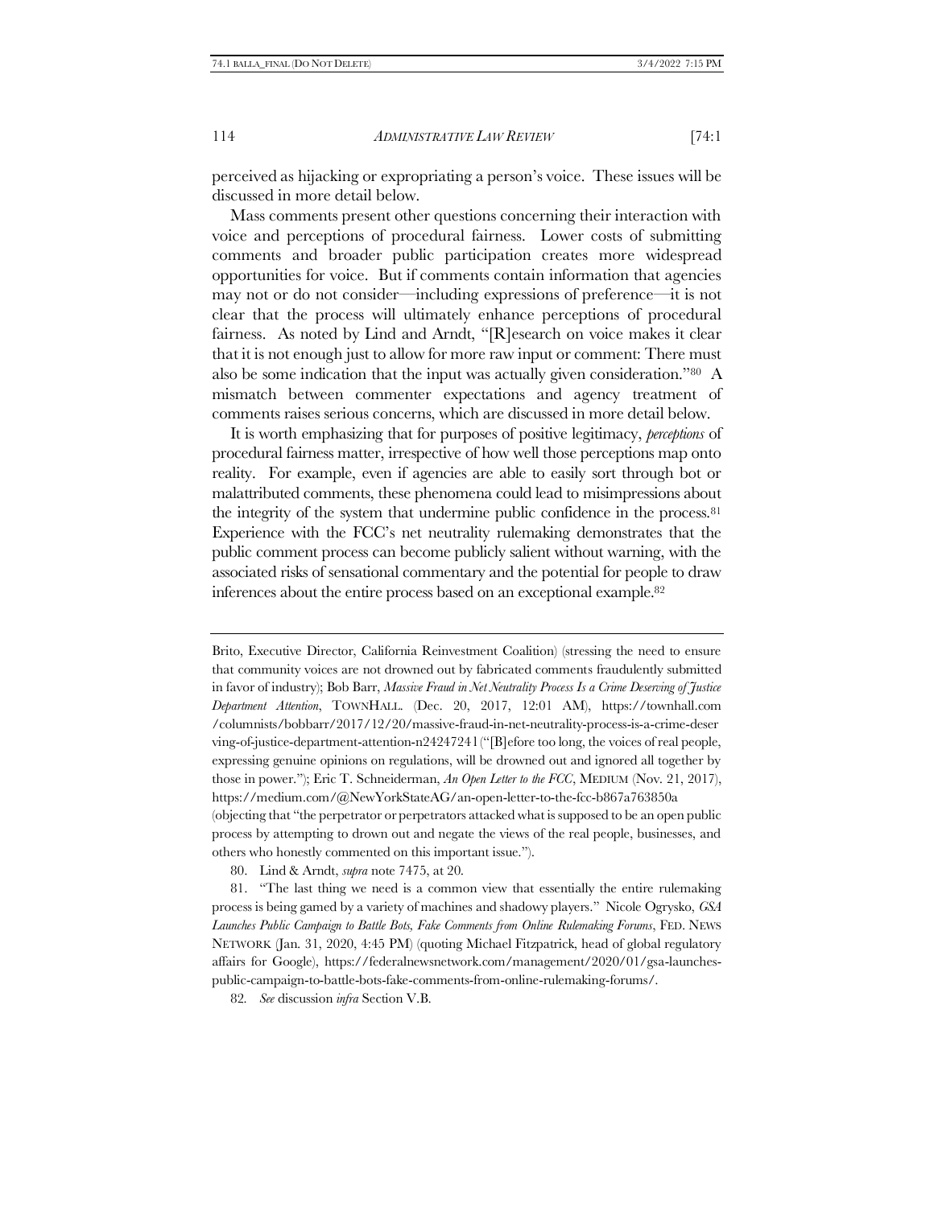perceived as hijacking or expropriating a person's voice. These issues will be discussed in more detail below.

Mass comments present other questions concerning their interaction with voice and perceptions of procedural fairness. Lower costs of submitting comments and broader public participation creates more widespread opportunities for voice. But if comments contain information that agencies may not or do not consider—including expressions of preference—it is not clear that the process will ultimately enhance perceptions of procedural fairness. As noted by Lind and Arndt, "[R]esearch on voice makes it clear that it is not enough just to allow for more raw input or comment: There must also be some indication that the input was actually given consideration."[80] A mismatch between commenter expectations and agency treatment of comments raises serious concerns, which are discussed in more detail below.

It is worth emphasizing that for purposes of positive legitimacy, *perceptions* of procedural fairness matter, irrespective of how well those perceptions map onto reality. For example, even if agencies are able to easily sort through bot or malattributed comments, these phenomena could lead to misimpressions about the integrity of the system that undermine public confidence in the process.[81] Experience with the FCC's net neutrality rulemaking demonstrates that the public comment process can become publicly salient without warning, with the associated risks of sensational commentary and the potential for people to draw inferences about the entire process based on an exceptional example.[82]

---

Brito, Executive Director, California Reinvestment Coalition) (stressing the need to ensure that community voices are not drowned out by fabricated comments fraudulently submitted in favor of industry); Bob Barr, *Massive Fraud in Net Neutrality Process Is a Crime Deserving of Justice Department Attention*, TOWNHALL. (Dec. 20, 2017, 12:01 AM), https://townhall.com/columnists/bobbarr/2017/12/20/massive-fraud-in-net-neutrality-process-is-a-crime-deserving-of-justice-department-attention-n2424724l ("[B]efore too long, the voices of real people, expressing genuine opinions on regulations, will be drowned out and ignored all together by those in power."); Eric T. Schneiderman, *An Open Letter to the FCC*, MEDIUM (Nov. 21, 2017), https://medium.com/@NewYorkStateAG/an-open-letter-to-the-fcc-b867a763850a (objecting that "the perpetrator or perpetrators attacked what is supposed to be an open public process by attempting to drown out and negate the views of the real people, businesses, and others who honestly commented on this important issue.").

80. Lind & Arndt, *supra* note 7475, at 20.

81. "The last thing we need is a common view that essentially the entire rulemaking process is being gamed by a variety of machines and shadowy players." Nicole Ogrysko, *GSA Launches Public Campaign to Battle Bots, Fake Comments from Online Rulemaking Forums*, FED. NEWS NETWORK (Jan. 31, 2020, 4:45 PM) (quoting Michael Fitzpatrick, head of global regulatory affairs for Google), https://federalnewsnetwork.com/management/2020/01/gsa-launches-public-campaign-to-battle-bots-fake-comments-from-online-rulemaking-forums/.

82. *See* discussion *infra* Section V.B.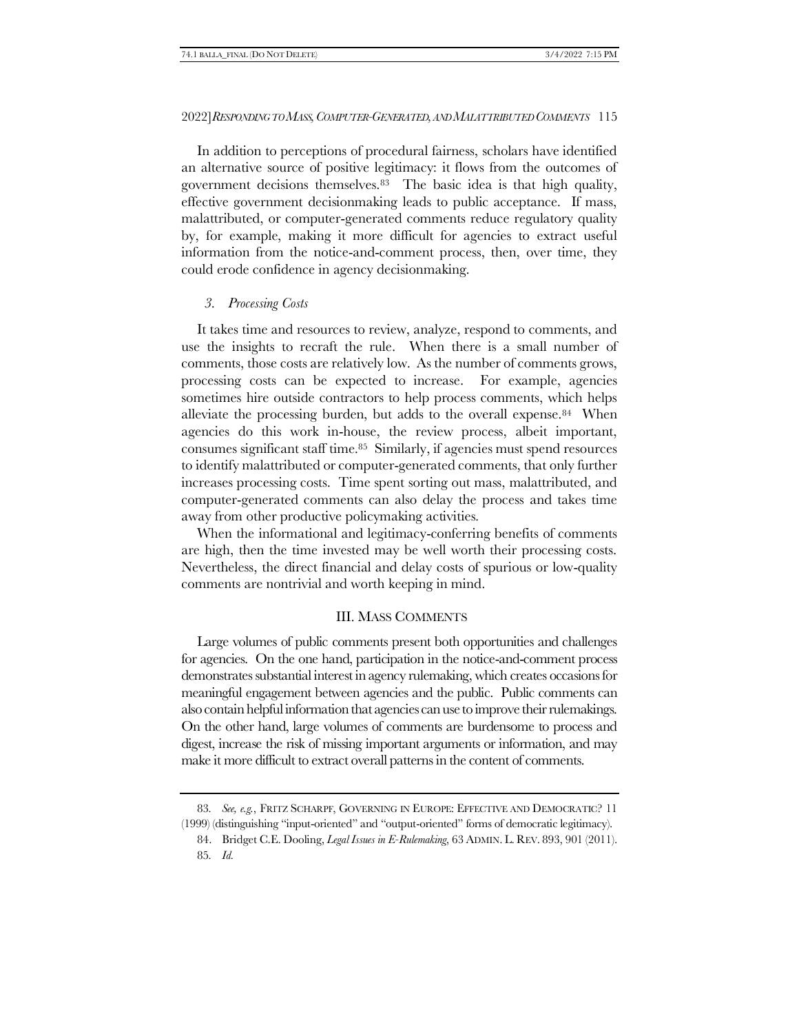In addition to perceptions of procedural fairness, scholars have identified an alternative source of positive legitimacy: it flows from the outcomes of government decisions themselves.[83] The basic idea is that high quality, effective government decisionmaking leads to public acceptance. If mass, malattributed, or computer-generated comments reduce regulatory quality by, for example, making it more difficult for agencies to extract useful information from the notice-and-comment process, then, over time, they could erode confidence in agency decisionmaking.

### *3. Processing Costs*

It takes time and resources to review, analyze, respond to comments, and use the insights to recraft the rule. When there is a small number of comments, those costs are relatively low. As the number of comments grows, processing costs can be expected to increase. For example, agencies sometimes hire outside contractors to help process comments, which helps alleviate the processing burden, but adds to the overall expense.[84] When agencies do this work in-house, the review process, albeit important, consumes significant staff time.[85] Similarly, if agencies must spend resources to identify malattributed or computer-generated comments, that only further increases processing costs. Time spent sorting out mass, malattributed, and computer-generated comments can also delay the process and takes time away from other productive policymaking activities.

When the informational and legitimacy-conferring benefits of comments are high, then the time invested may be well worth their processing costs. Nevertheless, the direct financial and delay costs of spurious or low-quality comments are nontrivial and worth keeping in mind.

## III. MASS COMMENTS

Large volumes of public comments present both opportunities and challenges for agencies. On the one hand, participation in the notice-and-comment process demonstrates substantial interest in agency rulemaking, which creates occasions for meaningful engagement between agencies and the public. Public comments can also contain helpful information that agencies can use to improve their rulemakings. On the other hand, large volumes of comments are burdensome to process and digest, increase the risk of missing important arguments or information, and may make it more difficult to extract overall patterns in the content of comments.

---

83. *See, e.g.*, FRITZ SCHARPF, GOVERNING IN EUROPE: EFFECTIVE AND DEMOCRATIC? 11 (1999) (distinguishing "input-oriented" and "output-oriented" forms of democratic legitimacy).

84. Bridget C.E. Dooling, *Legal Issues in E-Rulemaking*, 63 ADMIN. L. REV. 893, 901 (2011).

85. *Id.*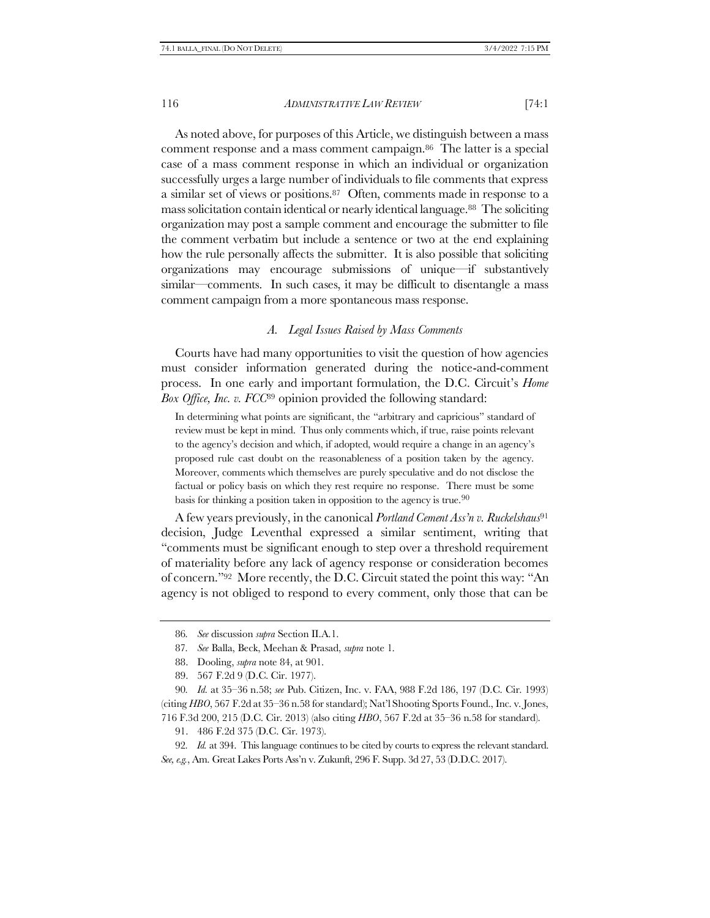As noted above, for purposes of this Article, we distinguish between a mass comment response and a mass comment campaign.[86] The latter is a special case of a mass comment response in which an individual or organization successfully urges a large number of individuals to file comments that express a similar set of views or positions.[87] Often, comments made in response to a mass solicitation contain identical or nearly identical language.[88] The soliciting organization may post a sample comment and encourage the submitter to file the comment verbatim but include a sentence or two at the end explaining how the rule personally affects the submitter. It is also possible that soliciting organizations may encourage submissions of unique—if substantively similar—comments. In such cases, it may be difficult to disentangle a mass comment campaign from a more spontaneous mass response.

### *A. Legal Issues Raised by Mass Comments*

Courts have had many opportunities to visit the question of how agencies must consider information generated during the notice-and-comment process. In one early and important formulation, the D.C. Circuit's *Home Box Office, Inc. v. FCC*[89] opinion provided the following standard:

> In determining what points are significant, the "arbitrary and capricious" standard of review must be kept in mind. Thus only comments which, if true, raise points relevant to the agency's decision and which, if adopted, would require a change in an agency's proposed rule cast doubt on the reasonableness of a position taken by the agency. Moreover, comments which themselves are purely speculative and do not disclose the factual or policy basis on which they rest require no response. There must be some basis for thinking a position taken in opposition to the agency is true.[90]

A few years previously, in the canonical *Portland Cement Ass'n v. Ruckelshaus*[91] decision, Judge Leventhal expressed a similar sentiment, writing that "comments must be significant enough to step over a threshold requirement of materiality before any lack of agency response or consideration becomes of concern."[92] More recently, the D.C. Circuit stated the point this way: "An agency is not obliged to respond to every comment, only those that can be

---

86. *See* discussion *supra* Section II.A.1.

87. *See* Balla, Beck, Meehan & Prasad, *supra* note 1.

88. Dooling, *supra* note 84, at 901.

89. 567 F.2d 9 (D.C. Cir. 1977).

90. *Id.* at 35–36 n.58; *see* Pub. Citizen, Inc. v. FAA, 988 F.2d 186, 197 (D.C. Cir. 1993) (citing *HBO*, 567 F.2d at 35–36 n.58 for standard); Nat'l Shooting Sports Found., Inc. v. Jones, 716 F.3d 200, 215 (D.C. Cir. 2013) (also citing *HBO*, 567 F.2d at 35–36 n.58 for standard).

91. 486 F.2d 375 (D.C. Cir. 1973).

92. *Id.* at 394. This language continues to be cited by courts to express the relevant standard. *See, e.g.*, Am. Great Lakes Ports Ass'n v. Zukunft, 296 F. Supp. 3d 27, 53 (D.D.C. 2017).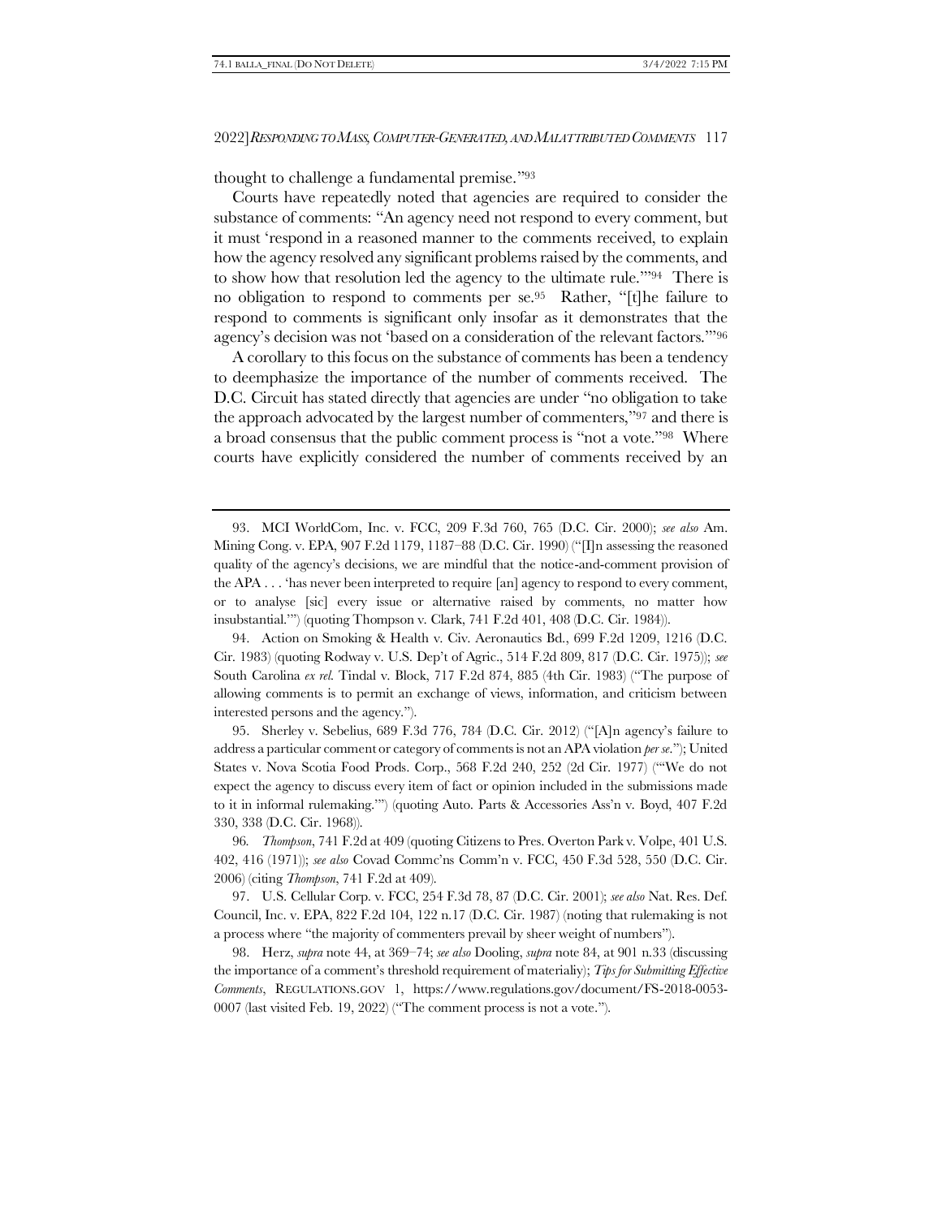thought to challenge a fundamental premise."[93]

Courts have repeatedly noted that agencies are required to consider the substance of comments: "An agency need not respond to every comment, but it must 'respond in a reasoned manner to the comments received, to explain how the agency resolved any significant problems raised by the comments, and to show how that resolution led the agency to the ultimate rule.'"[94] There is no obligation to respond to comments per se.[95] Rather, "[t]he failure to respond to comments is significant only insofar as it demonstrates that the agency's decision was not 'based on a consideration of the relevant factors.'"[96]

A corollary to this focus on the substance of comments has been a tendency to deemphasize the importance of the number of comments received. The D.C. Circuit has stated directly that agencies are under "no obligation to take the approach advocated by the largest number of commenters,"[97] and there is a broad consensus that the public comment process is "not a vote."[98] Where courts have explicitly considered the number of comments received by an

---

93. MCI WorldCom, Inc. v. FCC, 209 F.3d 760, 765 (D.C. Cir. 2000); *see also* Am. Mining Cong. v. EPA, 907 F.2d 1179, 1187–88 (D.C. Cir. 1990) ("[I]n assessing the reasoned quality of the agency's decisions, we are mindful that the notice-and-comment provision of the APA . . . 'has never been interpreted to require [an] agency to respond to every comment, or to analyse [sic] every issue or alternative raised by comments, no matter how insubstantial.'") (quoting Thompson v. Clark, 741 F.2d 401, 408 (D.C. Cir. 1984)).

94. Action on Smoking & Health v. Civ. Aeronautics Bd., 699 F.2d 1209, 1216 (D.C. Cir. 1983) (quoting Rodway v. U.S. Dep't of Agric., 514 F.2d 809, 817 (D.C. Cir. 1975)); *see* South Carolina *ex rel.* Tindal v. Block, 717 F.2d 874, 885 (4th Cir. 1983) ("The purpose of allowing comments is to permit an exchange of views, information, and criticism between interested persons and the agency.").

95. Sherley v. Sebelius, 689 F.3d 776, 784 (D.C. Cir. 2012) ("[A]n agency's failure to address a particular comment or category of comments is not an APA violation *per se*."); United States v. Nova Scotia Food Prods. Corp., 568 F.2d 240, 252 (2d Cir. 1977) ("'We do not expect the agency to discuss every item of fact or opinion included in the submissions made to it in informal rulemaking.'") (quoting Auto. Parts & Accessories Ass'n v. Boyd, 407 F.2d 330, 338 (D.C. Cir. 1968)).

96. *Thompson*, 741 F.2d at 409 (quoting Citizens to Pres. Overton Park v. Volpe, 401 U.S. 402, 416 (1971)); *see also* Covad Commc'ns Comm'n v. FCC, 450 F.3d 528, 550 (D.C. Cir. 2006) (citing *Thompson*, 741 F.2d at 409).

97. U.S. Cellular Corp. v. FCC, 254 F.3d 78, 87 (D.C. Cir. 2001); *see also* Nat. Res. Def. Council, Inc. v. EPA, 822 F.2d 104, 122 n.17 (D.C. Cir. 1987) (noting that rulemaking is not a process where "the majority of commenters prevail by sheer weight of numbers").

98. Herz, *supra* note 44, at 369–74; *see also* Dooling, *supra* note 84, at 901 n.33 (discussing the importance of a comment's threshold requirement of materialiy); *Tips for Submitting Effective Comments*, REGULATIONS.GOV 1, https://www.regulations.gov/document/FS-2018-0053-0007 (last visited Feb. 19, 2022) ("The comment process is not a vote.").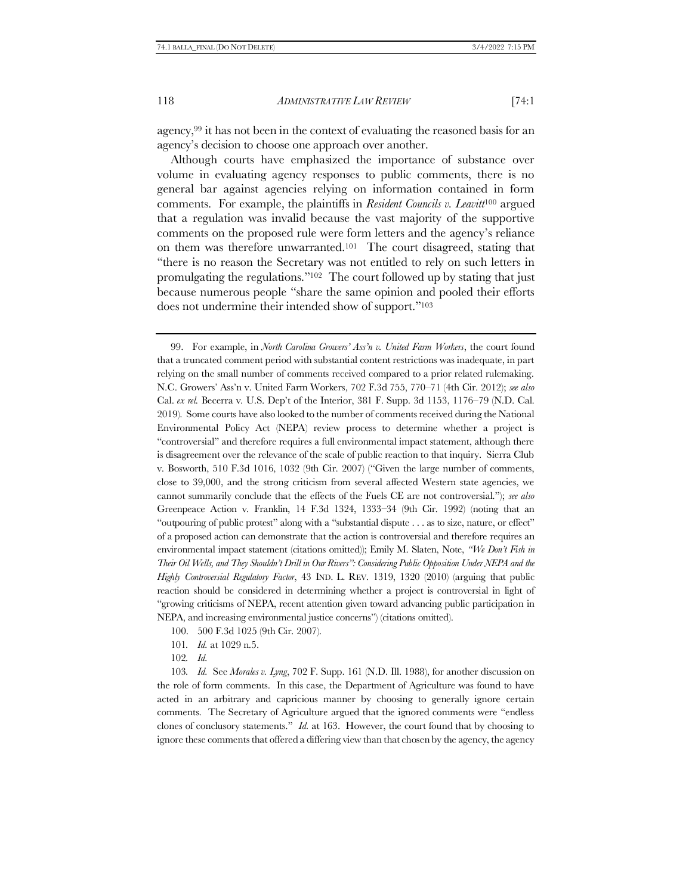agency,[99] it has not been in the context of evaluating the reasoned basis for an agency's decision to choose one approach over another.

Although courts have emphasized the importance of substance over volume in evaluating agency responses to public comments, there is no general bar against agencies relying on information contained in form comments. For example, the plaintiffs in *Resident Councils v. Leavitt*[100] argued that a regulation was invalid because the vast majority of the supportive comments on the proposed rule were form letters and the agency's reliance on them was therefore unwarranted.[101] The court disagreed, stating that "there is no reason the Secretary was not entitled to rely on such letters in promulgating the regulations."[102] The court followed up by stating that just because numerous people "share the same opinion and pooled their efforts does not undermine their intended show of support."[103]

---

99. For example, in *North Carolina Growers' Ass'n v. United Farm Workers*, the court found that a truncated comment period with substantial content restrictions was inadequate, in part relying on the small number of comments received compared to a prior related rulemaking. N.C. Growers' Ass'n v. United Farm Workers, 702 F.3d 755, 770–71 (4th Cir. 2012); *see also* Cal. *ex rel.* Becerra v. U.S. Dep't of the Interior, 381 F. Supp. 3d 1153, 1176–79 (N.D. Cal. 2019). Some courts have also looked to the number of comments received during the National Environmental Policy Act (NEPA) review process to determine whether a project is "controversial" and therefore requires a full environmental impact statement, although there is disagreement over the relevance of the scale of public reaction to that inquiry. Sierra Club v. Bosworth, 510 F.3d 1016, 1032 (9th Cir. 2007) ("Given the large number of comments, close to 39,000, and the strong criticism from several affected Western state agencies, we cannot summarily conclude that the effects of the Fuels CE are not controversial."); *see also* Greenpeace Action v. Franklin, 14 F.3d 1324, 1333–34 (9th Cir. 1992) (noting that an "outpouring of public protest" along with a "substantial dispute . . . as to size, nature, or effect" of a proposed action can demonstrate that the action is controversial and therefore requires an environmental impact statement (citations omitted)); Emily M. Slaten, Note, *"We Don't Fish in Their Oil Wells, and They Shouldn't Drill in Our Rivers": Considering Public Opposition Under NEPA and the Highly Controversial Regulatory Factor*, 43 IND. L. REV. 1319, 1320 (2010) (arguing that public reaction should be considered in determining whether a project is controversial in light of "growing criticisms of NEPA, recent attention given toward advancing public participation in NEPA, and increasing environmental justice concerns") (citations omitted).

100. 500 F.3d 1025 (9th Cir. 2007).

101. *Id.* at 1029 n.5.

102. *Id.*

103. *Id.* See *Morales v. Lyng*, 702 F. Supp. 161 (N.D. Ill. 1988), for another discussion on the role of form comments. In this case, the Department of Agriculture was found to have acted in an arbitrary and capricious manner by choosing to generally ignore certain comments. The Secretary of Agriculture argued that the ignored comments were "endless clones of conclusory statements." *Id.* at 163. However, the court found that by choosing to ignore these comments that offered a differing view than that chosen by the agency, the agency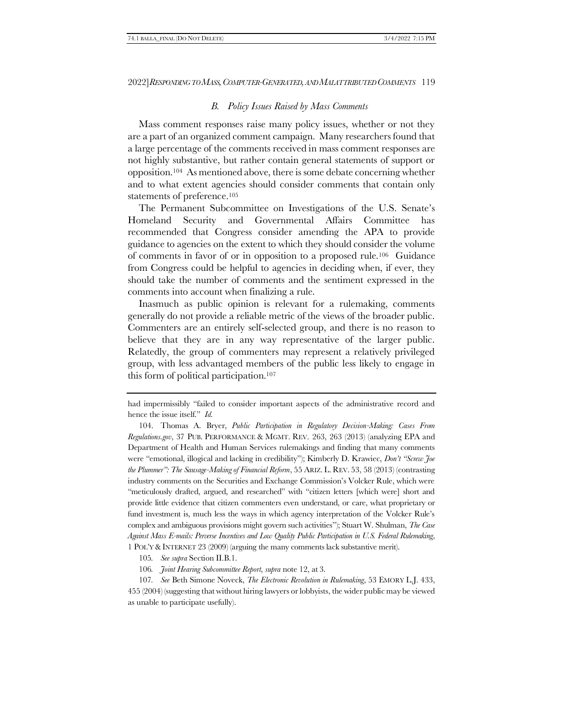### *B. Policy Issues Raised by Mass Comments*

Mass comment responses raise many policy issues, whether or not they are a part of an organized comment campaign. Many researchers found that a large percentage of the comments received in mass comment responses are not highly substantive, but rather contain general statements of support or opposition.[104] As mentioned above, there is some debate concerning whether and to what extent agencies should consider comments that contain only statements of preference.[105]

The Permanent Subcommittee on Investigations of the U.S. Senate's Homeland Security and Governmental Affairs Committee has recommended that Congress consider amending the APA to provide guidance to agencies on the extent to which they should consider the volume of comments in favor of or in opposition to a proposed rule.[106] Guidance from Congress could be helpful to agencies in deciding when, if ever, they should take the number of comments and the sentiment expressed in the comments into account when finalizing a rule.

Inasmuch as public opinion is relevant for a rulemaking, comments generally do not provide a reliable metric of the views of the broader public. Commenters are an entirely self-selected group, and there is no reason to believe that they are in any way representative of the larger public. Relatedly, the group of commenters may represent a relatively privileged group, with less advantaged members of the public less likely to engage in this form of political participation.[107]

---

had impermissibly "failed to consider important aspects of the administrative record and hence the issue itself." *Id.*

104. Thomas A. Bryer, *Public Participation in Regulatory Decision-Making: Cases From Regulations.gov*, 37 PUB. PERFORMANCE & MGMT. REV. 263, 263 (2013) (analyzing EPA and Department of Health and Human Services rulemakings and finding that many comments were "emotional, illogical and lacking in credibility"); Kimberly D. Krawiec, *Don't "Screw Joe the Plummer": The Sausage-Making of Financial Reform*, 55 ARIZ. L. REV. 53, 58 (2013) (contrasting industry comments on the Securities and Exchange Commission's Volcker Rule, which were "meticulously drafted, argued, and researched" with "citizen letters [which were] short and provide little evidence that citizen commenters even understand, or care, what proprietary or fund investment is, much less the ways in which agency interpretation of the Volcker Rule's complex and ambiguous provisions might govern such activities"); Stuart W. Shulman, *The Case Against Mass E-mails: Perverse Incentives and Low Quality Public Participation in U.S. Federal Rulemaking*, 1 POL'Y & INTERNET 23 (2009) (arguing the many comments lack substantive merit).

105. *See supra* Section II.B.1.

106. *Joint Hearing Subcommittee Report*, *supra* note 12, at 3.

107. *See* Beth Simone Noveck, *The Electronic Revolution in Rulemaking*, 53 EMORY L.J. 433, 455 (2004) (suggesting that without hiring lawyers or lobbyists, the wider public may be viewed as unable to participate usefully).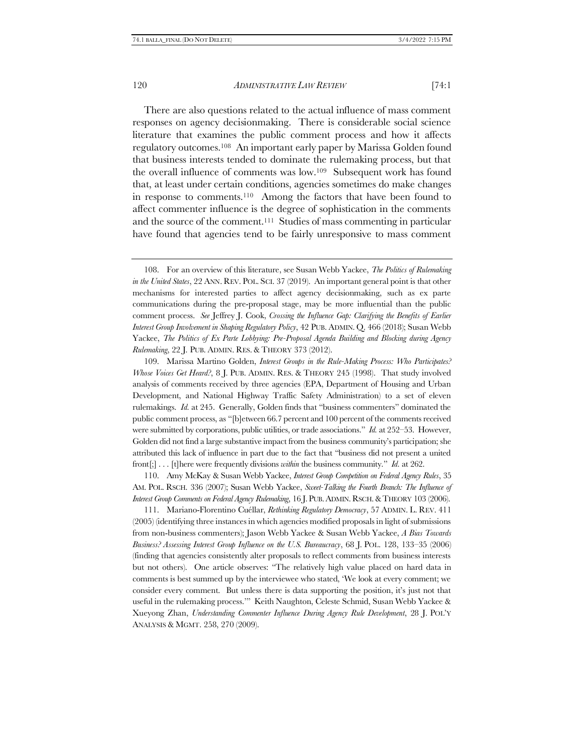There are also questions related to the actual influence of mass comment responses on agency decisionmaking. There is considerable social science literature that examines the public comment process and how it affects regulatory outcomes.[108] An important early paper by Marissa Golden found that business interests tended to dominate the rulemaking process, but that the overall influence of comments was low.[109] Subsequent work has found that, at least under certain conditions, agencies sometimes do make changes in response to comments.[110] Among the factors that have been found to affect commenter influence is the degree of sophistication in the comments and the source of the comment.[111] Studies of mass commenting in particular have found that agencies tend to be fairly unresponsive to mass comment

---

108. For an overview of this literature, see Susan Webb Yackee, *The Politics of Rulemaking in the United States*, 22 ANN. REV. POL. SCI. 37 (2019). An important general point is that other mechanisms for interested parties to affect agency decisionmaking, such as ex parte communications during the pre-proposal stage, may be more influential than the public comment process. *See* Jeffrey J. Cook, *Crossing the Influence Gap: Clarifying the Benefits of Earlier Interest Group Involvement in Shaping Regulatory Policy*, 42 PUB. ADMIN. Q. 466 (2018); Susan Webb Yackee, *The Politics of Ex Parte Lobbying: Pre-Proposal Agenda Building and Blocking during Agency Rulemaking*, 22 J. PUB. ADMIN. RES. & THEORY 373 (2012).

109. Marissa Martino Golden, *Interest Groups in the Rule-Making Process: Who Participates? Whose Voices Get Heard?*, 8 J. PUB. ADMIN. RES. & THEORY 245 (1998). That study involved analysis of comments received by three agencies (EPA, Department of Housing and Urban Development, and National Highway Traffic Safety Administration) to a set of eleven rulemakings. *Id.* at 245. Generally, Golden finds that "business commenters" dominated the public comment process, as "[b]etween 66.7 percent and 100 percent of the comments received were submitted by corporations, public utilities, or trade associations." *Id.* at 252–53. However, Golden did not find a large substantive impact from the business community's participation; she attributed this lack of influence in part due to the fact that "business did not present a united front[;] . . . [t]here were frequently divisions *within* the business community." *Id.* at 262.

110. Amy McKay & Susan Webb Yackee, *Interest Group Competition on Federal Agency Rules*, 35 AM. POL. RSCH. 336 (2007); Susan Webb Yackee, *Sweet-Talking the Fourth Branch: The Influence of Interest Group Comments on Federal Agency Rulemaking*, 16 J. PUB. ADMIN. RSCH. & THEORY 103 (2006).

111. Mariano-Florentino Cuéllar, *Rethinking Regulatory Democracy*, 57 ADMIN. L. REV. 411 (2005) (identifying three instances in which agencies modified proposals in light of submissions from non-business commenters); Jason Webb Yackee & Susan Webb Yackee, *A Bias Towards Business? Assessing Interest Group Influence on the U.S. Bureaucracy*, 68 J. POL. 128, 133–35 (2006) (finding that agencies consistently alter proposals to reflect comments from business interests but not others). One article observes: "The relatively high value placed on hard data in comments is best summed up by the interviewee who stated, 'We look at every comment; we consider every comment. But unless there is data supporting the position, it's just not that useful in the rulemaking process.'" Keith Naughton, Celeste Schmid, Susan Webb Yackee & Xueyong Zhan, *Understanding Commenter Influence During Agency Rule Development*, 28 J. POL'Y ANALYSIS & MGMT. 258, 270 (2009).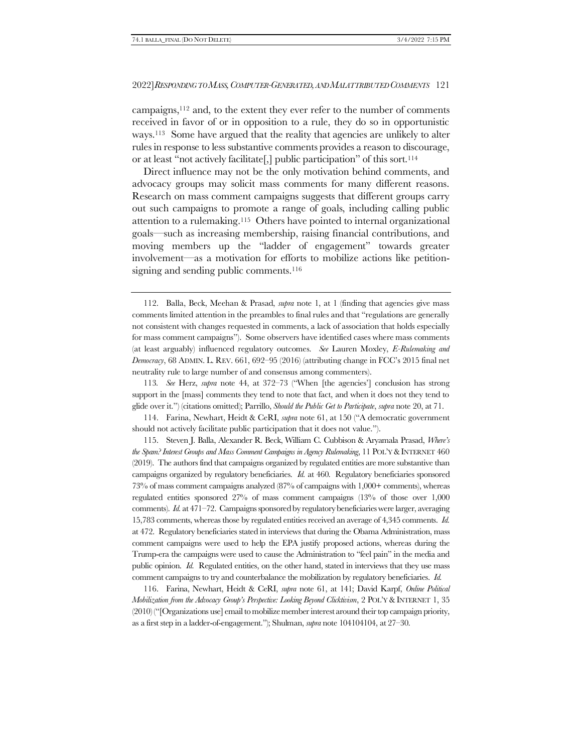campaigns,[112] and, to the extent they ever refer to the number of comments received in favor of or in opposition to a rule, they do so in opportunistic ways.[113] Some have argued that the reality that agencies are unlikely to alter rules in response to less substantive comments provides a reason to discourage, or at least "not actively facilitate[,] public participation" of this sort.[114]

Direct influence may not be the only motivation behind comments, and advocacy groups may solicit mass comments for many different reasons. Research on mass comment campaigns suggests that different groups carry out such campaigns to promote a range of goals, including calling public attention to a rulemaking.[115] Others have pointed to internal organizational goals—such as increasing membership, raising financial contributions, and moving members up the "ladder of engagement" towards greater involvement—as a motivation for efforts to mobilize actions like petition-signing and sending public comments.[116]

---

112. Balla, Beck, Meehan & Prasad, *supra* note 1, at 1 (finding that agencies give mass comments limited attention in the preambles to final rules and that "regulations are generally not consistent with changes requested in comments, a lack of association that holds especially for mass comment campaigns"). Some observers have identified cases where mass comments (at least arguably) influenced regulatory outcomes. *See* Lauren Moxley, *E-Rulemaking and Democracy*, 68 ADMIN. L. REV. 661, 692–95 (2016) (attributing change in FCC's 2015 final net neutrality rule to large number of and consensus among commenters).

113. *See* Herz, *supra* note 44, at 372–73 ("When [the agencies'] conclusion has strong support in the [mass] comments they tend to note that fact, and when it does not they tend to glide over it.") (citations omitted); Parrillo, *Should the Public Get to Participate*, *supra* note 20, at 71.

114. Farina, Newhart, Heidt & CeRI, *supra* note 61, at 150 ("A democratic government should not actively facilitate public participation that it does not value.").

115. Steven J. Balla, Alexander R. Beck, William C. Cubbison & Aryamala Prasad, *Where's the Spam? Interest Groups and Mass Comment Campaigns in Agency Rulemaking*, 11 POL'Y & INTERNET 460 (2019). The authors find that campaigns organized by regulated entities are more substantive than campaigns organized by regulatory beneficiaries. *Id.* at 460. Regulatory beneficiaries sponsored 73% of mass comment campaigns analyzed (87% of campaigns with 1,000+ comments), whereas regulated entities sponsored 27% of mass comment campaigns (13% of those over 1,000 comments). *Id.* at 471–72. Campaigns sponsored by regulatory beneficiaries were larger, averaging 15,783 comments, whereas those by regulated entities received an average of 4,345 comments. *Id.* at 472. Regulatory beneficiaries stated in interviews that during the Obama Administration, mass comment campaigns were used to help the EPA justify proposed actions, whereas during the Trump-era the campaigns were used to cause the Administration to "feel pain" in the media and public opinion. *Id.* Regulated entities, on the other hand, stated in interviews that they use mass comment campaigns to try and counterbalance the mobilization by regulatory beneficiaries. *Id.*

116. Farina, Newhart, Heidt & CeRI, *supra* note 61, at 141; David Karpf, *Online Political Mobilization from the Advocacy Group's Perspective: Looking Beyond Clicktivism*, 2 POL'Y & INTERNET 1, 35 (2010) ("[Organizations use] email to mobilize member interest around their top campaign priority, as a first step in a ladder-of-engagement."); Shulman, *supra* note 104104104, at 27–30.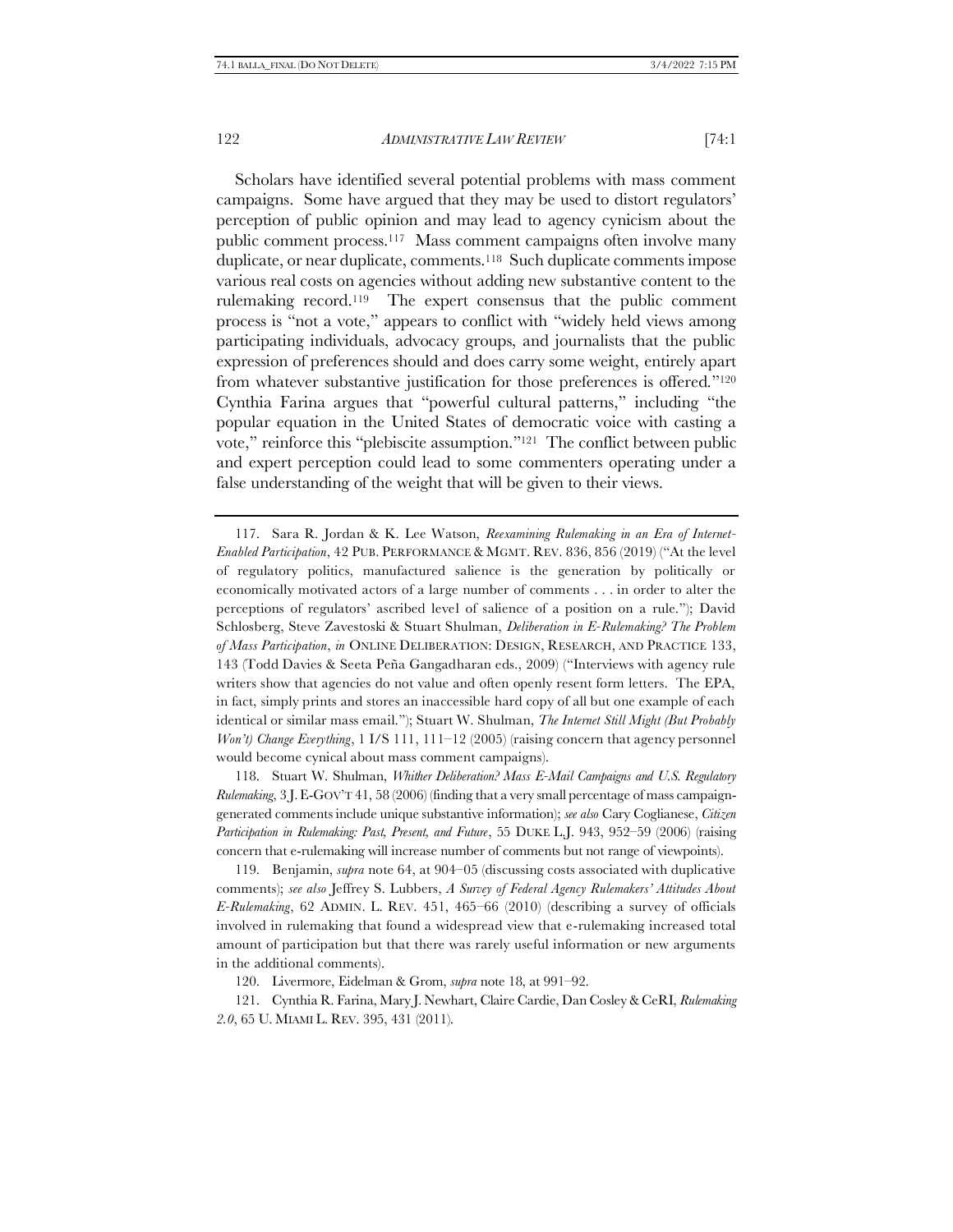Scholars have identified several potential problems with mass comment campaigns. Some have argued that they may be used to distort regulators' perception of public opinion and may lead to agency cynicism about the public comment process.[117] Mass comment campaigns often involve many duplicate, or near duplicate, comments.[118] Such duplicate comments impose various real costs on agencies without adding new substantive content to the rulemaking record.[119] The expert consensus that the public comment process is "not a vote," appears to conflict with "widely held views among participating individuals, advocacy groups, and journalists that the public expression of preferences should and does carry some weight, entirely apart from whatever substantive justification for those preferences is offered."[120] Cynthia Farina argues that "powerful cultural patterns," including "the popular equation in the United States of democratic voice with casting a vote," reinforce this "plebiscite assumption."[121] The conflict between public and expert perception could lead to some commenters operating under a false understanding of the weight that will be given to their views.

---

117. Sara R. Jordan & K. Lee Watson, *Reexamining Rulemaking in an Era of Internet-Enabled Participation*, 42 PUB. PERFORMANCE & MGMT. REV. 836, 856 (2019) ("At the level of regulatory politics, manufactured salience is the generation by politically or economically motivated actors of a large number of comments . . . in order to alter the perceptions of regulators' ascribed level of salience of a position on a rule."); David Schlosberg, Steve Zavestoski & Stuart Shulman, *Deliberation in E-Rulemaking? The Problem of Mass Participation*, *in* ONLINE DELIBERATION: DESIGN, RESEARCH, AND PRACTICE 133, 143 (Todd Davies & Seeta Peña Gangadharan eds., 2009) ("Interviews with agency rule writers show that agencies do not value and often openly resent form letters. The EPA, in fact, simply prints and stores an inaccessible hard copy of all but one example of each identical or similar mass email."); Stuart W. Shulman, *The Internet Still Might (But Probably Won't) Change Everything*, 1 I/S 111, 111–12 (2005) (raising concern that agency personnel would become cynical about mass comment campaigns).

118. Stuart W. Shulman, *Whither Deliberation? Mass E-Mail Campaigns and U.S. Regulatory Rulemaking*, 3 J. E-GOV'T 41, 58 (2006) (finding that a very small percentage of mass campaign-generated comments include unique substantive information); *see also* Cary Coglianese, *Citizen Participation in Rulemaking: Past, Present, and Future*, 55 DUKE L.J. 943, 952–59 (2006) (raising concern that e-rulemaking will increase number of comments but not range of viewpoints).

119. Benjamin, *supra* note 64, at 904–05 (discussing costs associated with duplicative comments); *see also* Jeffrey S. Lubbers, *A Survey of Federal Agency Rulemakers' Attitudes About E-Rulemaking*, 62 ADMIN. L. REV. 451, 465–66 (2010) (describing a survey of officials involved in rulemaking that found a widespread view that e-rulemaking increased total amount of participation but that there was rarely useful information or new arguments in the additional comments).

120. Livermore, Eidelman & Grom, *supra* note 18, at 991–92.

121. Cynthia R. Farina, Mary J. Newhart, Claire Cardie, Dan Cosley & CeRI, *Rulemaking 2.0*, 65 U. MIAMI L. REV. 395, 431 (2011).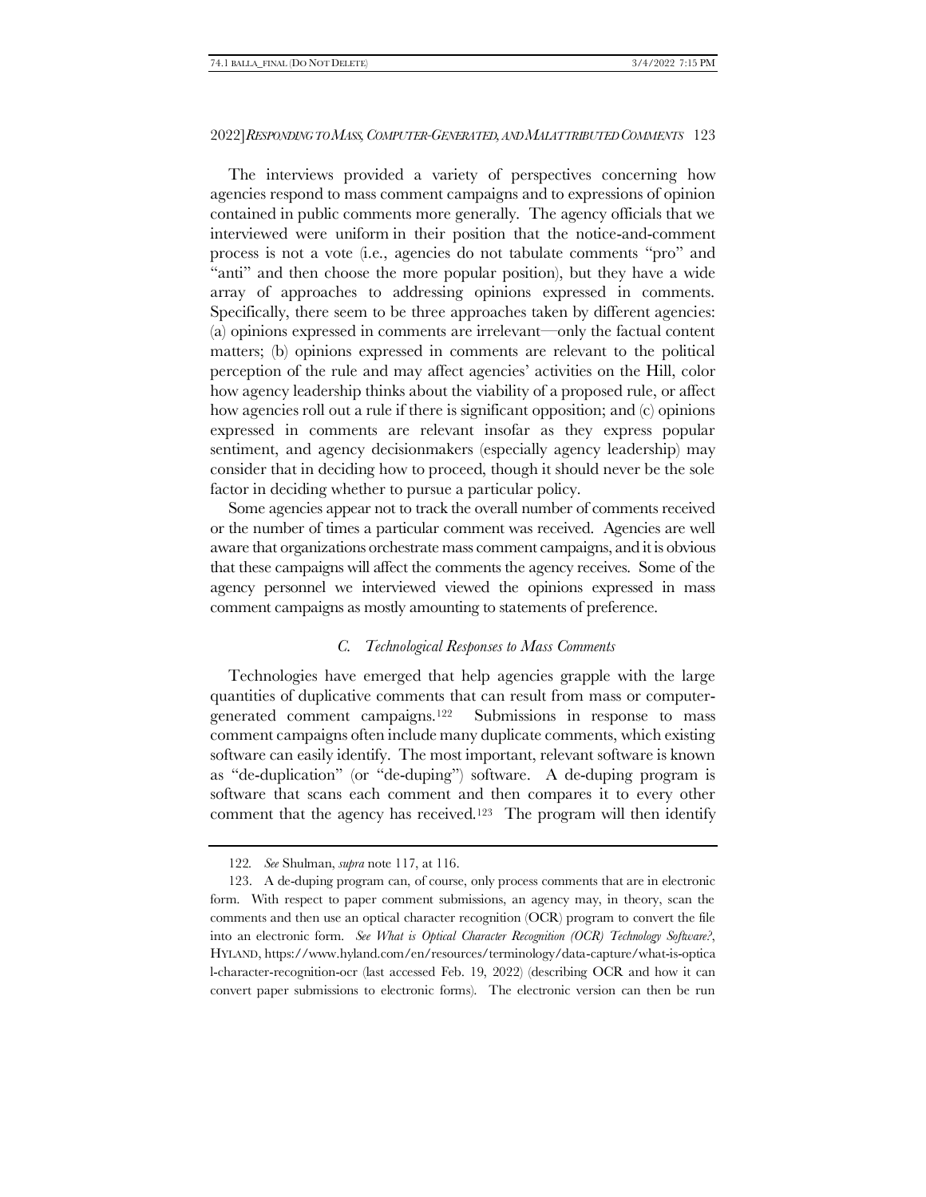The interviews provided a variety of perspectives concerning how agencies respond to mass comment campaigns and to expressions of opinion contained in public comments more generally. The agency officials that we interviewed were uniform in their position that the notice-and-comment process is not a vote (i.e., agencies do not tabulate comments "pro" and "anti" and then choose the more popular position), but they have a wide array of approaches to addressing opinions expressed in comments. Specifically, there seem to be three approaches taken by different agencies: (a) opinions expressed in comments are irrelevant—only the factual content matters; (b) opinions expressed in comments are relevant to the political perception of the rule and may affect agencies' activities on the Hill, color how agency leadership thinks about the viability of a proposed rule, or affect how agencies roll out a rule if there is significant opposition; and (c) opinions expressed in comments are relevant insofar as they express popular sentiment, and agency decisionmakers (especially agency leadership) may consider that in deciding how to proceed, though it should never be the sole factor in deciding whether to pursue a particular policy.

Some agencies appear not to track the overall number of comments received or the number of times a particular comment was received. Agencies are well aware that organizations orchestrate mass comment campaigns, and it is obvious that these campaigns will affect the comments the agency receives. Some of the agency personnel we interviewed viewed the opinions expressed in mass comment campaigns as mostly amounting to statements of preference.

### *C. Technological Responses to Mass Comments*

Technologies have emerged that help agencies grapple with the large quantities of duplicative comments that can result from mass or computer-generated comment campaigns.[122] Submissions in response to mass comment campaigns often include many duplicate comments, which existing software can easily identify. The most important, relevant software is known as "de-duplication" (or "de-duping") software. A de-duping program is software that scans each comment and then compares it to every other comment that the agency has received.[123] The program will then identify

---

122. *See* Shulman, *supra* note 117, at 116.

123. A de-duping program can, of course, only process comments that are in electronic form. With respect to paper comment submissions, an agency may, in theory, scan the comments and then use an optical character recognition (OCR) program to convert the file into an electronic form. *See What is Optical Character Recognition (OCR) Technology Software?*, HYLAND, https://www.hyland.com/en/resources/terminology/data-capture/what-is-optical-character-recognition-ocr (last accessed Feb. 19, 2022) (describing OCR and how it can convert paper submissions to electronic forms). The electronic version can then be run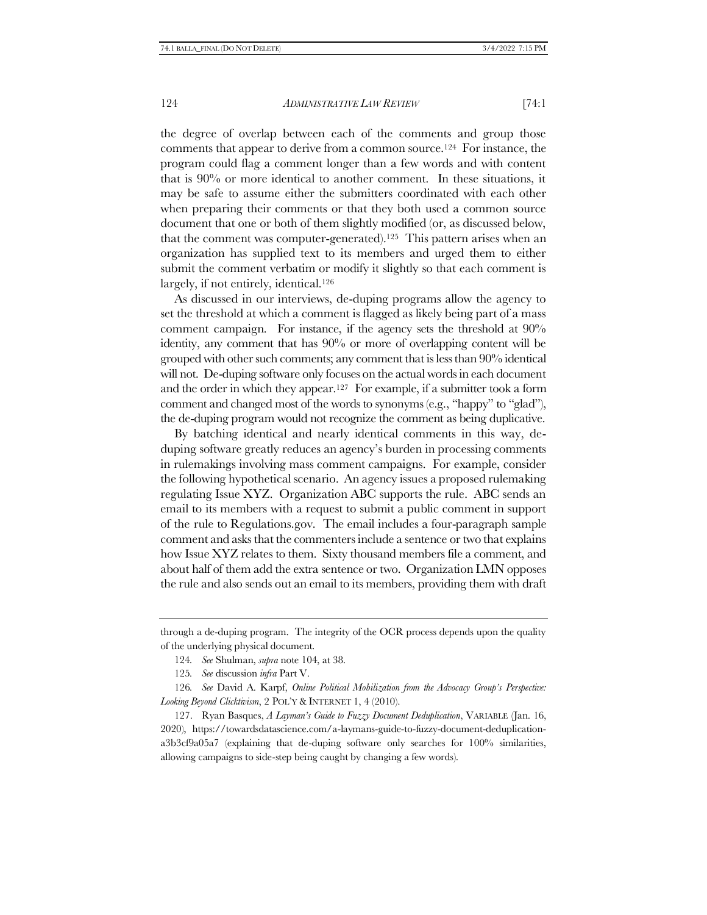the degree of overlap between each of the comments and group those comments that appear to derive from a common source.[124] For instance, the program could flag a comment longer than a few words and with content that is 90% or more identical to another comment. In these situations, it may be safe to assume either the submitters coordinated with each other when preparing their comments or that they both used a common source document that one or both of them slightly modified (or, as discussed below, that the comment was computer-generated).[125] This pattern arises when an organization has supplied text to its members and urged them to either submit the comment verbatim or modify it slightly so that each comment is largely, if not entirely, identical.[126]

As discussed in our interviews, de-duping programs allow the agency to set the threshold at which a comment is flagged as likely being part of a mass comment campaign. For instance, if the agency sets the threshold at 90% identity, any comment that has 90% or more of overlapping content will be grouped with other such comments; any comment that is less than 90% identical will not. De-duping software only focuses on the actual words in each document and the order in which they appear.[127] For example, if a submitter took a form comment and changed most of the words to synonyms (e.g., "happy" to "glad"), the de-duping program would not recognize the comment as being duplicative.

By batching identical and nearly identical comments in this way, de-duping software greatly reduces an agency's burden in processing comments in rulemakings involving mass comment campaigns. For example, consider the following hypothetical scenario. An agency issues a proposed rulemaking regulating Issue XYZ. Organization ABC supports the rule. ABC sends an email to its members with a request to submit a public comment in support of the rule to Regulations.gov. The email includes a four-paragraph sample comment and asks that the commenters include a sentence or two that explains how Issue XYZ relates to them. Sixty thousand members file a comment, and about half of them add the extra sentence or two. Organization LMN opposes the rule and also sends out an email to its members, providing them with draft

---

through a de-duping program. The integrity of the OCR process depends upon the quality of the underlying physical document.

124. *See* Shulman, *supra* note 104, at 38.

125. *See* discussion *infra* Part V.

126. *See* David A. Karpf, *Online Political Mobilization from the Advocacy Group's Perspective: Looking Beyond Clicktivism*, 2 POL'Y & INTERNET 1, 4 (2010).

127. Ryan Basques, *A Layman's Guide to Fuzzy Document Deduplication*, VARIABLE (Jan. 16, 2020), https://towardsdatascience.com/a-laymans-guide-to-fuzzy-document-deduplication-a3b3cf9a05a7 (explaining that de-duping software only searches for 100% similarities, allowing campaigns to side-step being caught by changing a few words).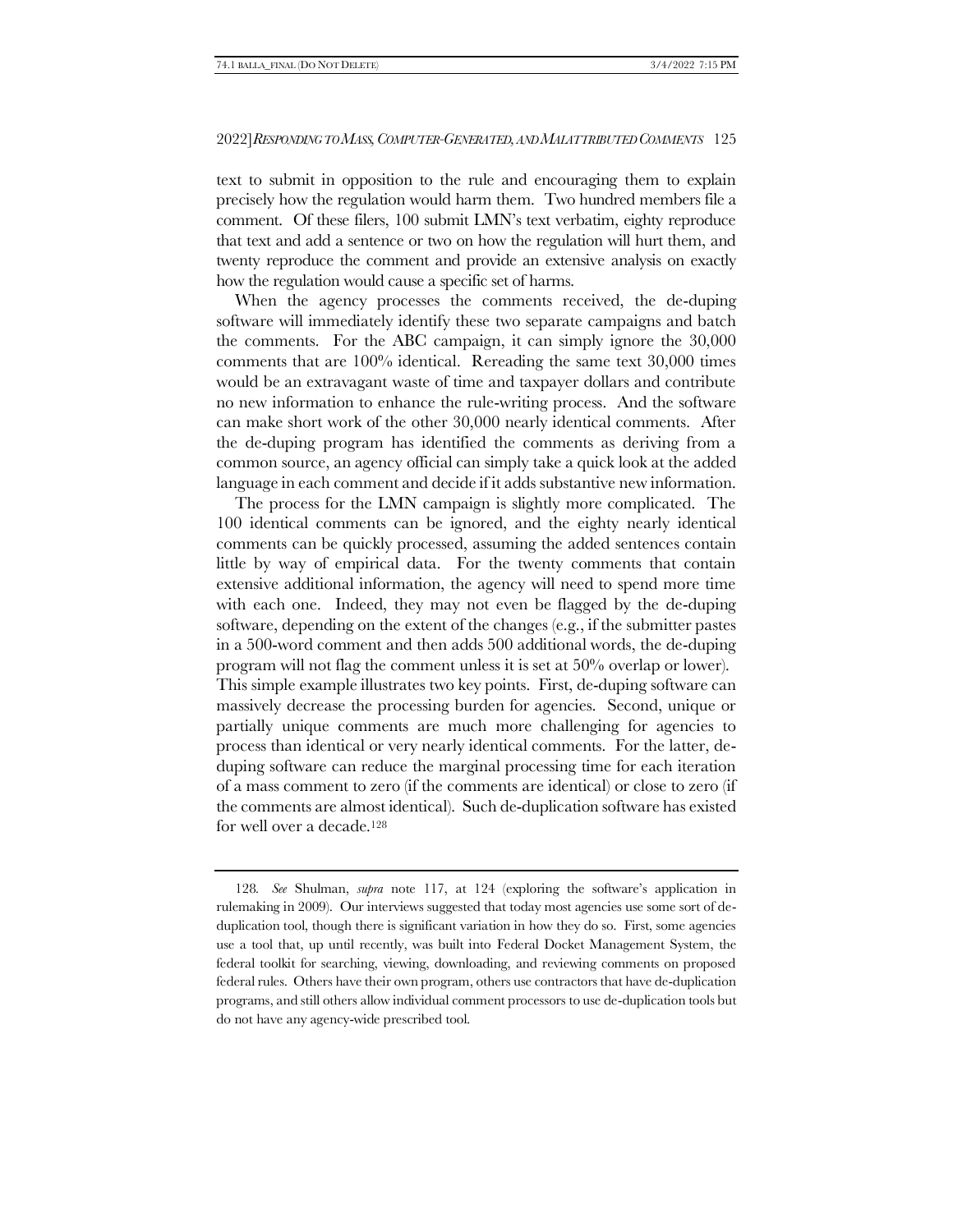text to submit in opposition to the rule and encouraging them to explain precisely how the regulation would harm them. Two hundred members file a comment. Of these filers, 100 submit LMN's text verbatim, eighty reproduce that text and add a sentence or two on how the regulation will hurt them, and twenty reproduce the comment and provide an extensive analysis on exactly how the regulation would cause a specific set of harms.

When the agency processes the comments received, the de-duping software will immediately identify these two separate campaigns and batch the comments. For the ABC campaign, it can simply ignore the 30,000 comments that are 100% identical. Rereading the same text 30,000 times would be an extravagant waste of time and taxpayer dollars and contribute no new information to enhance the rule-writing process. And the software can make short work of the other 30,000 nearly identical comments. After the de-duping program has identified the comments as deriving from a common source, an agency official can simply take a quick look at the added language in each comment and decide if it adds substantive new information.

The process for the LMN campaign is slightly more complicated. The 100 identical comments can be ignored, and the eighty nearly identical comments can be quickly processed, assuming the added sentences contain little by way of empirical data. For the twenty comments that contain extensive additional information, the agency will need to spend more time with each one. Indeed, they may not even be flagged by the de-duping software, depending on the extent of the changes (e.g., if the submitter pastes in a 500-word comment and then adds 500 additional words, the de-duping program will not flag the comment unless it is set at 50% overlap or lower). This simple example illustrates two key points. First, de-duping software can massively decrease the processing burden for agencies. Second, unique or partially unique comments are much more challenging for agencies to process than identical or very nearly identical comments. For the latter, de-duping software can reduce the marginal processing time for each iteration of a mass comment to zero (if the comments are identical) or close to zero (if the comments are almost identical). Such de-duplication software has existed for well over a decade.[128]

---

128. *See* Shulman, *supra* note 117, at 124 (exploring the software's application in rulemaking in 2009). Our interviews suggested that today most agencies use some sort of de-duplication tool, though there is significant variation in how they do so. First, some agencies use a tool that, up until recently, was built into Federal Docket Management System, the federal toolkit for searching, viewing, downloading, and reviewing comments on proposed federal rules. Others have their own program, others use contractors that have de-duplication programs, and still others allow individual comment processors to use de-duplication tools but do not have any agency-wide prescribed tool.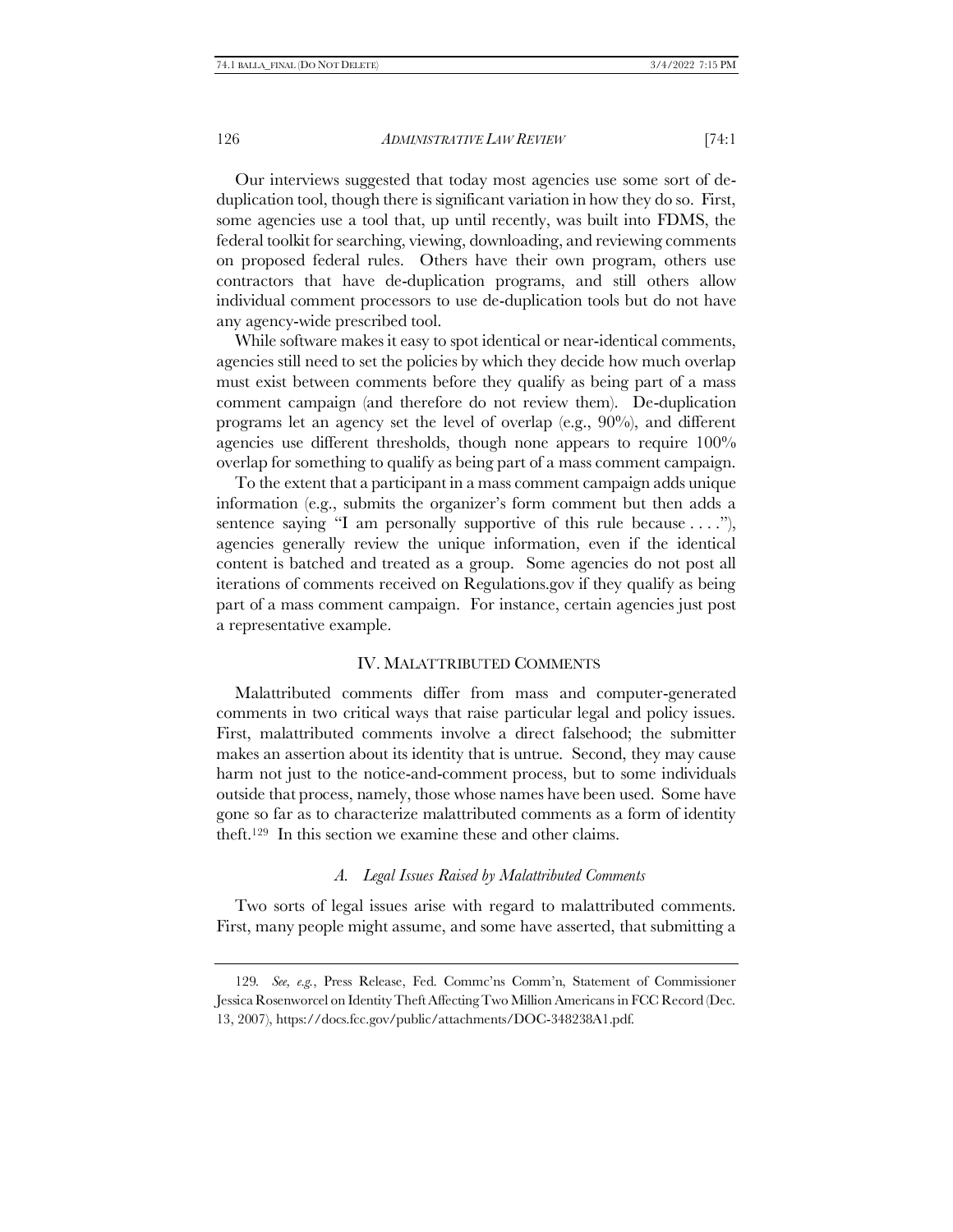Our interviews suggested that today most agencies use some sort of de-duplication tool, though there is significant variation in how they do so. First, some agencies use a tool that, up until recently, was built into FDMS, the federal toolkit for searching, viewing, downloading, and reviewing comments on proposed federal rules. Others have their own program, others use contractors that have de-duplication programs, and still others allow individual comment processors to use de-duplication tools but do not have any agency-wide prescribed tool.

While software makes it easy to spot identical or near-identical comments, agencies still need to set the policies by which they decide how much overlap must exist between comments before they qualify as being part of a mass comment campaign (and therefore do not review them). De-duplication programs let an agency set the level of overlap (e.g., 90%), and different agencies use different thresholds, though none appears to require 100% overlap for something to qualify as being part of a mass comment campaign.

To the extent that a participant in a mass comment campaign adds unique information (e.g., submits the organizer's form comment but then adds a sentence saying "I am personally supportive of this rule because . . . ."), agencies generally review the unique information, even if the identical content is batched and treated as a group. Some agencies do not post all iterations of comments received on Regulations.gov if they qualify as being part of a mass comment campaign. For instance, certain agencies just post a representative example.

## IV. MALATTRIBUTED COMMENTS

Malattributed comments differ from mass and computer-generated comments in two critical ways that raise particular legal and policy issues. First, malattributed comments involve a direct falsehood; the submitter makes an assertion about its identity that is untrue. Second, they may cause harm not just to the notice-and-comment process, but to some individuals outside that process, namely, those whose names have been used. Some have gone so far as to characterize malattributed comments as a form of identity theft.[129] In this section we examine these and other claims.

### *A. Legal Issues Raised by Malattributed Comments*

Two sorts of legal issues arise with regard to malattributed comments. First, many people might assume, and some have asserted, that submitting a

129. *See, e.g.*, Press Release, Fed. Commc'ns Comm'n, Statement of Commissioner Jessica Rosenworcel on Identity Theft Affecting Two Million Americans in FCC Record (Dec. 13, 2007), https://docs.fcc.gov/public/attachments/DOC-348238A1.pdf.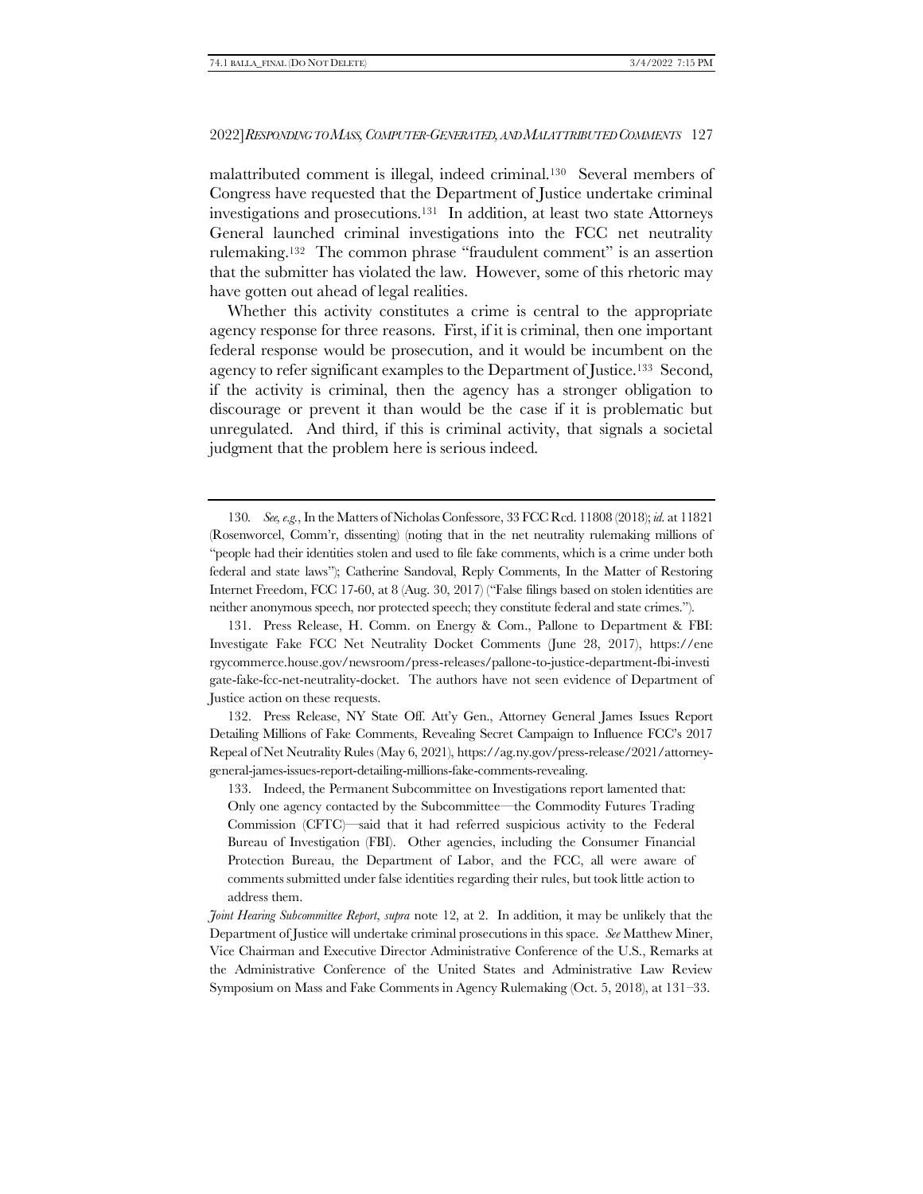malattributed comment is illegal, indeed criminal.[130] Several members of Congress have requested that the Department of Justice undertake criminal investigations and prosecutions.[131] In addition, at least two state Attorneys General launched criminal investigations into the FCC net neutrality rulemaking.[132] The common phrase "fraudulent comment" is an assertion that the submitter has violated the law. However, some of this rhetoric may have gotten out ahead of legal realities.

Whether this activity constitutes a crime is central to the appropriate agency response for three reasons. First, if it is criminal, then one important federal response would be prosecution, and it would be incumbent on the agency to refer significant examples to the Department of Justice.[133] Second, if the activity is criminal, then the agency has a stronger obligation to discourage or prevent it than would be the case if it is problematic but unregulated. And third, if this is criminal activity, that signals a societal judgment that the problem here is serious indeed.

---

130. *See, e.g.*, In the Matters of Nicholas Confessore, 33 FCC Rcd. 11808 (2018); *id.* at 11821 (Rosenworcel, Comm'r, dissenting) (noting that in the net neutrality rulemaking millions of "people had their identities stolen and used to file fake comments, which is a crime under both federal and state laws"); Catherine Sandoval, Reply Comments, In the Matter of Restoring Internet Freedom, FCC 17-60, at 8 (Aug. 30, 2017) ("False filings based on stolen identities are neither anonymous speech, nor protected speech; they constitute federal and state crimes.").

131. Press Release, H. Comm. on Energy & Com., Pallone to Department & FBI: Investigate Fake FCC Net Neutrality Docket Comments (June 28, 2017), https://energycommerce.house.gov/newsroom/press-releases/pallone-to-justice-department-fbi-investigate-fake-fcc-net-neutrality-docket. The authors have not seen evidence of Department of Justice action on these requests.

132. Press Release, NY State Off. Att'y Gen., Attorney General James Issues Report Detailing Millions of Fake Comments, Revealing Secret Campaign to Influence FCC's 2017 Repeal of Net Neutrality Rules (May 6, 2021), https://ag.ny.gov/press-release/2021/attorney-general-james-issues-report-detailing-millions-fake-comments-revealing.

133. Indeed, the Permanent Subcommittee on Investigations report lamented that:

> Only one agency contacted by the Subcommittee—the Commodity Futures Trading Commission (CFTC)—said that it had referred suspicious activity to the Federal Bureau of Investigation (FBI). Other agencies, including the Consumer Financial Protection Bureau, the Department of Labor, and the FCC, all were aware of comments submitted under false identities regarding their rules, but took little action to address them.

*Joint Hearing Subcommittee Report*, *supra* note 12, at 2. In addition, it may be unlikely that the Department of Justice will undertake criminal prosecutions in this space. *See* Matthew Miner, Vice Chairman and Executive Director Administrative Conference of the U.S., Remarks at the Administrative Conference of the United States and Administrative Law Review Symposium on Mass and Fake Comments in Agency Rulemaking (Oct. 5, 2018), at 131–33.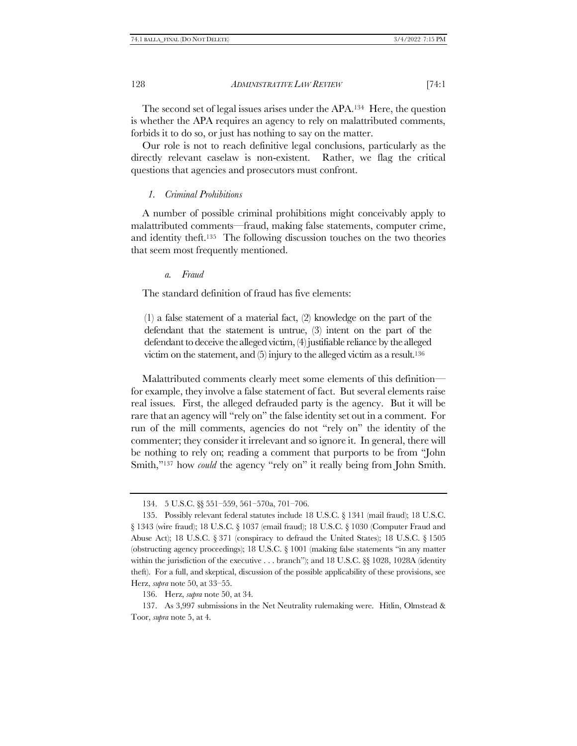The second set of legal issues arises under the APA.[134] Here, the question is whether the APA requires an agency to rely on malattributed comments, forbids it to do so, or just has nothing to say on the matter.

Our role is not to reach definitive legal conclusions, particularly as the directly relevant caselaw is non-existent. Rather, we flag the critical questions that agencies and prosecutors must confront.

### *1. Criminal Prohibitions*

A number of possible criminal prohibitions might conceivably apply to malattributed comments—fraud, making false statements, computer crime, and identity theft.[135] The following discussion touches on the two theories that seem most frequently mentioned.

#### *a. Fraud*

The standard definition of fraud has five elements:

> (1) a false statement of a material fact, (2) knowledge on the part of the defendant that the statement is untrue, (3) intent on the part of the defendant to deceive the alleged victim, (4) justifiable reliance by the alleged victim on the statement, and (5) injury to the alleged victim as a result.[136]

Malattributed comments clearly meet some elements of this definition—for example, they involve a false statement of fact. But several elements raise real issues. First, the alleged defrauded party is the agency. But it will be rare that an agency will "rely on" the false identity set out in a comment. For run of the mill comments, agencies do not "rely on" the identity of the commenter; they consider it irrelevant and so ignore it. In general, there will be nothing to rely on; reading a comment that purports to be from "John Smith,"[137] how *could* the agency "rely on" it really being from John Smith.

---

134. 5 U.S.C. §§ 551–559, 561–570a, 701–706.

135. Possibly relevant federal statutes include 18 U.S.C. § 1341 (mail fraud); 18 U.S.C. § 1343 (wire fraud); 18 U.S.C. § 1037 (email fraud); 18 U.S.C. § 1030 (Computer Fraud and Abuse Act); 18 U.S.C. § 371 (conspiracy to defraud the United States); 18 U.S.C. § 1505 (obstructing agency proceedings); 18 U.S.C. § 1001 (making false statements "in any matter within the jurisdiction of the executive . . . branch"); and 18 U.S.C. §§ 1028, 1028A (identity theft). For a full, and skeptical, discussion of the possible applicability of these provisions, see Herz, *supra* note 50, at 33–55.

136. Herz, *supra* note 50, at 34.

137. As 3,997 submissions in the Net Neutrality rulemaking were. Hitlin, Olmstead & Toor, *supra* note 5, at 4.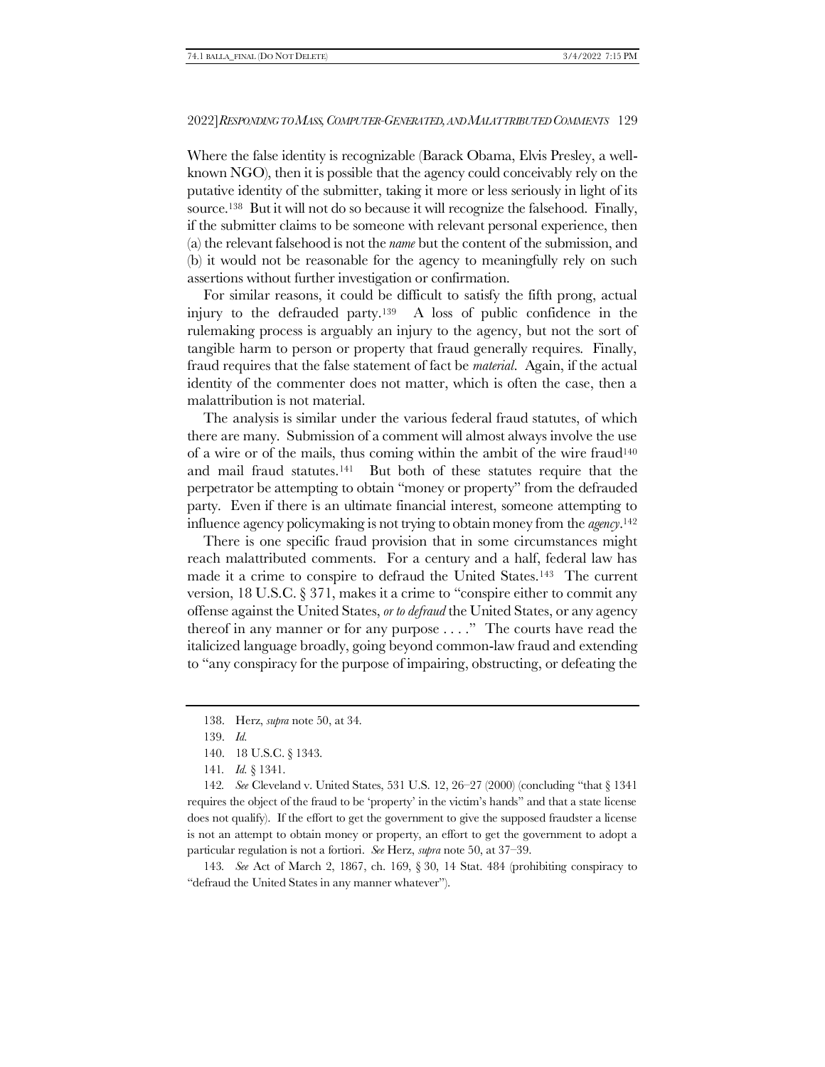Where the false identity is recognizable (Barack Obama, Elvis Presley, a well-known NGO), then it is possible that the agency could conceivably rely on the putative identity of the submitter, taking it more or less seriously in light of its source.[138] But it will not do so because it will recognize the falsehood. Finally, if the submitter claims to be someone with relevant personal experience, then (a) the relevant falsehood is not the *name* but the content of the submission, and (b) it would not be reasonable for the agency to meaningfully rely on such assertions without further investigation or confirmation.

For similar reasons, it could be difficult to satisfy the fifth prong, actual injury to the defrauded party.[139] A loss of public confidence in the rulemaking process is arguably an injury to the agency, but not the sort of tangible harm to person or property that fraud generally requires. Finally, fraud requires that the false statement of fact be *material*. Again, if the actual identity of the commenter does not matter, which is often the case, then a malattribution is not material.

The analysis is similar under the various federal fraud statutes, of which there are many. Submission of a comment will almost always involve the use of a wire or of the mails, thus coming within the ambit of the wire fraud[140] and mail fraud statutes.[141] But both of these statutes require that the perpetrator be attempting to obtain "money or property" from the defrauded party. Even if there is an ultimate financial interest, someone attempting to influence agency policymaking is not trying to obtain money from the *agency*.[142]

There is one specific fraud provision that in some circumstances might reach malattributed comments. For a century and a half, federal law has made it a crime to conspire to defraud the United States.[143] The current version, 18 U.S.C. § 371, makes it a crime to "conspire either to commit any offense against the United States, *or to defraud* the United States, or any agency thereof in any manner or for any purpose . . . ." The courts have read the italicized language broadly, going beyond common-law fraud and extending to "any conspiracy for the purpose of impairing, obstructing, or defeating the

---

138. Herz, *supra* note 50, at 34.

139. *Id.*

140. 18 U.S.C. § 1343.

141. *Id.* § 1341.

142. *See* Cleveland v. United States, 531 U.S. 12, 26–27 (2000) (concluding "that § 1341 requires the object of the fraud to be 'property' in the victim's hands" and that a state license does not qualify). If the effort to get the government to give the supposed fraudster a license is not an attempt to obtain money or property, an effort to get the government to adopt a particular regulation is not a fortiori. *See* Herz, *supra* note 50, at 37–39.

143. *See* Act of March 2, 1867, ch. 169, § 30, 14 Stat. 484 (prohibiting conspiracy to "defraud the United States in any manner whatever").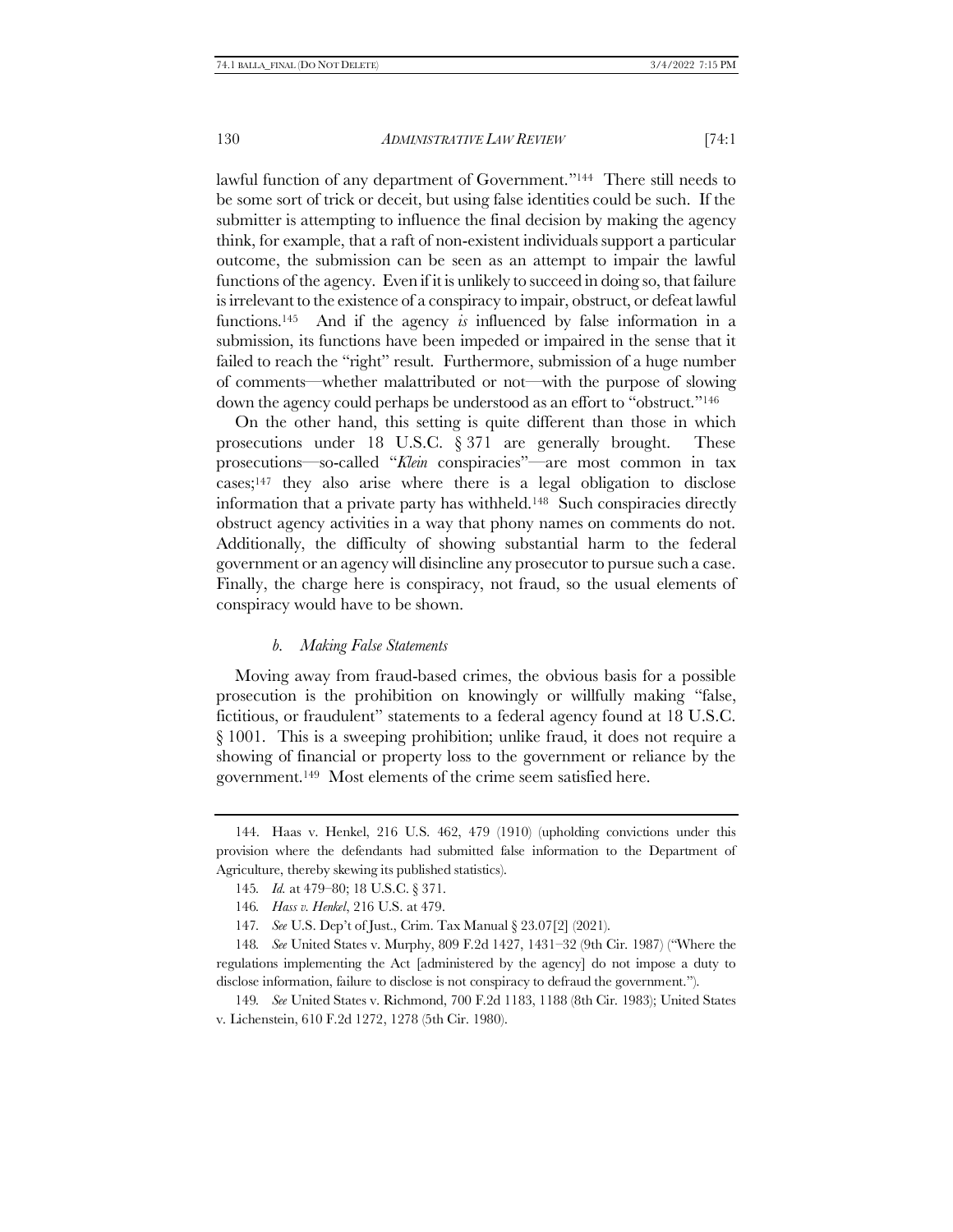lawful function of any department of Government."[144] There still needs to be some sort of trick or deceit, but using false identities could be such. If the submitter is attempting to influence the final decision by making the agency think, for example, that a raft of non-existent individuals support a particular outcome, the submission can be seen as an attempt to impair the lawful functions of the agency. Even if it is unlikely to succeed in doing so, that failure is irrelevant to the existence of a conspiracy to impair, obstruct, or defeat lawful functions.[145] And if the agency *is* influenced by false information in a submission, its functions have been impeded or impaired in the sense that it failed to reach the "right" result. Furthermore, submission of a huge number of comments—whether malattributed or not—with the purpose of slowing down the agency could perhaps be understood as an effort to "obstruct."[146]

On the other hand, this setting is quite different than those in which prosecutions under 18 U.S.C. § 371 are generally brought. These prosecutions—so-called "*Klein* conspiracies"—are most common in tax cases;[147] they also arise where there is a legal obligation to disclose information that a private party has withheld.[148] Such conspiracies directly obstruct agency activities in a way that phony names on comments do not. Additionally, the difficulty of showing substantial harm to the federal government or an agency will disincline any prosecutor to pursue such a case. Finally, the charge here is conspiracy, not fraud, so the usual elements of conspiracy would have to be shown.

#### *b. Making False Statements*

Moving away from fraud-based crimes, the obvious basis for a possible prosecution is the prohibition on knowingly or willfully making "false, fictitious, or fraudulent" statements to a federal agency found at 18 U.S.C. § 1001. This is a sweeping prohibition; unlike fraud, it does not require a showing of financial or property loss to the government or reliance by the government.[149] Most elements of the crime seem satisfied here.

---

144. Haas v. Henkel, 216 U.S. 462, 479 (1910) (upholding convictions under this provision where the defendants had submitted false information to the Department of Agriculture, thereby skewing its published statistics).

145. *Id.* at 479–80; 18 U.S.C. § 371.

146. *Hass v. Henkel*, 216 U.S. at 479.

147. *See* U.S. Dep't of Just., Crim. Tax Manual § 23.07[2] (2021).

148. *See* United States v. Murphy, 809 F.2d 1427, 1431–32 (9th Cir. 1987) ("Where the regulations implementing the Act [administered by the agency] do not impose a duty to disclose information, failure to disclose is not conspiracy to defraud the government.").

149. *See* United States v. Richmond, 700 F.2d 1183, 1188 (8th Cir. 1983); United States v. Lichenstein, 610 F.2d 1272, 1278 (5th Cir. 1980).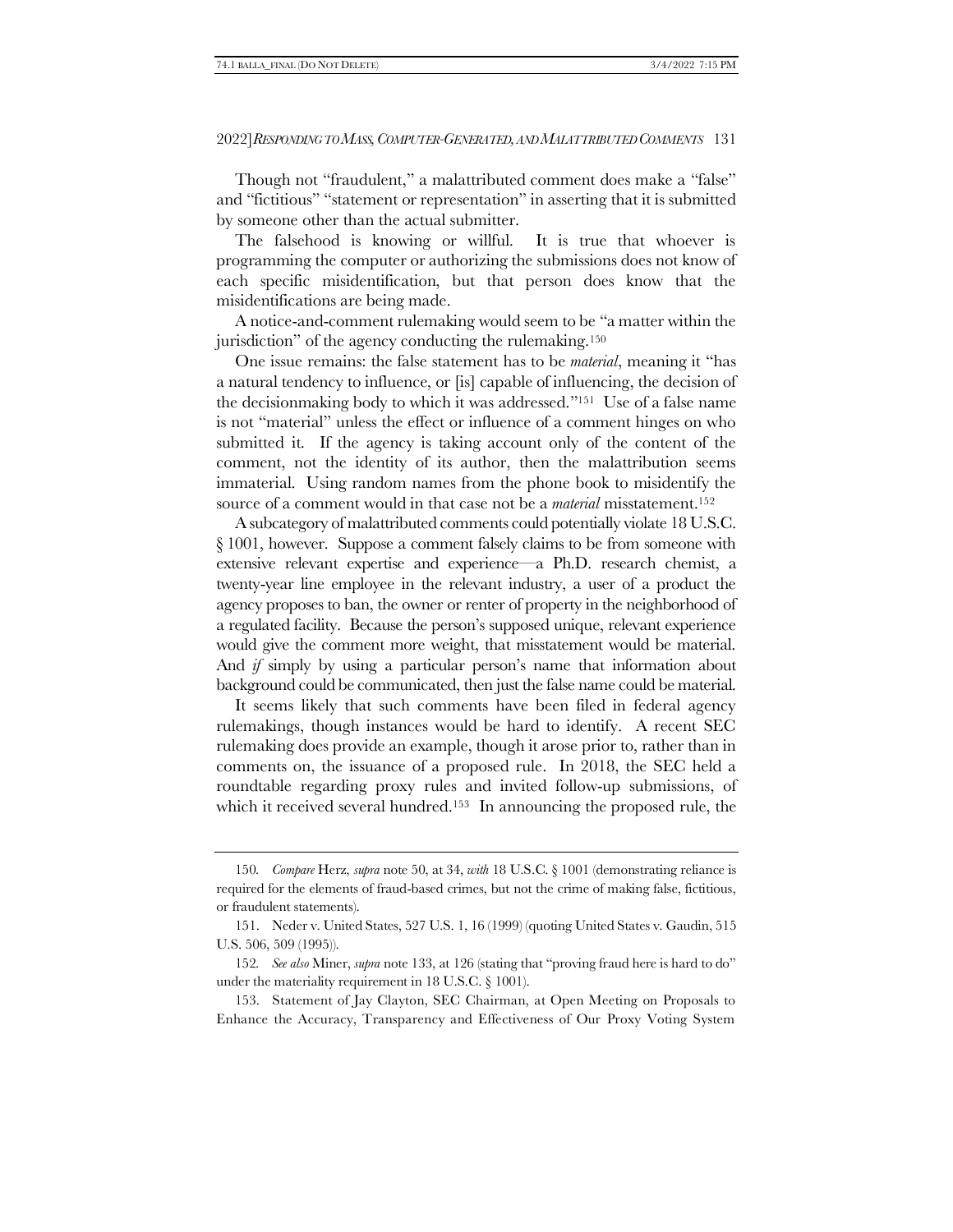Though not "fraudulent," a malattributed comment does make a "false" and "fictitious" "statement or representation" in asserting that it is submitted by someone other than the actual submitter.

The falsehood is knowing or willful. It is true that whoever is programming the computer or authorizing the submissions does not know of each specific misidentification, but that person does know that the misidentifications are being made.

A notice-and-comment rulemaking would seem to be "a matter within the jurisdiction" of the agency conducting the rulemaking.[150]

One issue remains: the false statement has to be *material*, meaning it "has a natural tendency to influence, or [is] capable of influencing, the decision of the decisionmaking body to which it was addressed."[151] Use of a false name is not "material" unless the effect or influence of a comment hinges on who submitted it. If the agency is taking account only of the content of the comment, not the identity of its author, then the malattribution seems immaterial. Using random names from the phone book to misidentify the source of a comment would in that case not be a *material* misstatement.[152]

A subcategory of malattributed comments could potentially violate 18 U.S.C. § 1001, however. Suppose a comment falsely claims to be from someone with extensive relevant expertise and experience—a Ph.D. research chemist, a twenty-year line employee in the relevant industry, a user of a product the agency proposes to ban, the owner or renter of property in the neighborhood of a regulated facility. Because the person's supposed unique, relevant experience would give the comment more weight, that misstatement would be material. And *if* simply by using a particular person's name that information about background could be communicated, then just the false name could be material.

It seems likely that such comments have been filed in federal agency rulemakings, though instances would be hard to identify. A recent SEC rulemaking does provide an example, though it arose prior to, rather than in comments on, the issuance of a proposed rule. In 2018, the SEC held a roundtable regarding proxy rules and invited follow-up submissions, of which it received several hundred.[153] In announcing the proposed rule, the

---

150. *Compare* Herz, *supra* note 50, at 34, *with* 18 U.S.C. § 1001 (demonstrating reliance is required for the elements of fraud-based crimes, but not the crime of making false, fictitious, or fraudulent statements).

151. Neder v. United States, 527 U.S. 1, 16 (1999) (quoting United States v. Gaudin, 515 U.S. 506, 509 (1995)).

152. *See also* Miner, *supra* note 133, at 126 (stating that "proving fraud here is hard to do" under the materiality requirement in 18 U.S.C. § 1001).

153. Statement of Jay Clayton, SEC Chairman, at Open Meeting on Proposals to Enhance the Accuracy, Transparency and Effectiveness of Our Proxy Voting System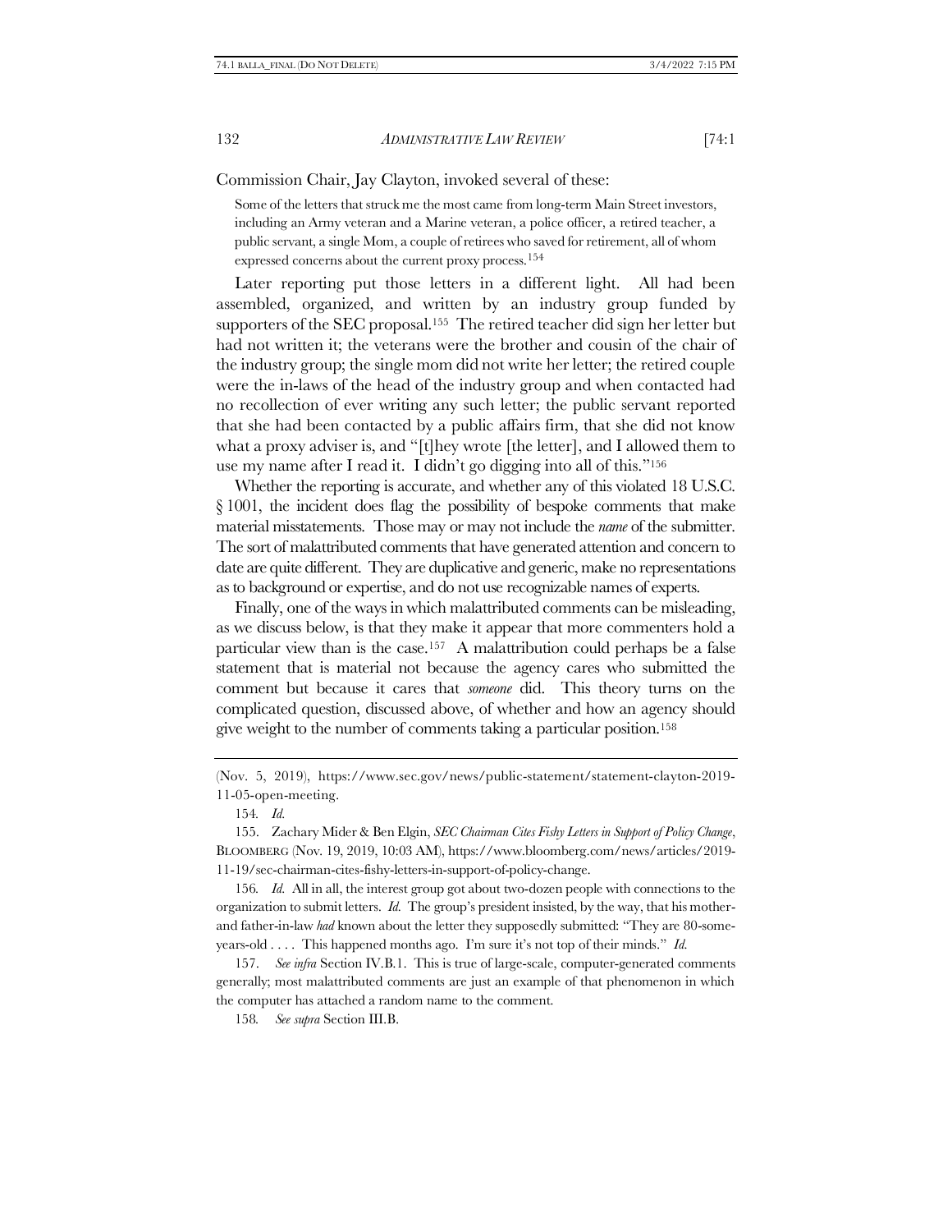Commission Chair, Jay Clayton, invoked several of these:

> Some of the letters that struck me the most came from long-term Main Street investors, including an Army veteran and a Marine veteran, a police officer, a retired teacher, a public servant, a single Mom, a couple of retirees who saved for retirement, all of whom expressed concerns about the current proxy process.[154]

Later reporting put those letters in a different light. All had been assembled, organized, and written by an industry group funded by supporters of the SEC proposal.[155] The retired teacher did sign her letter but had not written it; the veterans were the brother and cousin of the chair of the industry group; the single mom did not write her letter; the retired couple were the in-laws of the head of the industry group and when contacted had no recollection of ever writing any such letter; the public servant reported that she had been contacted by a public affairs firm, that she did not know what a proxy adviser is, and "[t]hey wrote [the letter], and I allowed them to use my name after I read it. I didn't go digging into all of this."[156]

Whether the reporting is accurate, and whether any of this violated 18 U.S.C. § 1001, the incident does flag the possibility of bespoke comments that make material misstatements. Those may or may not include the *name* of the submitter. The sort of malattributed comments that have generated attention and concern to date are quite different. They are duplicative and generic, make no representations as to background or expertise, and do not use recognizable names of experts.

Finally, one of the ways in which malattributed comments can be misleading, as we discuss below, is that they make it appear that more commenters hold a particular view than is the case.[157] A malattribution could perhaps be a false statement that is material not because the agency cares who submitted the comment but because it cares that *someone* did. This theory turns on the complicated question, discussed above, of whether and how an agency should give weight to the number of comments taking a particular position.[158]

---

(Nov. 5, 2019), https://www.sec.gov/news/public-statement/statement-clayton-2019-11-05-open-meeting.

154. *Id.*

155. Zachary Mider & Ben Elgin, *SEC Chairman Cites Fishy Letters in Support of Policy Change*, BLOOMBERG (Nov. 19, 2019, 10:03 AM), https://www.bloomberg.com/news/articles/2019-11-19/sec-chairman-cites-fishy-letters-in-support-of-policy-change.

156. *Id.* All in all, the interest group got about two-dozen people with connections to the organization to submit letters. *Id.* The group's president insisted, by the way, that his mother- and father-in-law *had* known about the letter they supposedly submitted: "They are 80-some-years-old . . . . This happened months ago. I'm sure it's not top of their minds." *Id.*

157. *See infra* Section IV.B.1. This is true of large-scale, computer-generated comments generally; most malattributed comments are just an example of that phenomenon in which the computer has attached a random name to the comment.

158. *See supra* Section III.B.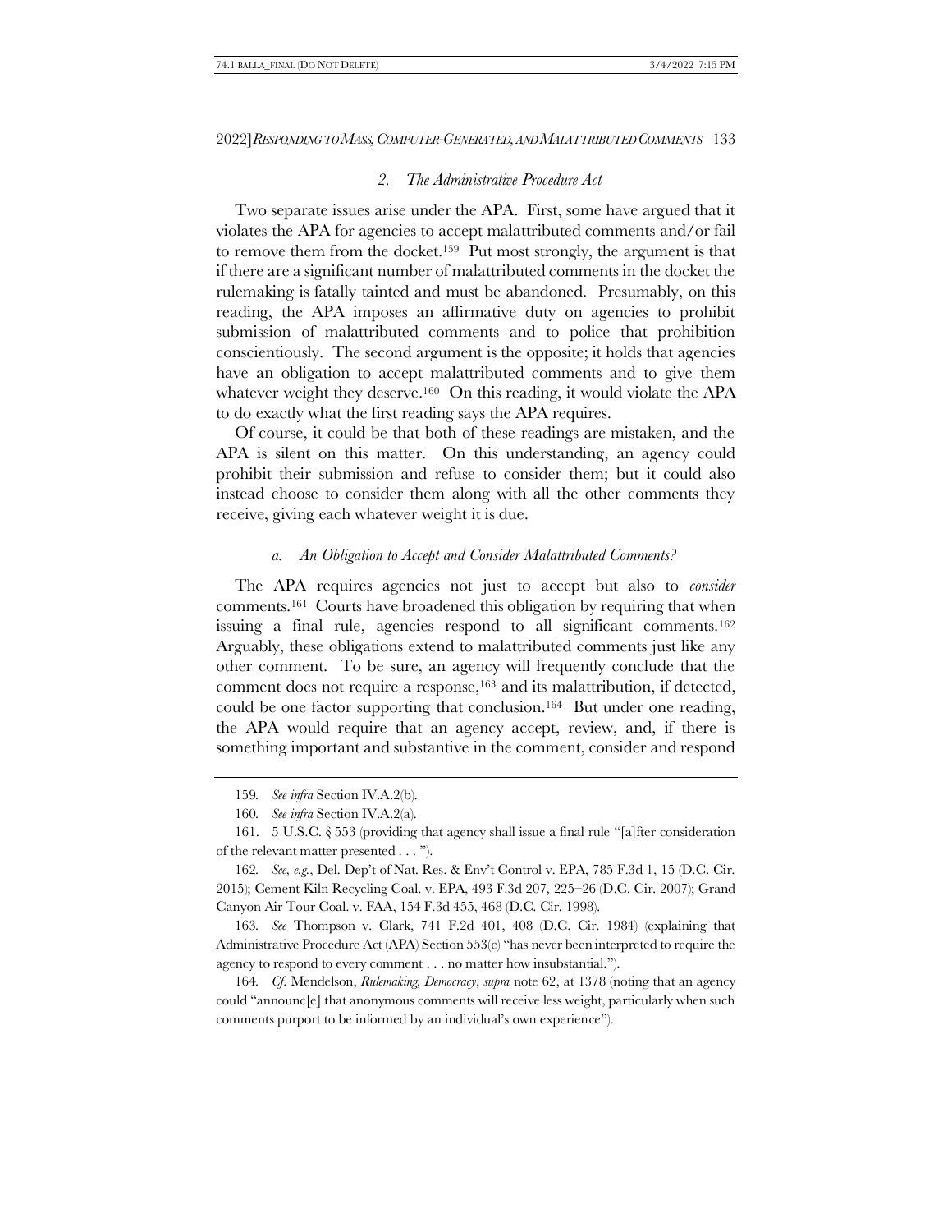### *2. The Administrative Procedure Act*

Two separate issues arise under the APA. First, some have argued that it violates the APA for agencies to accept malattributed comments and/or fail to remove them from the docket.[159] Put most strongly, the argument is that if there are a significant number of malattributed comments in the docket the rulemaking is fatally tainted and must be abandoned. Presumably, on this reading, the APA imposes an affirmative duty on agencies to prohibit submission of malattributed comments and to police that prohibition conscientiously. The second argument is the opposite; it holds that agencies have an obligation to accept malattributed comments and to give them whatever weight they deserve.[160] On this reading, it would violate the APA to do exactly what the first reading says the APA requires.

Of course, it could be that both of these readings are mistaken, and the APA is silent on this matter. On this understanding, an agency could prohibit their submission and refuse to consider them; but it could also instead choose to consider them along with all the other comments they receive, giving each whatever weight it is due.

#### *a. An Obligation to Accept and Consider Malattributed Comments?*

The APA requires agencies not just to accept but also to *consider* comments.[161] Courts have broadened this obligation by requiring that when issuing a final rule, agencies respond to all significant comments.[162] Arguably, these obligations extend to malattributed comments just like any other comment. To be sure, an agency will frequently conclude that the comment does not require a response,[163] and its malattribution, if detected, could be one factor supporting that conclusion.[164] But under one reading, the APA would require that an agency accept, review, and, if there is something important and substantive in the comment, consider and respond

---

159. *See infra* Section IV.A.2(b).

160. *See infra* Section IV.A.2(a).

161. 5 U.S.C. § 553 (providing that agency shall issue a final rule "[a]fter consideration of the relevant matter presented . . . ").

162. *See, e.g.*, Del. Dep't of Nat. Res. & Env't Control v. EPA, 785 F.3d 1, 15 (D.C. Cir. 2015); Cement Kiln Recycling Coal. v. EPA, 493 F.3d 207, 225–26 (D.C. Cir. 2007); Grand Canyon Air Tour Coal. v. FAA, 154 F.3d 455, 468 (D.C. Cir. 1998).

163. *See* Thompson v. Clark, 741 F.2d 401, 408 (D.C. Cir. 1984) (explaining that Administrative Procedure Act (APA) Section 553(c) "has never been interpreted to require the agency to respond to every comment . . . no matter how insubstantial.").

164. *Cf.* Mendelson, *Rulemaking, Democracy*, *supra* note 62, at 1378 (noting that an agency could "announc[e] that anonymous comments will receive less weight, particularly when such comments purport to be informed by an individual's own experience").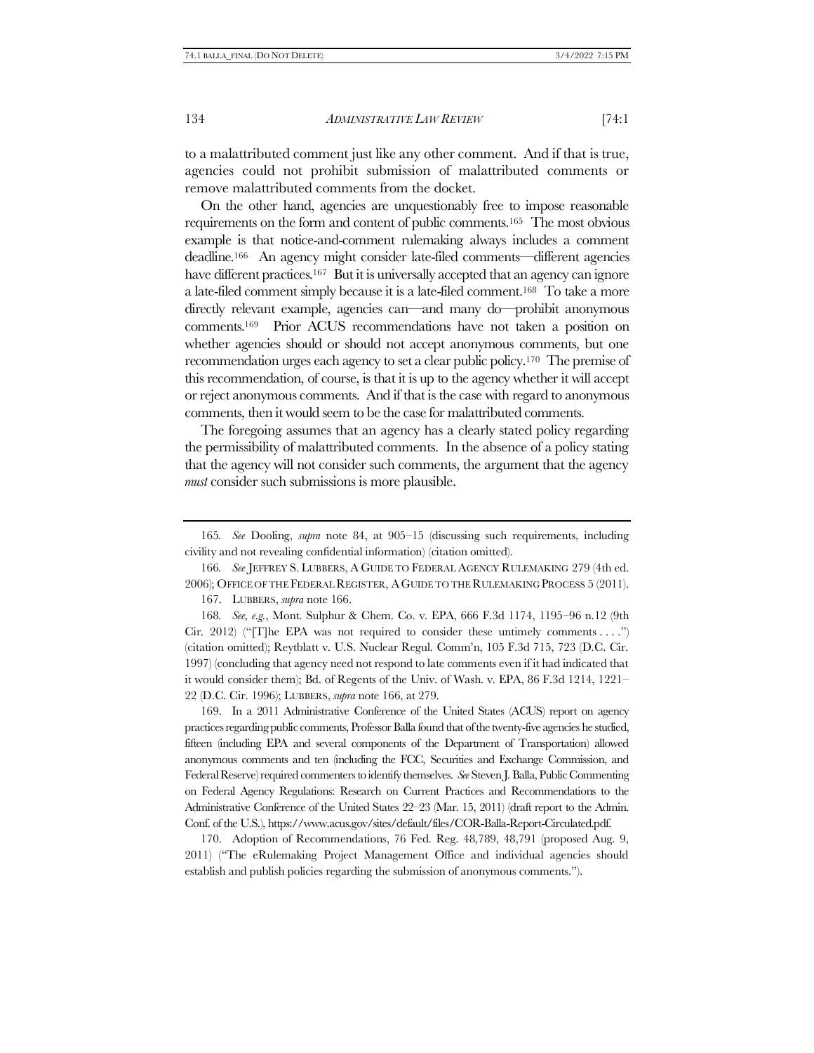to a malattributed comment just like any other comment. And if that is true, agencies could not prohibit submission of malattributed comments or remove malattributed comments from the docket.

On the other hand, agencies are unquestionably free to impose reasonable requirements on the form and content of public comments.[165] The most obvious example is that notice-and-comment rulemaking always includes a comment deadline.[166] An agency might consider late-filed comments—different agencies have different practices.[167] But it is universally accepted that an agency can ignore a late-filed comment simply because it is a late-filed comment.[168] To take a more directly relevant example, agencies can—and many do—prohibit anonymous comments.[169] Prior ACUS recommendations have not taken a position on whether agencies should or should not accept anonymous comments, but one recommendation urges each agency to set a clear public policy.[170] The premise of this recommendation, of course, is that it is up to the agency whether it will accept or reject anonymous comments. And if that is the case with regard to anonymous comments, then it would seem to be the case for malattributed comments.

The foregoing assumes that an agency has a clearly stated policy regarding the permissibility of malattributed comments. In the absence of a policy stating that the agency will not consider such comments, the argument that the agency *must* consider such submissions is more plausible.

---

165. *See* Dooling, *supra* note 84, at 905–15 (discussing such requirements, including civility and not revealing confidential information) (citation omitted).

166. *See* JEFFREY S. LUBBERS, A GUIDE TO FEDERAL AGENCY RULEMAKING 279 (4th ed. 2006); OFFICE OF THE FEDERAL REGISTER, A GUIDE TO THE RULEMAKING PROCESS 5 (2011).

167. LUBBERS, *supra* note 166.

168. *See, e.g.*, Mont. Sulphur & Chem. Co. v. EPA, 666 F.3d 1174, 1195–96 n.12 (9th Cir. 2012) ("[T]he EPA was not required to consider these untimely comments . . . .") (citation omitted); Reytblatt v. U.S. Nuclear Regul. Comm'n, 105 F.3d 715, 723 (D.C. Cir. 1997) (concluding that agency need not respond to late comments even if it had indicated that it would consider them); Bd. of Regents of the Univ. of Wash. v. EPA, 86 F.3d 1214, 1221–22 (D.C. Cir. 1996); LUBBERS, *supra* note 166, at 279.

169. In a 2011 Administrative Conference of the United States (ACUS) report on agency practices regarding public comments, Professor Balla found that of the twenty-five agencies he studied, fifteen (including EPA and several components of the Department of Transportation) allowed anonymous comments and ten (including the FCC, Securities and Exchange Commission, and Federal Reserve) required commenters to identify themselves. *See* Steven J. Balla, Public Commenting on Federal Agency Regulations: Research on Current Practices and Recommendations to the Administrative Conference of the United States 22–23 (Mar. 15, 2011) (draft report to the Admin. Conf. of the U.S.), https://www.acus.gov/sites/default/files/COR-Balla-Report-Circulated.pdf.

170. Adoption of Recommendations, 76 Fed. Reg. 48,789, 48,791 (proposed Aug. 9, 2011) ("The eRulemaking Project Management Office and individual agencies should establish and publish policies regarding the submission of anonymous comments.").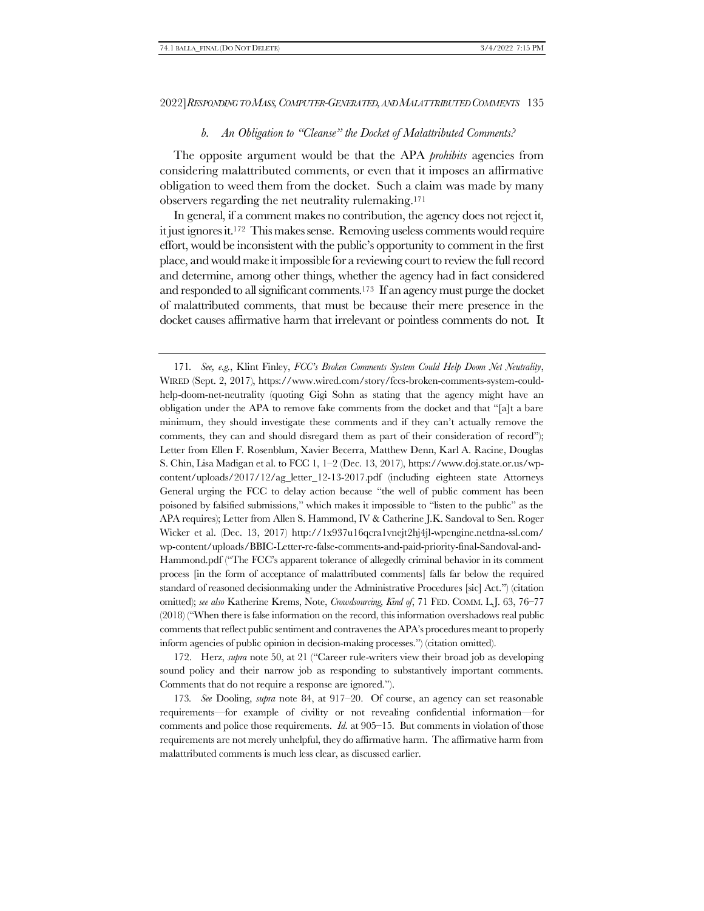### *b. An Obligation to "Cleanse" the Docket of Malattributed Comments?*

The opposite argument would be that the APA *prohibits* agencies from considering malattributed comments, or even that it imposes an affirmative obligation to weed them from the docket. Such a claim was made by many observers regarding the net neutrality rulemaking.[171]

In general, if a comment makes no contribution, the agency does not reject it, it just ignores it.[172] This makes sense. Removing useless comments would require effort, would be inconsistent with the public's opportunity to comment in the first place, and would make it impossible for a reviewing court to review the full record and determine, among other things, whether the agency had in fact considered and responded to all significant comments.[173] If an agency must purge the docket of malattributed comments, that must be because their mere presence in the docket causes affirmative harm that irrelevant or pointless comments do not. It

---

171. *See, e.g.*, Klint Finley, *FCC's Broken Comments System Could Help Doom Net Neutrality*, WIRED (Sept. 2, 2017), https://www.wired.com/story/fccs-broken-comments-system-could-help-doom-net-neutrality (quoting Gigi Sohn as stating that the agency might have an obligation under the APA to remove fake comments from the docket and that "[a]t a bare minimum, they should investigate these comments and if they can't actually remove the comments, they can and should disregard them as part of their consideration of record"); Letter from Ellen F. Rosenblum, Xavier Becerra, Matthew Denn, Karl A. Racine, Douglas S. Chin, Lisa Madigan et al. to FCC 1, 1–2 (Dec. 13, 2017), https://www.doj.state.or.us/wp-content/uploads/2017/12/ag_letter_12-13-2017.pdf (including eighteen state Attorneys General urging the FCC to delay action because "the well of public comment has been poisoned by falsified submissions," which makes it impossible to "listen to the public" as the APA requires); Letter from Allen S. Hammond, IV & Catherine J.K. Sandoval to Sen. Roger Wicker et al. (Dec. 13, 2017) http://1x937u16qcra1vnejt2hj4jl-wpengine.netdna-ssl.com/wp-content/uploads/BBIC-Letter-re-false-comments-and-paid-priority-final-Sandoval-and-Hammond.pdf ("The FCC's apparent tolerance of allegedly criminal behavior in its comment process [in the form of acceptance of malattributed comments] falls far below the required standard of reasoned decisionmaking under the Administrative Procedures [sic] Act.") (citation omitted); *see also* Katherine Krems, Note, *Crowdsourcing, Kind of*, 71 FED. COMM. L.J. 63, 76–77 (2018) ("When there is false information on the record, this information overshadows real public comments that reflect public sentiment and contravenes the APA's procedures meant to properly inform agencies of public opinion in decision-making processes.") (citation omitted).

172. Herz, *supra* note 50, at 21 ("Career rule-writers view their broad job as developing sound policy and their narrow job as responding to substantively important comments. Comments that do not require a response are ignored.").

173. *See* Dooling, *supra* note 84, at 917–20. Of course, an agency can set reasonable requirements—for example of civility or not revealing confidential information—for comments and police those requirements. *Id.* at 905–15. But comments in violation of those requirements are not merely unhelpful, they do affirmative harm. The affirmative harm from malattributed comments is much less clear, as discussed earlier.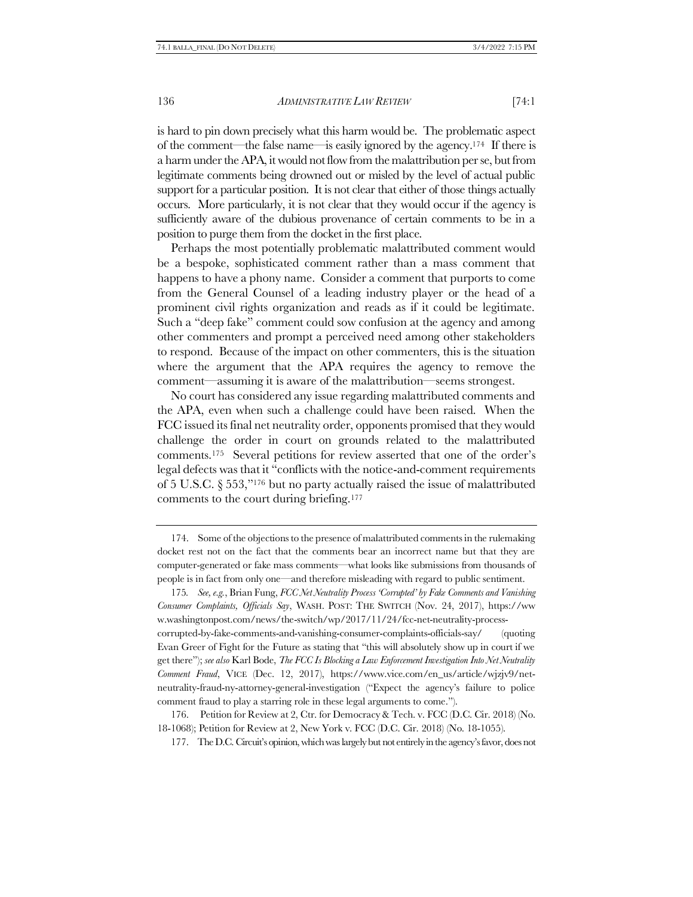is hard to pin down precisely what this harm would be. The problematic aspect of the comment—the false name—is easily ignored by the agency.[174] If there is a harm under the APA, it would not flow from the malattribution per se, but from legitimate comments being drowned out or misled by the level of actual public support for a particular position. It is not clear that either of those things actually occurs. More particularly, it is not clear that they would occur if the agency is sufficiently aware of the dubious provenance of certain comments to be in a position to purge them from the docket in the first place.

Perhaps the most potentially problematic malattributed comment would be a bespoke, sophisticated comment rather than a mass comment that happens to have a phony name. Consider a comment that purports to come from the General Counsel of a leading industry player or the head of a prominent civil rights organization and reads as if it could be legitimate. Such a "deep fake" comment could sow confusion at the agency and among other commenters and prompt a perceived need among other stakeholders to respond. Because of the impact on other commenters, this is the situation where the argument that the APA requires the agency to remove the comment—assuming it is aware of the malattribution—seems strongest.

No court has considered any issue regarding malattributed comments and the APA, even when such a challenge could have been raised. When the FCC issued its final net neutrality order, opponents promised that they would challenge the order in court on grounds related to the malattributed comments.[175] Several petitions for review asserted that one of the order's legal defects was that it "conflicts with the notice-and-comment requirements of 5 U.S.C. § 553,"[176] but no party actually raised the issue of malattributed comments to the court during briefing.[177]

---

174. Some of the objections to the presence of malattributed comments in the rulemaking docket rest not on the fact that the comments bear an incorrect name but that they are computer-generated or fake mass comments—what looks like submissions from thousands of people is in fact from only one—and therefore misleading with regard to public sentiment.

175. *See, e.g.*, Brian Fung, *FCC Net Neutrality Process 'Corrupted' by Fake Comments and Vanishing Consumer Complaints, Officials Say*, WASH. POST: THE SWITCH (Nov. 24, 2017), https://www.washingtonpost.com/news/the-switch/wp/2017/11/24/fcc-net-neutrality-process-corrupted-by-fake-comments-and-vanishing-consumer-complaints-officials-say/ (quoting Evan Greer of Fight for the Future as stating that "this will absolutely show up in court if we get there"); *see also* Karl Bode, *The FCC Is Blocking a Law Enforcement Investigation Into Net Neutrality Comment Fraud*, VICE (Dec. 12, 2017), https://www.vice.com/en_us/article/wjzjv9/net-neutrality-fraud-ny-attorney-general-investigation ("Expect the agency's failure to police comment fraud to play a starring role in these legal arguments to come.").

176. Petition for Review at 2, Ctr. for Democracy & Tech. v. FCC (D.C. Cir. 2018) (No. 18-1068); Petition for Review at 2, New York v. FCC (D.C. Cir. 2018) (No. 18-1055).

177. The D.C. Circuit's opinion, which was largely but not entirely in the agency's favor, does not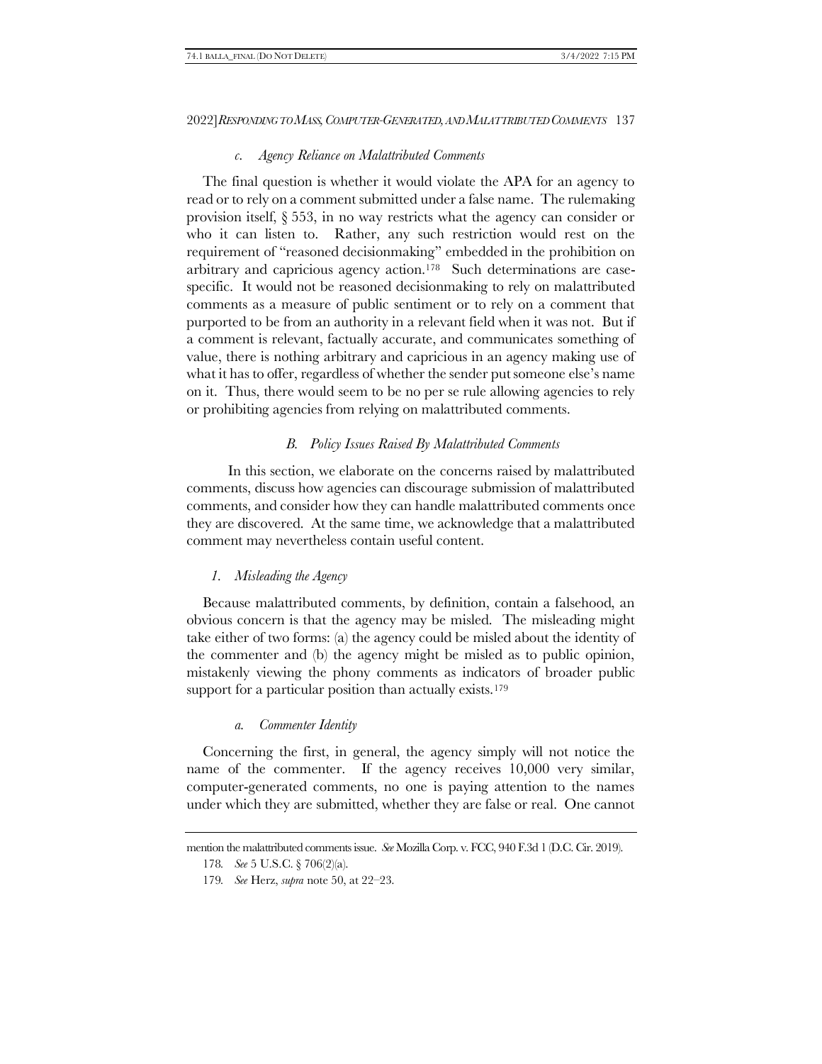#### *c. Agency Reliance on Malattributed Comments*

The final question is whether it would violate the APA for an agency to read or to rely on a comment submitted under a false name. The rulemaking provision itself, § 553, in no way restricts what the agency can consider or who it can listen to. Rather, any such restriction would rest on the requirement of "reasoned decisionmaking" embedded in the prohibition on arbitrary and capricious agency action.[178] Such determinations are case-specific. It would not be reasoned decisionmaking to rely on malattributed comments as a measure of public sentiment or to rely on a comment that purported to be from an authority in a relevant field when it was not. But if a comment is relevant, factually accurate, and communicates something of value, there is nothing arbitrary and capricious in an agency making use of what it has to offer, regardless of whether the sender put someone else's name on it. Thus, there would seem to be no per se rule allowing agencies to rely or prohibiting agencies from relying on malattributed comments.

### *B. Policy Issues Raised By Malattributed Comments*

In this section, we elaborate on the concerns raised by malattributed comments, discuss how agencies can discourage submission of malattributed comments, and consider how they can handle malattributed comments once they are discovered. At the same time, we acknowledge that a malattributed comment may nevertheless contain useful content.

#### *1. Misleading the Agency*

Because malattributed comments, by definition, contain a falsehood, an obvious concern is that the agency may be misled. The misleading might take either of two forms: (a) the agency could be misled about the identity of the commenter and (b) the agency might be misled as to public opinion, mistakenly viewing the phony comments as indicators of broader public support for a particular position than actually exists.[179]

#### *a. Commenter Identity*

Concerning the first, in general, the agency simply will not notice the name of the commenter. If the agency receives 10,000 very similar, computer-generated comments, no one is paying attention to the names under which they are submitted, whether they are false or real. One cannot

---

mention the malattributed comments issue. *See* Mozilla Corp. v. FCC, 940 F.3d 1 (D.C. Cir. 2019).

178. *See* 5 U.S.C. § 706(2)(a).

179. *See* Herz, *supra* note 50, at 22–23.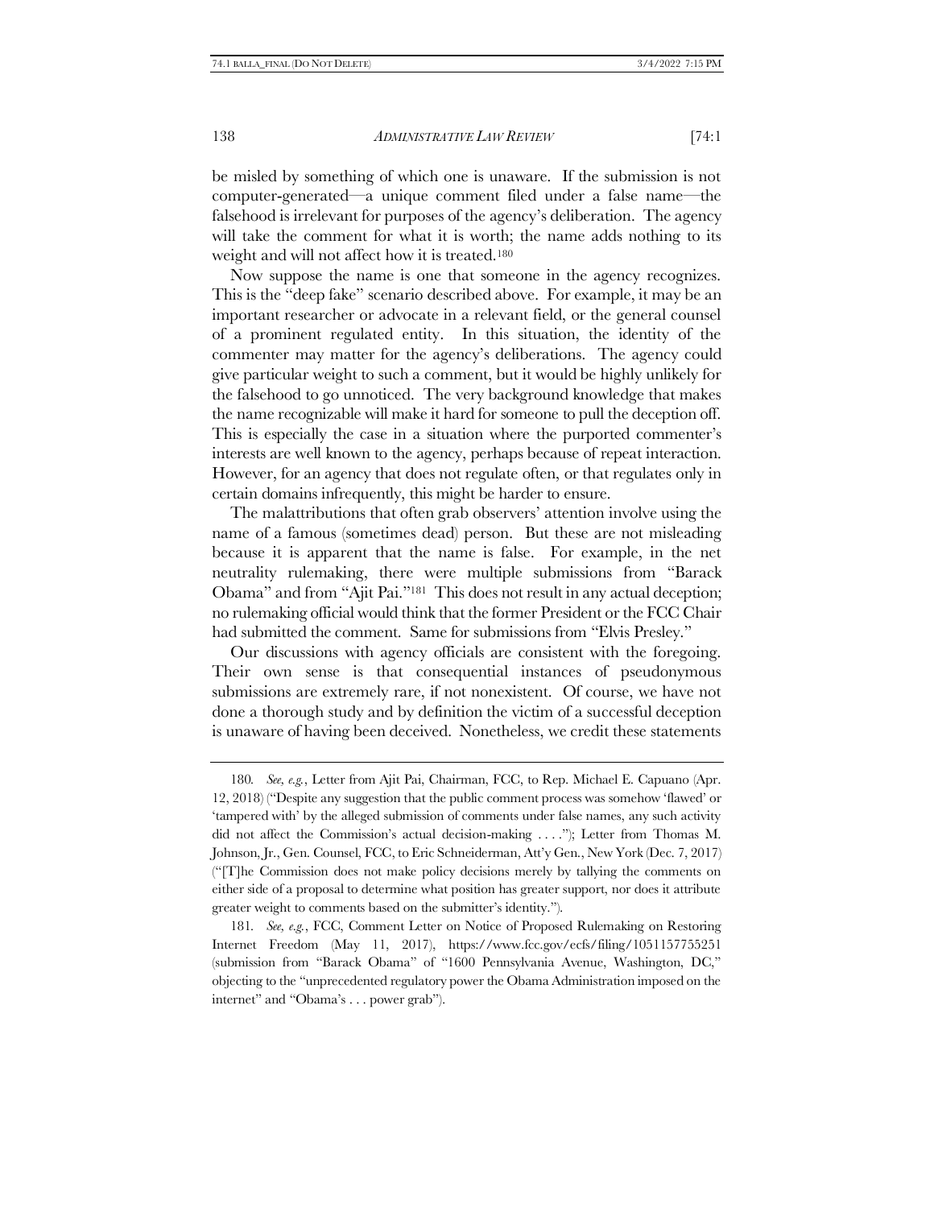be misled by something of which one is unaware. If the submission is not computer-generated—a unique comment filed under a false name—the falsehood is irrelevant for purposes of the agency's deliberation. The agency will take the comment for what it is worth; the name adds nothing to its weight and will not affect how it is treated.[180]

Now suppose the name is one that someone in the agency recognizes. This is the "deep fake" scenario described above. For example, it may be an important researcher or advocate in a relevant field, or the general counsel of a prominent regulated entity. In this situation, the identity of the commenter may matter for the agency's deliberations. The agency could give particular weight to such a comment, but it would be highly unlikely for the falsehood to go unnoticed. The very background knowledge that makes the name recognizable will make it hard for someone to pull the deception off. This is especially the case in a situation where the purported commenter's interests are well known to the agency, perhaps because of repeat interaction. However, for an agency that does not regulate often, or that regulates only in certain domains infrequently, this might be harder to ensure.

The malattributions that often grab observers' attention involve using the name of a famous (sometimes dead) person. But these are not misleading because it is apparent that the name is false. For example, in the net neutrality rulemaking, there were multiple submissions from "Barack Obama" and from "Ajit Pai."[181] This does not result in any actual deception; no rulemaking official would think that the former President or the FCC Chair had submitted the comment. Same for submissions from "Elvis Presley."

Our discussions with agency officials are consistent with the foregoing. Their own sense is that consequential instances of pseudonymous submissions are extremely rare, if not nonexistent. Of course, we have not done a thorough study and by definition the victim of a successful deception is unaware of having been deceived. Nonetheless, we credit these statements

---

180. *See, e.g.*, Letter from Ajit Pai, Chairman, FCC, to Rep. Michael E. Capuano (Apr. 12, 2018) ("Despite any suggestion that the public comment process was somehow 'flawed' or 'tampered with' by the alleged submission of comments under false names, any such activity did not affect the Commission's actual decision-making . . . ."); Letter from Thomas M. Johnson, Jr., Gen. Counsel, FCC, to Eric Schneiderman, Att'y Gen., New York (Dec. 7, 2017) ("[T]he Commission does not make policy decisions merely by tallying the comments on either side of a proposal to determine what position has greater support, nor does it attribute greater weight to comments based on the submitter's identity.").

181. *See, e.g.*, FCC, Comment Letter on Notice of Proposed Rulemaking on Restoring Internet Freedom (May 11, 2017), https://www.fcc.gov/ecfs/filing/1051157755251 (submission from "Barack Obama" of "1600 Pennsylvania Avenue, Washington, DC," objecting to the "unprecedented regulatory power the Obama Administration imposed on the internet" and "Obama's . . . power grab").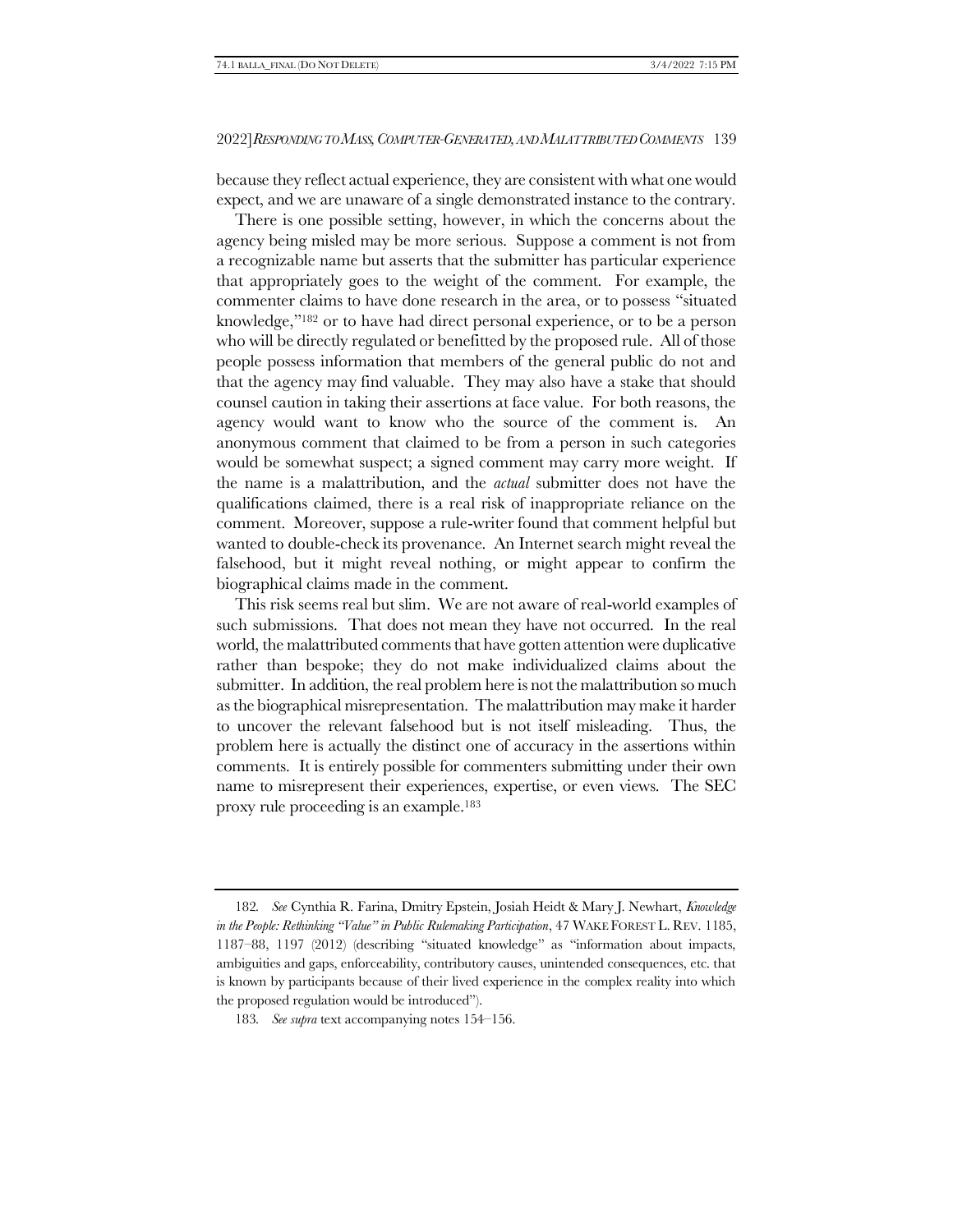because they reflect actual experience, they are consistent with what one would expect, and we are unaware of a single demonstrated instance to the contrary.

There is one possible setting, however, in which the concerns about the agency being misled may be more serious. Suppose a comment is not from a recognizable name but asserts that the submitter has particular experience that appropriately goes to the weight of the comment. For example, the commenter claims to have done research in the area, or to possess "situated knowledge,"[182] or to have had direct personal experience, or to be a person who will be directly regulated or benefitted by the proposed rule. All of those people possess information that members of the general public do not and that the agency may find valuable. They may also have a stake that should counsel caution in taking their assertions at face value. For both reasons, the agency would want to know who the source of the comment is. An anonymous comment that claimed to be from a person in such categories would be somewhat suspect; a signed comment may carry more weight. If the name is a malattribution, and the *actual* submitter does not have the qualifications claimed, there is a real risk of inappropriate reliance on the comment. Moreover, suppose a rule-writer found that comment helpful but wanted to double-check its provenance. An Internet search might reveal the falsehood, but it might reveal nothing, or might appear to confirm the biographical claims made in the comment.

This risk seems real but slim. We are not aware of real-world examples of such submissions. That does not mean they have not occurred. In the real world, the malattributed comments that have gotten attention were duplicative rather than bespoke; they do not make individualized claims about the submitter. In addition, the real problem here is not the malattribution so much as the biographical misrepresentation. The malattribution may make it harder to uncover the relevant falsehood but is not itself misleading. Thus, the problem here is actually the distinct one of accuracy in the assertions within comments. It is entirely possible for commenters submitting under their own name to misrepresent their experiences, expertise, or even views. The SEC proxy rule proceeding is an example.[183]

---

182. *See* Cynthia R. Farina, Dmitry Epstein, Josiah Heidt & Mary J. Newhart, *Knowledge in the People: Rethinking "Value" in Public Rulemaking Participation*, 47 WAKE FOREST L. REV. 1185, 1187–88, 1197 (2012) (describing "situated knowledge" as "information about impacts, ambiguities and gaps, enforceability, contributory causes, unintended consequences, etc. that is known by participants because of their lived experience in the complex reality into which the proposed regulation would be introduced").

183. *See supra* text accompanying notes 154–156.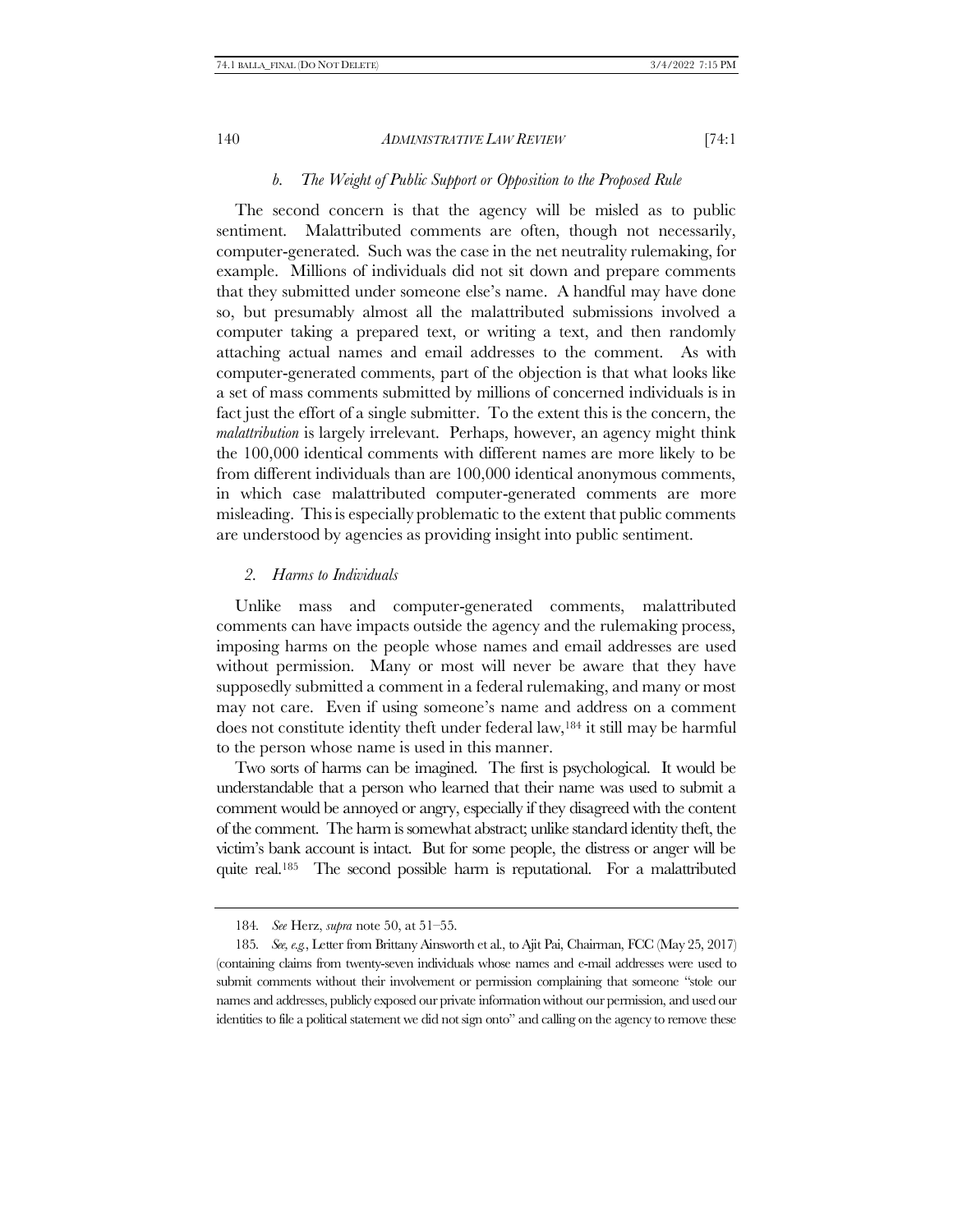### *b. The Weight of Public Support or Opposition to the Proposed Rule*

The second concern is that the agency will be misled as to public sentiment. Malattributed comments are often, though not necessarily, computer-generated. Such was the case in the net neutrality rulemaking, for example. Millions of individuals did not sit down and prepare comments that they submitted under someone else's name. A handful may have done so, but presumably almost all the malattributed submissions involved a computer taking a prepared text, or writing a text, and then randomly attaching actual names and email addresses to the comment. As with computer-generated comments, part of the objection is that what looks like a set of mass comments submitted by millions of concerned individuals is in fact just the effort of a single submitter. To the extent this is the concern, the *malattribution* is largely irrelevant. Perhaps, however, an agency might think the 100,000 identical comments with different names are more likely to be from different individuals than are 100,000 identical anonymous comments, in which case malattributed computer-generated comments are more misleading. This is especially problematic to the extent that public comments are understood by agencies as providing insight into public sentiment.

### *2. Harms to Individuals*

Unlike mass and computer-generated comments, malattributed comments can have impacts outside the agency and the rulemaking process, imposing harms on the people whose names and email addresses are used without permission. Many or most will never be aware that they have supposedly submitted a comment in a federal rulemaking, and many or most may not care. Even if using someone's name and address on a comment does not constitute identity theft under federal law,[184] it still may be harmful to the person whose name is used in this manner.

Two sorts of harms can be imagined. The first is psychological. It would be understandable that a person who learned that their name was used to submit a comment would be annoyed or angry, especially if they disagreed with the content of the comment. The harm is somewhat abstract; unlike standard identity theft, the victim's bank account is intact. But for some people, the distress or anger will be quite real.[185] The second possible harm is reputational. For a malattributed

---

184. *See* Herz, *supra* note 50, at 51–55.

185. *See, e.g.*, Letter from Brittany Ainsworth et al., to Ajit Pai, Chairman, FCC (May 25, 2017) (containing claims from twenty-seven individuals whose names and e-mail addresses were used to submit comments without their involvement or permission complaining that someone "stole our names and addresses, publicly exposed our private information without our permission, and used our identities to file a political statement we did not sign onto" and calling on the agency to remove these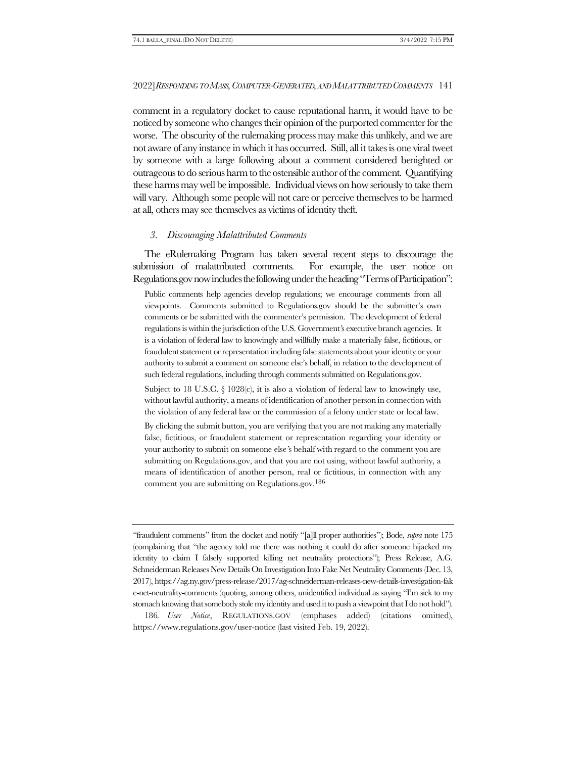comment in a regulatory docket to cause reputational harm, it would have to be noticed by someone who changes their opinion of the purported commenter for the worse. The obscurity of the rulemaking process may make this unlikely, and we are not aware of any instance in which it has occurred. Still, all it takes is one viral tweet by someone with a large following about a comment considered benighted or outrageous to do serious harm to the ostensible author of the comment. Quantifying these harms may well be impossible. Individual views on how seriously to take them will vary. Although some people will not care or perceive themselves to be harmed at all, others may see themselves as victims of identity theft.

### *3. Discouraging Malattributed Comments*

The eRulemaking Program has taken several recent steps to discourage the submission of malattributed comments. For example, the user notice on Regulations.gov now includes the following under the heading "Terms of Participation":

> Public comments help agencies develop regulations; we encourage comments from all viewpoints. Comments submitted to Regulations.gov should be the submitter's own comments or be submitted with the commenter's permission. The development of federal regulations is within the jurisdiction of the U.S. Government's executive branch agencies. It is a violation of federal law to knowingly and willfully make a materially false, fictitious, or fraudulent statement or representation including false statements about your identity or your authority to submit a comment on someone else's behalf, in relation to the development of such federal regulations, including through comments submitted on Regulations.gov.
>
> Subject to 18 U.S.C. § 1028(c), it is also a violation of federal law to knowingly use, without lawful authority, a means of identification of another person in connection with the violation of any federal law or the commission of a felony under state or local law.
>
> By clicking the submit button, you are verifying that you are not making any materially false, fictitious, or fraudulent statement or representation regarding your identity or your authority to submit on someone else's behalf with regard to the comment you are submitting on Regulations.gov, and that you are not using, without lawful authority, a means of identification of another person, real or fictitious, in connection with any comment you are submitting on Regulations.gov.[186]

---

"fraudulent comments" from the docket and notify "[a]ll proper authorities"); Bode, *supra* note 175 (complaining that "the agency told me there was nothing it could do after someone hijacked my identity to claim I falsely supported killing net neutrality protections"); Press Release, A.G. Schneiderman Releases New Details On Investigation Into Fake Net Neutrality Comments (Dec. 13, 2017), https://ag.ny.gov/press-release/2017/ag-schneiderman-releases-new-details-investigation-fake-net-neutrality-comments (quoting, among others, unidentified individual as saying "I'm sick to my stomach knowing that somebody stole my identity and used it to push a viewpoint that I do not hold").

186. *User Notice*, REGULATIONS.GOV (emphases added) (citations omitted), https://www.regulations.gov/user-notice (last visited Feb. 19, 2022).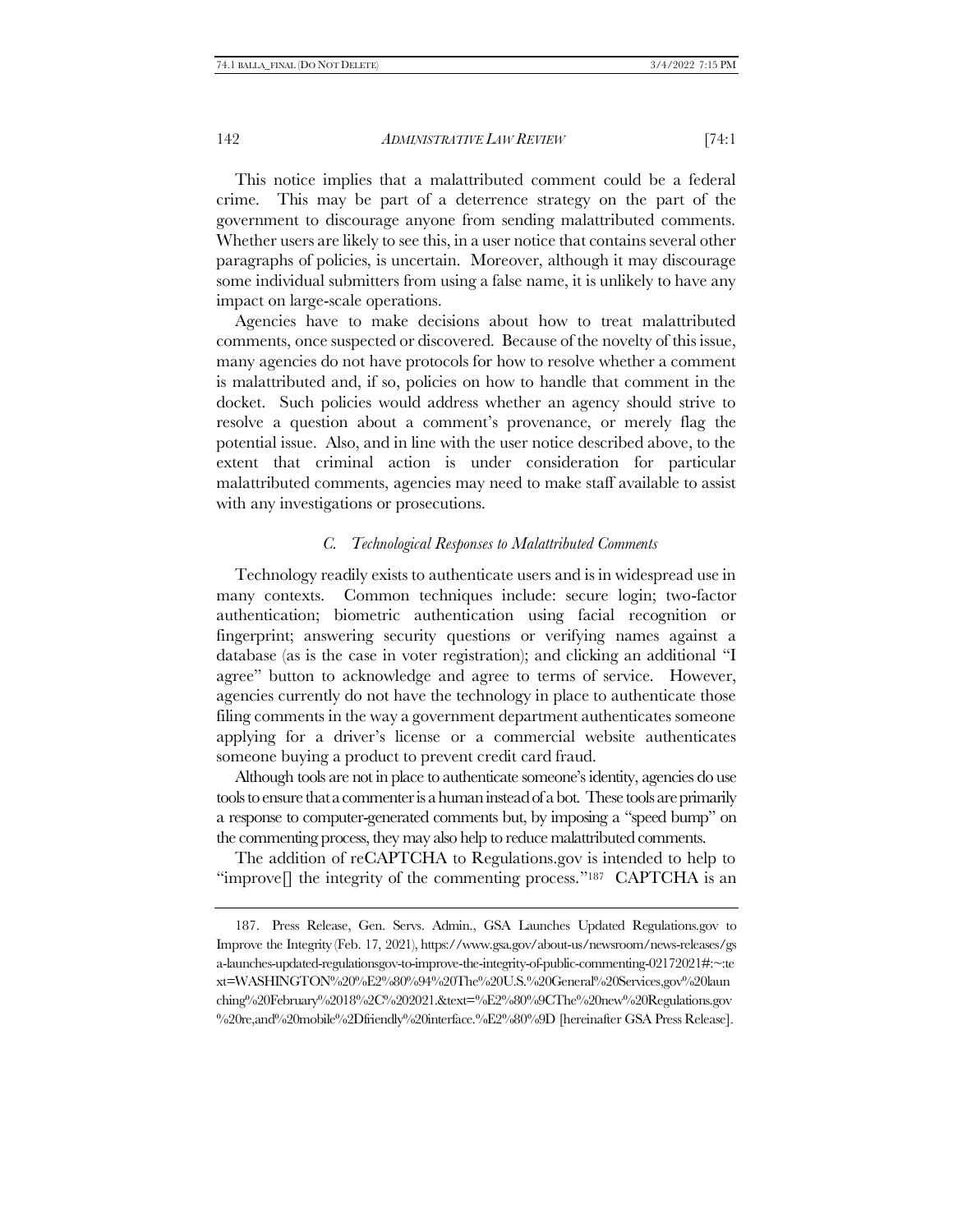This notice implies that a malattributed comment could be a federal crime. This may be part of a deterrence strategy on the part of the government to discourage anyone from sending malattributed comments. Whether users are likely to see this, in a user notice that contains several other paragraphs of policies, is uncertain. Moreover, although it may discourage some individual submitters from using a false name, it is unlikely to have any impact on large-scale operations.

Agencies have to make decisions about how to treat malattributed comments, once suspected or discovered. Because of the novelty of this issue, many agencies do not have protocols for how to resolve whether a comment is malattributed and, if so, policies on how to handle that comment in the docket. Such policies would address whether an agency should strive to resolve a question about a comment's provenance, or merely flag the potential issue. Also, and in line with the user notice described above, to the extent that criminal action is under consideration for particular malattributed comments, agencies may need to make staff available to assist with any investigations or prosecutions.

### *C. Technological Responses to Malattributed Comments*

Technology readily exists to authenticate users and is in widespread use in many contexts. Common techniques include: secure login; two-factor authentication; biometric authentication using facial recognition or fingerprint; answering security questions or verifying names against a database (as is the case in voter registration); and clicking an additional "I agree" button to acknowledge and agree to terms of service. However, agencies currently do not have the technology in place to authenticate those filing comments in the way a government department authenticates someone applying for a driver's license or a commercial website authenticates someone buying a product to prevent credit card fraud.

Although tools are not in place to authenticate someone's identity, agencies do use tools to ensure that a commenter is a human instead of a bot. These tools are primarily a response to computer-generated comments but, by imposing a "speed bump" on the commenting process, they may also help to reduce malattributed comments.

The addition of reCAPTCHA to Regulations.gov is intended to help to "improve[] the integrity of the commenting process."[187] CAPTCHA is an

---

187. Press Release, Gen. Servs. Admin., GSA Launches Updated Regulations.gov to Improve the Integrity (Feb. 17, 2021), https://www.gsa.gov/about-us/newsroom/news-releases/gsa-launches-updated-regulationsgov-to-improve-the-integrity-of-public-commenting-02172021#:~:text=WASHINGTON%20%E2%80%94%20The%20U.S.%20General%20Services,gov%20launching%20February%2018%2C%202021.&text=%E2%80%9CThe%20new%20Regulations.gov%20re,and%20mobile%2Dfriendly%20interface.%E2%80%9D [hereinafter GSA Press Release].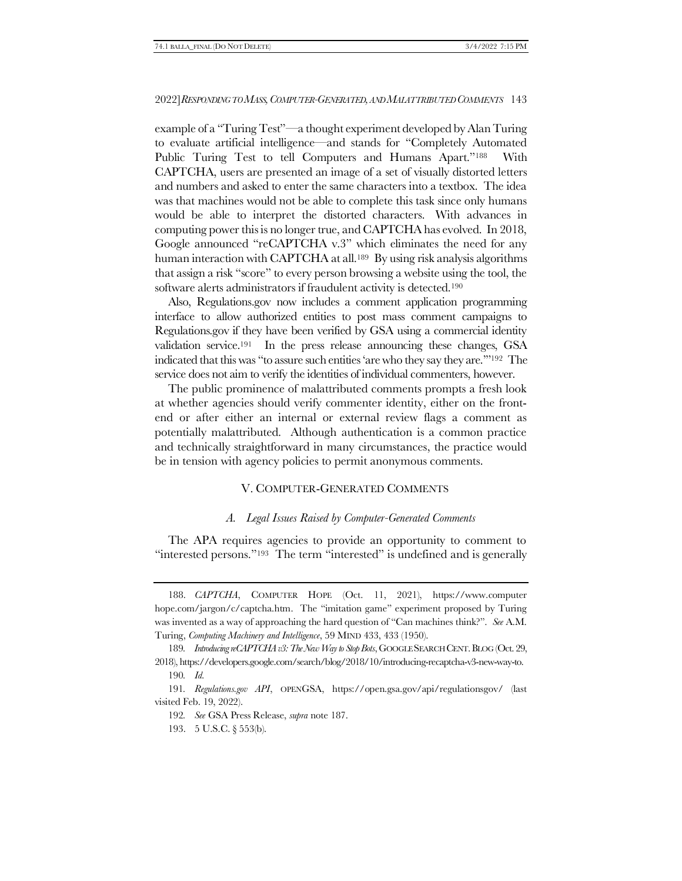example of a "Turing Test"—a thought experiment developed by Alan Turing to evaluate artificial intelligence—and stands for "Completely Automated Public Turing Test to tell Computers and Humans Apart."[188] With CAPTCHA, users are presented an image of a set of visually distorted letters and numbers and asked to enter the same characters into a textbox. The idea was that machines would not be able to complete this task since only humans would be able to interpret the distorted characters. With advances in computing power this is no longer true, and CAPTCHA has evolved. In 2018, Google announced "reCAPTCHA v.3" which eliminates the need for any human interaction with CAPTCHA at all.[189] By using risk analysis algorithms that assign a risk "score" to every person browsing a website using the tool, the software alerts administrators if fraudulent activity is detected.[190]

Also, Regulations.gov now includes a comment application programming interface to allow authorized entities to post mass comment campaigns to Regulations.gov if they have been verified by GSA using a commercial identity validation service.[191] In the press release announcing these changes, GSA indicated that this was "to assure such entities 'are who they say they are.'"[192] The service does not aim to verify the identities of individual commenters, however.

The public prominence of malattributed comments prompts a fresh look at whether agencies should verify commenter identity, either on the front-end or after either an internal or external review flags a comment as potentially malattributed. Although authentication is a common practice and technically straightforward in many circumstances, the practice would be in tension with agency policies to permit anonymous comments.

## V. COMPUTER-GENERATED COMMENTS

### *A. Legal Issues Raised by Computer-Generated Comments*

The APA requires agencies to provide an opportunity to comment to "interested persons."[193] The term "interested" is undefined and is generally

---

188. *CAPTCHA*, COMPUTER HOPE (Oct. 11, 2021), https://www.computerhope.com/jargon/c/captcha.htm. The "imitation game" experiment proposed by Turing was invented as a way of approaching the hard question of "Can machines think?". *See* A.M. Turing, *Computing Machinery and Intelligence*, 59 MIND 433, 433 (1950).

189. *Introducing reCAPTCHA v3: The New Way to Stop Bots*, GOOGLE SEARCH CENT. BLOG (Oct. 29, 2018), https://developers.google.com/search/blog/2018/10/introducing-recaptcha-v3-new-way-to.

190. *Id.*

191. *Regulations.gov API*, OPENGSA, https://open.gsa.gov/api/regulationsgov/ (last visited Feb. 19, 2022).

192. *See* GSA Press Release, *supra* note 187.

193. 5 U.S.C. § 553(b).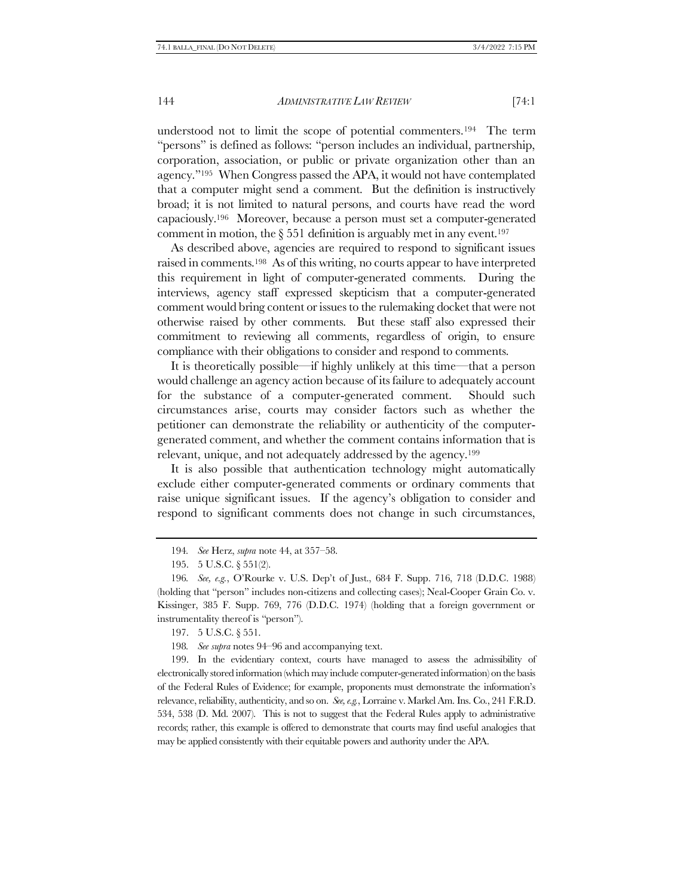understood not to limit the scope of potential commenters.[194] The term "persons" is defined as follows: "person includes an individual, partnership, corporation, association, or public or private organization other than an agency."[195] When Congress passed the APA, it would not have contemplated that a computer might send a comment. But the definition is instructively broad; it is not limited to natural persons, and courts have read the word capaciously.[196] Moreover, because a person must set a computer-generated comment in motion, the § 551 definition is arguably met in any event.[197]

As described above, agencies are required to respond to significant issues raised in comments.[198] As of this writing, no courts appear to have interpreted this requirement in light of computer-generated comments. During the interviews, agency staff expressed skepticism that a computer-generated comment would bring content or issues to the rulemaking docket that were not otherwise raised by other comments. But these staff also expressed their commitment to reviewing all comments, regardless of origin, to ensure compliance with their obligations to consider and respond to comments.

It is theoretically possible—if highly unlikely at this time—that a person would challenge an agency action because of its failure to adequately account for the substance of a computer-generated comment. Should such circumstances arise, courts may consider factors such as whether the petitioner can demonstrate the reliability or authenticity of the computer-generated comment, and whether the comment contains information that is relevant, unique, and not adequately addressed by the agency.[199]

It is also possible that authentication technology might automatically exclude either computer-generated comments or ordinary comments that raise unique significant issues. If the agency's obligation to consider and respond to significant comments does not change in such circumstances,

---

194. *See* Herz, *supra* note 44, at 357–58.

195. 5 U.S.C. § 551(2).

196. *See, e.g.*, O'Rourke v. U.S. Dep't of Just., 684 F. Supp. 716, 718 (D.D.C. 1988) (holding that "person" includes non-citizens and collecting cases); Neal-Cooper Grain Co. v. Kissinger, 385 F. Supp. 769, 776 (D.D.C. 1974) (holding that a foreign government or instrumentality thereof is "person").

197. 5 U.S.C. § 551.

198. *See supra* notes 94–96 and accompanying text.

199. In the evidentiary context, courts have managed to assess the admissibility of electronically stored information (which may include computer-generated information) on the basis of the Federal Rules of Evidence; for example, proponents must demonstrate the information's relevance, reliability, authenticity, and so on. *See, e.g.*, Lorraine v. Markel Am. Ins. Co., 241 F.R.D. 534, 538 (D. Md. 2007). This is not to suggest that the Federal Rules apply to administrative records; rather, this example is offered to demonstrate that courts may find useful analogies that may be applied consistently with their equitable powers and authority under the APA.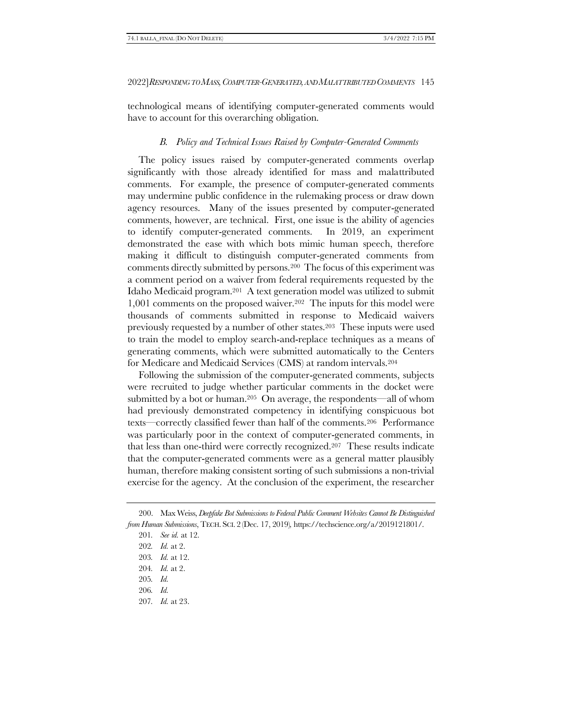technological means of identifying computer-generated comments would have to account for this overarching obligation.

### *B. Policy and Technical Issues Raised by Computer-Generated Comments*

The policy issues raised by computer-generated comments overlap significantly with those already identified for mass and malattributed comments. For example, the presence of computer-generated comments may undermine public confidence in the rulemaking process or draw down agency resources. Many of the issues presented by computer-generated comments, however, are technical. First, one issue is the ability of agencies to identify computer-generated comments. In 2019, an experiment demonstrated the ease with which bots mimic human speech, therefore making it difficult to distinguish computer-generated comments from comments directly submitted by persons.[200] The focus of this experiment was a comment period on a waiver from federal requirements requested by the Idaho Medicaid program.[201] A text generation model was utilized to submit 1,001 comments on the proposed waiver.[202] The inputs for this model were thousands of comments submitted in response to Medicaid waivers previously requested by a number of other states.[203] These inputs were used to train the model to employ search-and-replace techniques as a means of generating comments, which were submitted automatically to the Centers for Medicare and Medicaid Services (CMS) at random intervals.[204]

Following the submission of the computer-generated comments, subjects were recruited to judge whether particular comments in the docket were submitted by a bot or human.[205] On average, the respondents—all of whom had previously demonstrated competency in identifying conspicuous bot texts—correctly classified fewer than half of the comments.[206] Performance was particularly poor in the context of computer-generated comments, in that less than one-third were correctly recognized.[207] These results indicate that the computer-generated comments were as a general matter plausibly human, therefore making consistent sorting of such submissions a non-trivial exercise for the agency. At the conclusion of the experiment, the researcher

---

200. Max Weiss, *Deepfake Bot Submissions to Federal Public Comment Websites Cannot Be Distinguished from Human Submissions*, TECH. SCI. 2 (Dec. 17, 2019), https://techscience.org/a/2019121801/.

201. *See id.* at 12.

202. *Id.* at 2.

203. *Id.* at 12.

204. *Id.* at 2.

205. *Id.*

206. *Id.*

207. *Id.* at 23.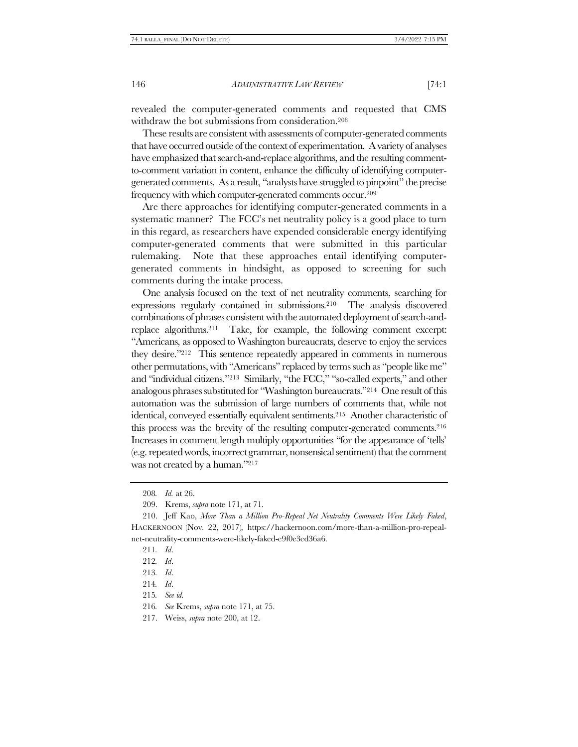revealed the computer-generated comments and requested that CMS withdraw the bot submissions from consideration.[208]

These results are consistent with assessments of computer-generated comments that have occurred outside of the context of experimentation. A variety of analyses have emphasized that search-and-replace algorithms, and the resulting comment-to-comment variation in content, enhance the difficulty of identifying computer-generated comments. As a result, "analysts have struggled to pinpoint" the precise frequency with which computer-generated comments occur.[209]

Are there approaches for identifying computer-generated comments in a systematic manner? The FCC's net neutrality policy is a good place to turn in this regard, as researchers have expended considerable energy identifying computer-generated comments that were submitted in this particular rulemaking. Note that these approaches entail identifying computer-generated comments in hindsight, as opposed to screening for such comments during the intake process.

One analysis focused on the text of net neutrality comments, searching for expressions regularly contained in submissions.[210] The analysis discovered combinations of phrases consistent with the automated deployment of search-and-replace algorithms.[211] Take, for example, the following comment excerpt: "Americans, as opposed to Washington bureaucrats, deserve to enjoy the services they desire."[212] This sentence repeatedly appeared in comments in numerous other permutations, with "Americans" replaced by terms such as "people like me" and "individual citizens."[213] Similarly, "the FCC," "so-called experts," and other analogous phrases substituted for "Washington bureaucrats."[214] One result of this automation was the submission of large numbers of comments that, while not identical, conveyed essentially equivalent sentiments.[215] Another characteristic of this process was the brevity of the resulting computer-generated comments.[216] Increases in comment length multiply opportunities "for the appearance of 'tells' (e.g. repeated words, incorrect grammar, nonsensical sentiment) that the comment was not created by a human."[217]

---

208. *Id.* at 26.

209. Krems, *supra* note 171, at 71.

210. Jeff Kao, *More Than a Million Pro-Repeal Net Neutrality Comments Were Likely Faked*, HACKERNOON (Nov. 22, 2017), https://hackernoon.com/more-than-a-million-pro-repeal-net-neutrality-comments-were-likely-faked-e9f0e3ed36a6.

211. *Id*.

212. *Id*.

213. *Id*.

214. *Id*.

215. *See id.*

216. *See* Krems, *supra* note 171, at 75.

217. Weiss, *supra* note 200, at 12.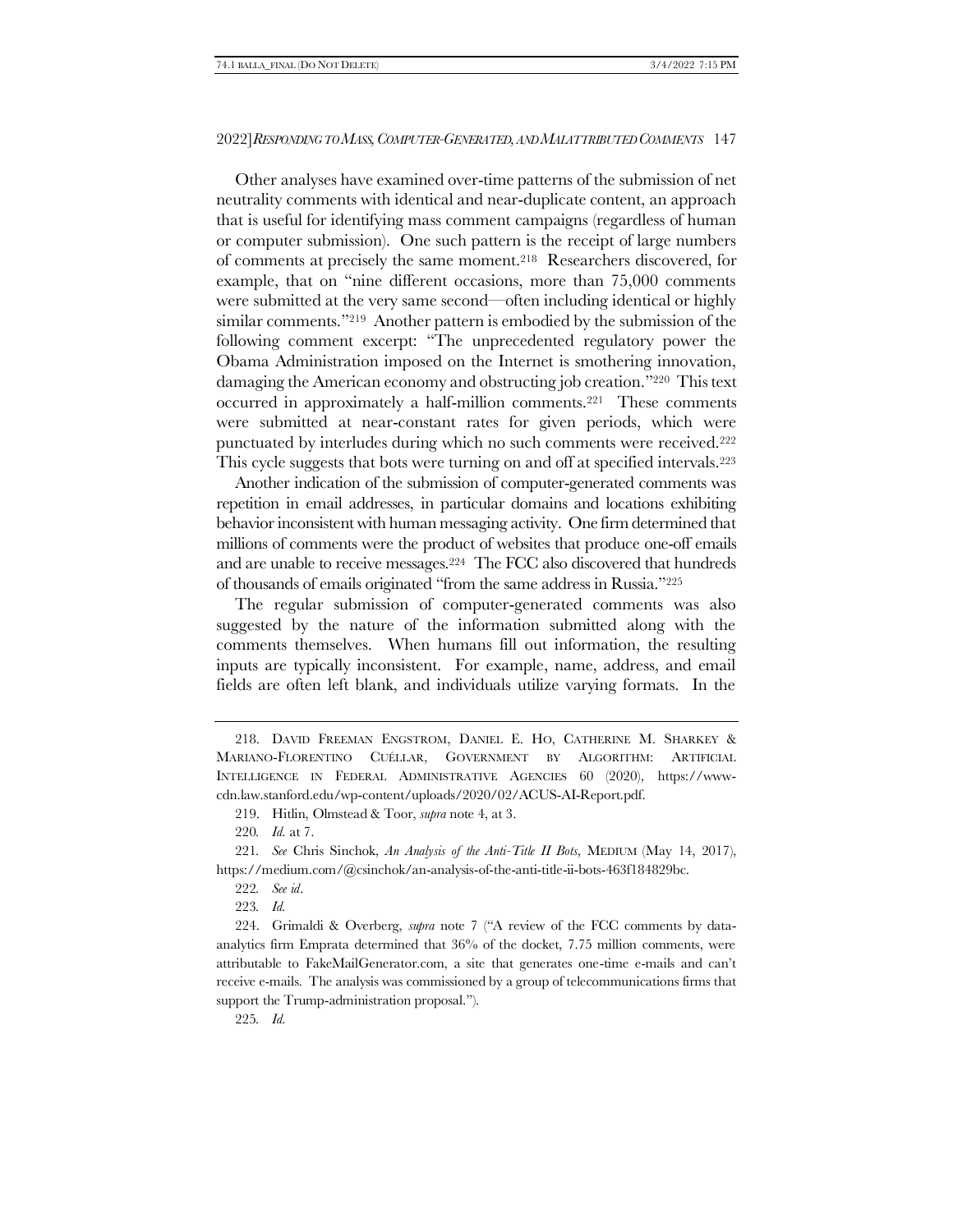Other analyses have examined over-time patterns of the submission of net neutrality comments with identical and near-duplicate content, an approach that is useful for identifying mass comment campaigns (regardless of human or computer submission). One such pattern is the receipt of large numbers of comments at precisely the same moment.[218] Researchers discovered, for example, that on "nine different occasions, more than 75,000 comments were submitted at the very same second—often including identical or highly similar comments."[219] Another pattern is embodied by the submission of the following comment excerpt: "The unprecedented regulatory power the Obama Administration imposed on the Internet is smothering innovation, damaging the American economy and obstructing job creation."[220] This text occurred in approximately a half-million comments.[221] These comments were submitted at near-constant rates for given periods, which were punctuated by interludes during which no such comments were received.[222] This cycle suggests that bots were turning on and off at specified intervals.[223]

Another indication of the submission of computer-generated comments was repetition in email addresses, in particular domains and locations exhibiting behavior inconsistent with human messaging activity. One firm determined that millions of comments were the product of websites that produce one-off emails and are unable to receive messages.[224] The FCC also discovered that hundreds of thousands of emails originated "from the same address in Russia."[225]

The regular submission of computer-generated comments was also suggested by the nature of the information submitted along with the comments themselves. When humans fill out information, the resulting inputs are typically inconsistent. For example, name, address, and email fields are often left blank, and individuals utilize varying formats. In the

---

218. DAVID FREEMAN ENGSTROM, DANIEL E. HO, CATHERINE M. SHARKEY & MARIANO-FLORENTINO CUÉLLAR, GOVERNMENT BY ALGORITHM: ARTIFICIAL INTELLIGENCE IN FEDERAL ADMINISTRATIVE AGENCIES 60 (2020), https://www-cdn.law.stanford.edu/wp-content/uploads/2020/02/ACUS-AI-Report.pdf.

219. Hitlin, Olmstead & Toor, *supra* note 4, at 3.

220. *Id.* at 7.

221. *See* Chris Sinchok, *An Analysis of the Anti-Title II Bots*, MEDIUM (May 14, 2017), https://medium.com/@csinchok/an-analysis-of-the-anti-title-ii-bots-463f184829bc.

222. *See id*.

223. *Id.*

224. Grimaldi & Overberg, *supra* note 7 ("A review of the FCC comments by data-analytics firm Emprata determined that 36% of the docket, 7.75 million comments, were attributable to FakeMailGenerator.com, a site that generates one-time e-mails and can't receive e-mails. The analysis was commissioned by a group of telecommunications firms that support the Trump-administration proposal.").

225. *Id.*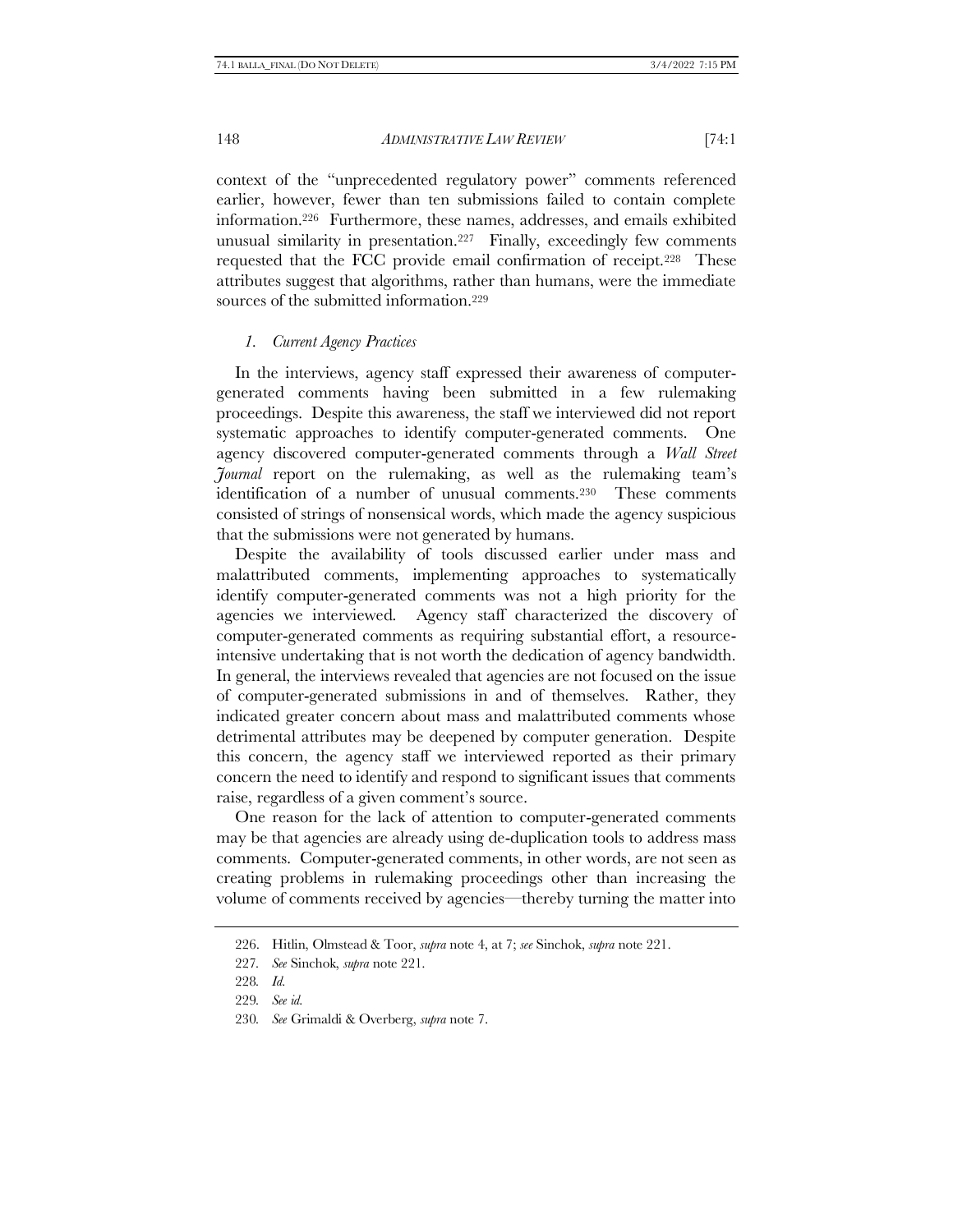context of the "unprecedented regulatory power" comments referenced earlier, however, fewer than ten submissions failed to contain complete information.[226] Furthermore, these names, addresses, and emails exhibited unusual similarity in presentation.[227] Finally, exceedingly few comments requested that the FCC provide email confirmation of receipt.[228] These attributes suggest that algorithms, rather than humans, were the immediate sources of the submitted information.[229]

### *1. Current Agency Practices*

In the interviews, agency staff expressed their awareness of computer-generated comments having been submitted in a few rulemaking proceedings. Despite this awareness, the staff we interviewed did not report systematic approaches to identify computer-generated comments. One agency discovered computer-generated comments through a *Wall Street Journal* report on the rulemaking, as well as the rulemaking team's identification of a number of unusual comments.[230] These comments consisted of strings of nonsensical words, which made the agency suspicious that the submissions were not generated by humans.

Despite the availability of tools discussed earlier under mass and malattributed comments, implementing approaches to systematically identify computer-generated comments was not a high priority for the agencies we interviewed. Agency staff characterized the discovery of computer-generated comments as requiring substantial effort, a resource-intensive undertaking that is not worth the dedication of agency bandwidth. In general, the interviews revealed that agencies are not focused on the issue of computer-generated submissions in and of themselves. Rather, they indicated greater concern about mass and malattributed comments whose detrimental attributes may be deepened by computer generation. Despite this concern, the agency staff we interviewed reported as their primary concern the need to identify and respond to significant issues that comments raise, regardless of a given comment's source.

One reason for the lack of attention to computer-generated comments may be that agencies are already using de-duplication tools to address mass comments. Computer-generated comments, in other words, are not seen as creating problems in rulemaking proceedings other than increasing the volume of comments received by agencies—thereby turning the matter into

---

226. Hitlin, Olmstead & Toor, *supra* note 4, at 7; *see* Sinchok, *supra* note 221.

227. *See* Sinchok, *supra* note 221.

228. *Id.*

229. *See id.*

230. *See* Grimaldi & Overberg, *supra* note 7.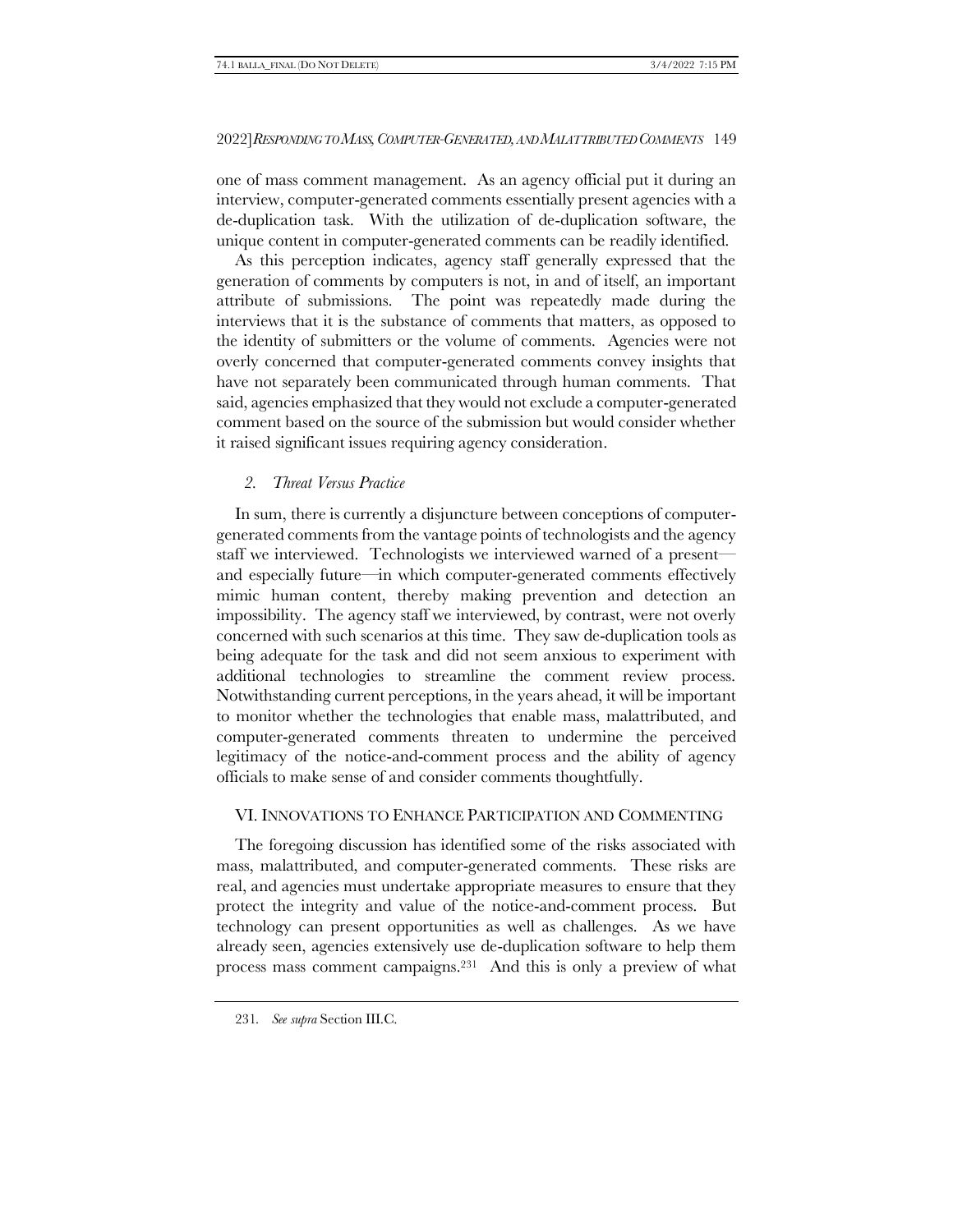one of mass comment management. As an agency official put it during an interview, computer-generated comments essentially present agencies with a de-duplication task. With the utilization of de-duplication software, the unique content in computer-generated comments can be readily identified.

As this perception indicates, agency staff generally expressed that the generation of comments by computers is not, in and of itself, an important attribute of submissions. The point was repeatedly made during the interviews that it is the substance of comments that matters, as opposed to the identity of submitters or the volume of comments. Agencies were not overly concerned that computer-generated comments convey insights that have not separately been communicated through human comments. That said, agencies emphasized that they would not exclude a computer-generated comment based on the source of the submission but would consider whether it raised significant issues requiring agency consideration.

### *2. Threat Versus Practice*

In sum, there is currently a disjuncture between conceptions of computer-generated comments from the vantage points of technologists and the agency staff we interviewed. Technologists we interviewed warned of a present—and especially future—in which computer-generated comments effectively mimic human content, thereby making prevention and detection an impossibility. The agency staff we interviewed, by contrast, were not overly concerned with such scenarios at this time. They saw de-duplication tools as being adequate for the task and did not seem anxious to experiment with additional technologies to streamline the comment review process. Notwithstanding current perceptions, in the years ahead, it will be important to monitor whether the technologies that enable mass, malattributed, and computer-generated comments threaten to undermine the perceived legitimacy of the notice-and-comment process and the ability of agency officials to make sense of and consider comments thoughtfully.

## VI. INNOVATIONS TO ENHANCE PARTICIPATION AND COMMENTING

The foregoing discussion has identified some of the risks associated with mass, malattributed, and computer-generated comments. These risks are real, and agencies must undertake appropriate measures to ensure that they protect the integrity and value of the notice-and-comment process. But technology can present opportunities as well as challenges. As we have already seen, agencies extensively use de-duplication software to help them process mass comment campaigns.[231] And this is only a preview of what

231. *See supra* Section III.C.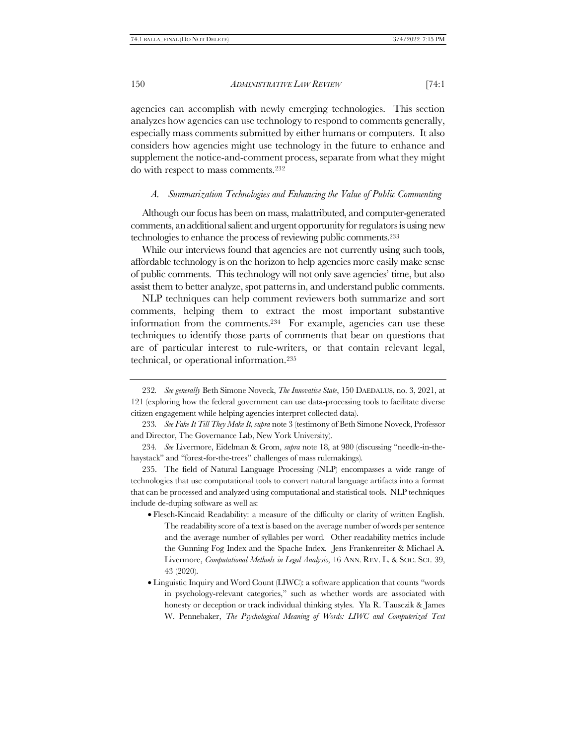agencies can accomplish with newly emerging technologies. This section analyzes how agencies can use technology to respond to comments generally, especially mass comments submitted by either humans or computers. It also considers how agencies might use technology in the future to enhance and supplement the notice-and-comment process, separate from what they might do with respect to mass comments.[232]

### *A. Summarization Technologies and Enhancing the Value of Public Commenting*

Although our focus has been on mass, malattributed, and computer-generated comments, an additional salient and urgent opportunity for regulators is using new technologies to enhance the process of reviewing public comments.[233]

While our interviews found that agencies are not currently using such tools, affordable technology is on the horizon to help agencies more easily make sense of public comments. This technology will not only save agencies' time, but also assist them to better analyze, spot patterns in, and understand public comments.

NLP techniques can help comment reviewers both summarize and sort comments, helping them to extract the most important substantive information from the comments.[234] For example, agencies can use these techniques to identify those parts of comments that bear on questions that are of particular interest to rule-writers, or that contain relevant legal, technical, or operational information.[235]

---

232. *See generally* Beth Simone Noveck, *The Innovative State*, 150 DAEDALUS, no. 3, 2021, at 121 (exploring how the federal government can use data-processing tools to facilitate diverse citizen engagement while helping agencies interpret collected data).

233. *See Fake It Till They Make It*, *supra* note 3 (testimony of Beth Simone Noveck, Professor and Director, The Governance Lab, New York University).

234. *See* Livermore, Eidelman & Grom, *supra* note 18, at 980 (discussing "needle-in-the-haystack" and "forest-for-the-trees" challenges of mass rulemakings).

235. The field of Natural Language Processing (NLP) encompasses a wide range of technologies that use computational tools to convert natural language artifacts into a format that can be processed and analyzed using computational and statistical tools. NLP techniques include de-duping software as well as:

- Flesch-Kincaid Readability: a measure of the difficulty or clarity of written English. The readability score of a text is based on the average number of words per sentence and the average number of syllables per word. Other readability metrics include the Gunning Fog Index and the Spache Index. Jens Frankenreiter & Michael A. Livermore, *Computational Methods in Legal Analysis*, 16 ANN. REV. L. & SOC. SCI. 39, 43 (2020).
- Linguistic Inquiry and Word Count (LIWC): a software application that counts "words in psychology-relevant categories," such as whether words are associated with honesty or deception or track individual thinking styles. Yla R. Tausczik & James W. Pennebaker, *The Psychological Meaning of Words: LIWC and Computerized Text*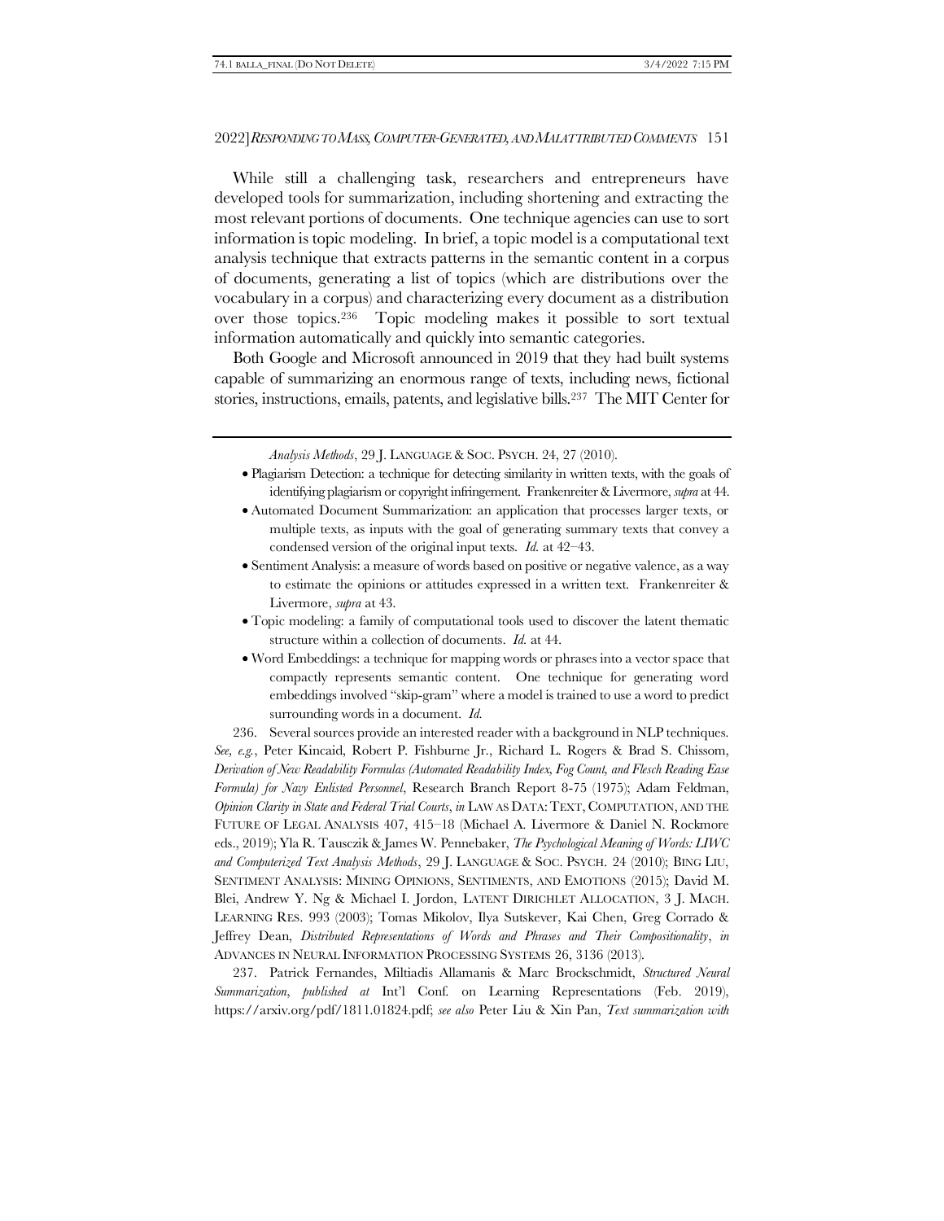While still a challenging task, researchers and entrepreneurs have developed tools for summarization, including shortening and extracting the most relevant portions of documents. One technique agencies can use to sort information is topic modeling. In brief, a topic model is a computational text analysis technique that extracts patterns in the semantic content in a corpus of documents, generating a list of topics (which are distributions over the vocabulary in a corpus) and characterizing every document as a distribution over those topics.[236] Topic modeling makes it possible to sort textual information automatically and quickly into semantic categories.

Both Google and Microsoft announced in 2019 that they had built systems capable of summarizing an enormous range of texts, including news, fictional stories, instructions, emails, patents, and legislative bills.[237] The MIT Center for

---

*Analysis Methods*, 29 J. LANGUAGE & SOC. PSYCH. 24, 27 (2010).

- Plagiarism Detection: a technique for detecting similarity in written texts, with the goals of identifying plagiarism or copyright infringement. Frankenreiter & Livermore, *supra* at 44.
- Automated Document Summarization: an application that processes larger texts, or multiple texts, as inputs with the goal of generating summary texts that convey a condensed version of the original input texts. *Id.* at 42–43.
- Sentiment Analysis: a measure of words based on positive or negative valence, as a way to estimate the opinions or attitudes expressed in a written text. Frankenreiter & Livermore, *supra* at 43.
- Topic modeling: a family of computational tools used to discover the latent thematic structure within a collection of documents. *Id.* at 44.
- Word Embeddings: a technique for mapping words or phrases into a vector space that compactly represents semantic content. One technique for generating word embeddings involved "skip-gram" where a model is trained to use a word to predict surrounding words in a document. *Id.*

236. Several sources provide an interested reader with a background in NLP techniques. *See, e.g.*, Peter Kincaid, Robert P. Fishburne Jr., Richard L. Rogers & Brad S. Chissom, *Derivation of New Readability Formulas (Automated Readability Index, Fog Count, and Flesch Reading Ease Formula) for Navy Enlisted Personnel*, Research Branch Report 8-75 (1975); Adam Feldman, *Opinion Clarity in State and Federal Trial Courts*, *in* LAW AS DATA: TEXT, COMPUTATION, AND THE FUTURE OF LEGAL ANALYSIS 407, 415–18 (Michael A. Livermore & Daniel N. Rockmore eds., 2019); Yla R. Tausczik & James W. Pennebaker, *The Psychological Meaning of Words: LIWC and Computerized Text Analysis Methods*, 29 J. LANGUAGE & SOC. PSYCH. 24 (2010); BING LIU, SENTIMENT ANALYSIS: MINING OPINIONS, SENTIMENTS, AND EMOTIONS (2015); David M. Blei, Andrew Y. Ng & Michael I. Jordon, LATENT DIRICHLET ALLOCATION, 3 J. MACH. LEARNING RES. 993 (2003); Tomas Mikolov, Ilya Sutskever, Kai Chen, Greg Corrado & Jeffrey Dean, *Distributed Representations of Words and Phrases and Their Compositionality*, *in* ADVANCES IN NEURAL INFORMATION PROCESSING SYSTEMS 26, 3136 (2013).

237. Patrick Fernandes, Miltiadis Allamanis & Marc Brockschmidt, *Structured Neural Summarization*, *published at* Int'l Conf. on Learning Representations (Feb. 2019), https://arxiv.org/pdf/1811.01824.pdf; *see also* Peter Liu & Xin Pan, *Text summarization with*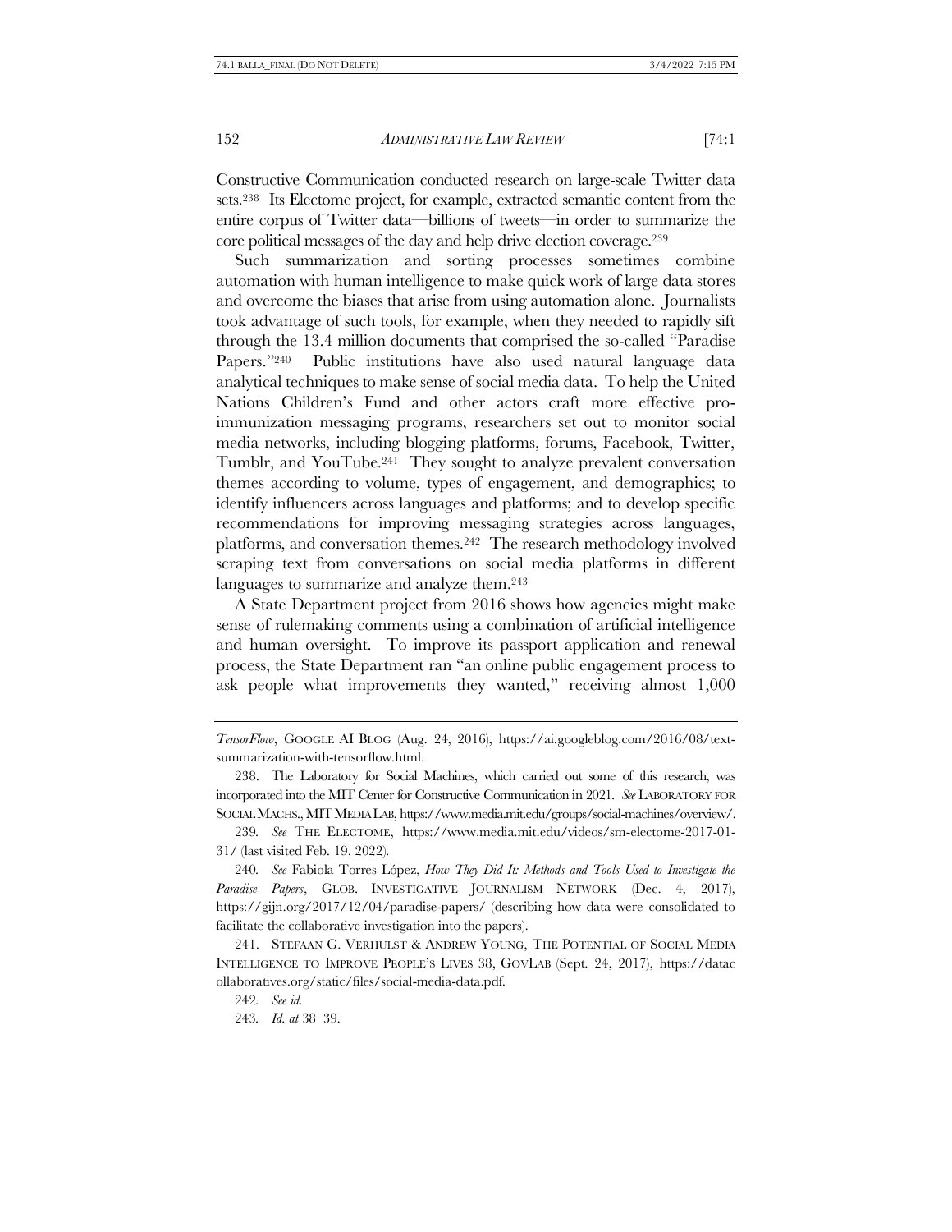Constructive Communication conducted research on large-scale Twitter data sets.[238] Its Electome project, for example, extracted semantic content from the entire corpus of Twitter data—billions of tweets—in order to summarize the core political messages of the day and help drive election coverage.[239]

Such summarization and sorting processes sometimes combine automation with human intelligence to make quick work of large data stores and overcome the biases that arise from using automation alone. Journalists took advantage of such tools, for example, when they needed to rapidly sift through the 13.4 million documents that comprised the so-called "Paradise Papers."[240] Public institutions have also used natural language data analytical techniques to make sense of social media data. To help the United Nations Children's Fund and other actors craft more effective pro-immunization messaging programs, researchers set out to monitor social media networks, including blogging platforms, forums, Facebook, Twitter, Tumblr, and YouTube.[241] They sought to analyze prevalent conversation themes according to volume, types of engagement, and demographics; to identify influencers across languages and platforms; and to develop specific recommendations for improving messaging strategies across languages, platforms, and conversation themes.[242] The research methodology involved scraping text from conversations on social media platforms in different languages to summarize and analyze them.[243]

A State Department project from 2016 shows how agencies might make sense of rulemaking comments using a combination of artificial intelligence and human oversight. To improve its passport application and renewal process, the State Department ran "an online public engagement process to ask people what improvements they wanted," receiving almost 1,000

---

*TensorFlow*, GOOGLE AI BLOG (Aug. 24, 2016), https://ai.googleblog.com/2016/08/text-summarization-with-tensorflow.html.

238. The Laboratory for Social Machines, which carried out some of this research, was incorporated into the MIT Center for Constructive Communication in 2021. *See* LABORATORY FOR SOCIAL MACHS., MIT MEDIA LAB, https://www.media.mit.edu/groups/social-machines/overview/.

239. *See* THE ELECTOME, https://www.media.mit.edu/videos/sm-electome-2017-01-31/ (last visited Feb. 19, 2022).

240. *See* Fabiola Torres López, *How They Did It: Methods and Tools Used to Investigate the Paradise Papers*, GLOB. INVESTIGATIVE JOURNALISM NETWORK (Dec. 4, 2017), https://gijn.org/2017/12/04/paradise-papers/ (describing how data were consolidated to facilitate the collaborative investigation into the papers).

241. STEFAAN G. VERHULST & ANDREW YOUNG, THE POTENTIAL OF SOCIAL MEDIA INTELLIGENCE TO IMPROVE PEOPLE'S LIVES 38, GOVLAB (Sept. 24, 2017), https://datacollaboratives.org/static/files/social-media-data.pdf.

242. *See id.*

243. *Id. at* 38–39.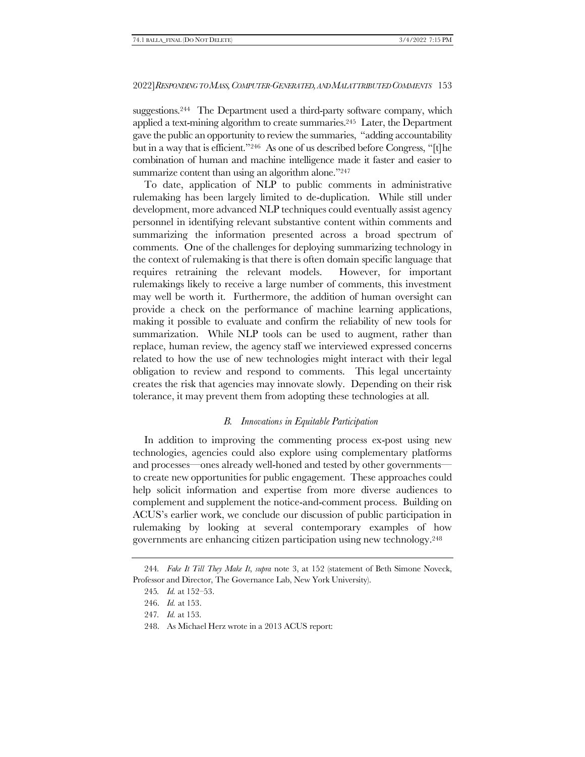suggestions.[244] The Department used a third-party software company, which applied a text-mining algorithm to create summaries.[245] Later, the Department gave the public an opportunity to review the summaries, "adding accountability but in a way that is efficient."[246] As one of us described before Congress, "[t]he combination of human and machine intelligence made it faster and easier to summarize content than using an algorithm alone."[247]

To date, application of NLP to public comments in administrative rulemaking has been largely limited to de-duplication. While still under development, more advanced NLP techniques could eventually assist agency personnel in identifying relevant substantive content within comments and summarizing the information presented across a broad spectrum of comments. One of the challenges for deploying summarizing technology in the context of rulemaking is that there is often domain specific language that requires retraining the relevant models. However, for important rulemakings likely to receive a large number of comments, this investment may well be worth it. Furthermore, the addition of human oversight can provide a check on the performance of machine learning applications, making it possible to evaluate and confirm the reliability of new tools for summarization. While NLP tools can be used to augment, rather than replace, human review, the agency staff we interviewed expressed concerns related to how the use of new technologies might interact with their legal obligation to review and respond to comments. This legal uncertainty creates the risk that agencies may innovate slowly. Depending on their risk tolerance, it may prevent them from adopting these technologies at all.

### *B. Innovations in Equitable Participation*

In addition to improving the commenting process ex-post using new technologies, agencies could also explore using complementary platforms and processes—ones already well-honed and tested by other governments—to create new opportunities for public engagement. These approaches could help solicit information and expertise from more diverse audiences to complement and supplement the notice-and-comment process. Building on ACUS's earlier work, we conclude our discussion of public participation in rulemaking by looking at several contemporary examples of how governments are enhancing citizen participation using new technology.[248]

---

244. *Fake It Till They Make It*, *supra* note 3, at 152 (statement of Beth Simone Noveck, Professor and Director, The Governance Lab, New York University).

245. *Id.* at 152–53.

246. *Id.* at 153.

247. *Id.* at 153.

248. As Michael Herz wrote in a 2013 ACUS report: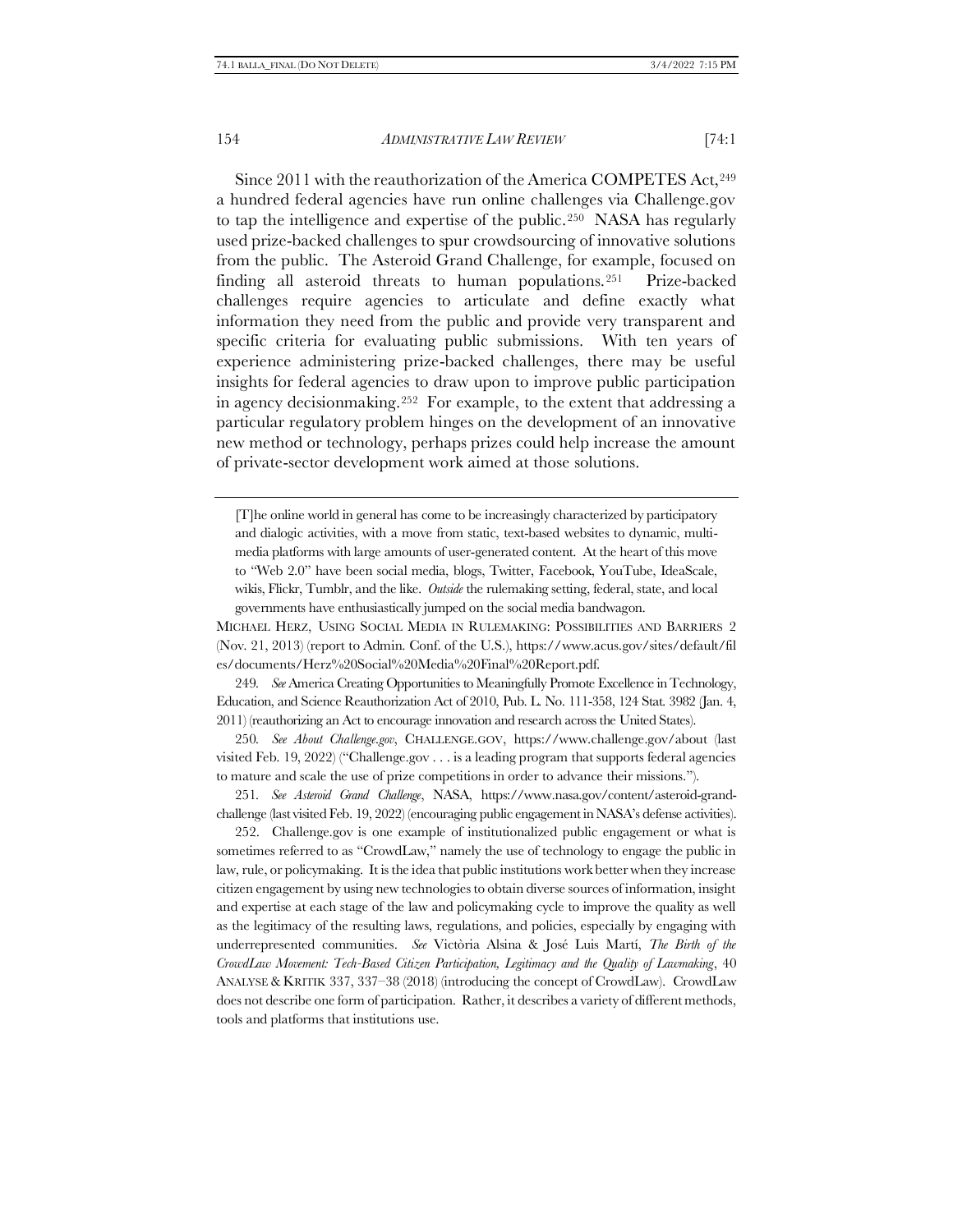Since 2011 with the reauthorization of the America COMPETES Act,[249] a hundred federal agencies have run online challenges via Challenge.gov to tap the intelligence and expertise of the public.[250] NASA has regularly used prize-backed challenges to spur crowdsourcing of innovative solutions from the public. The Asteroid Grand Challenge, for example, focused on finding all asteroid threats to human populations.[251] Prize-backed challenges require agencies to articulate and define exactly what information they need from the public and provide very transparent and specific criteria for evaluating public submissions. With ten years of experience administering prize-backed challenges, there may be useful insights for federal agencies to draw upon to improve public participation in agency decisionmaking.[252] For example, to the extent that addressing a particular regulatory problem hinges on the development of an innovative new method or technology, perhaps prizes could help increase the amount of private-sector development work aimed at those solutions.

---

> [T]he online world in general has come to be increasingly characterized by participatory and dialogic activities, with a move from static, text-based websites to dynamic, multi-media platforms with large amounts of user-generated content. At the heart of this move to "Web 2.0" have been social media, blogs, Twitter, Facebook, YouTube, IdeaScale, wikis, Flickr, Tumblr, and the like. *Outside* the rulemaking setting, federal, state, and local governments have enthusiastically jumped on the social media bandwagon.

MICHAEL HERZ, USING SOCIAL MEDIA IN RULEMAKING: POSSIBILITIES AND BARRIERS 2 (Nov. 21, 2013) (report to Admin. Conf. of the U.S.), https://www.acus.gov/sites/default/files/documents/Herz%20Social%20Media%20Final%20Report.pdf.

249. *See* America Creating Opportunities to Meaningfully Promote Excellence in Technology, Education, and Science Reauthorization Act of 2010, Pub. L. No. 111-358, 124 Stat. 3982 (Jan. 4, 2011) (reauthorizing an Act to encourage innovation and research across the United States).

250. *See About Challenge.gov*, CHALLENGE.GOV, https://www.challenge.gov/about (last visited Feb. 19, 2022) ("Challenge.gov . . . is a leading program that supports federal agencies to mature and scale the use of prize competitions in order to advance their missions.").

251. *See Asteroid Grand Challenge*, NASA, https://www.nasa.gov/content/asteroid-grand-challenge (last visited Feb. 19, 2022) (encouraging public engagement in NASA's defense activities).

252. Challenge.gov is one example of institutionalized public engagement or what is sometimes referred to as "CrowdLaw," namely the use of technology to engage the public in law, rule, or policymaking. It is the idea that public institutions work better when they increase citizen engagement by using new technologies to obtain diverse sources of information, insight and expertise at each stage of the law and policymaking cycle to improve the quality as well as the legitimacy of the resulting laws, regulations, and policies, especially by engaging with underrepresented communities. *See* Victòria Alsina & José Luis Martí, *The Birth of the CrowdLaw Movement: Tech-Based Citizen Participation, Legitimacy and the Quality of Lawmaking*, 40 ANALYSE & KRITIK 337, 337–38 (2018) (introducing the concept of CrowdLaw). CrowdLaw does not describe one form of participation. Rather, it describes a variety of different methods, tools and platforms that institutions use.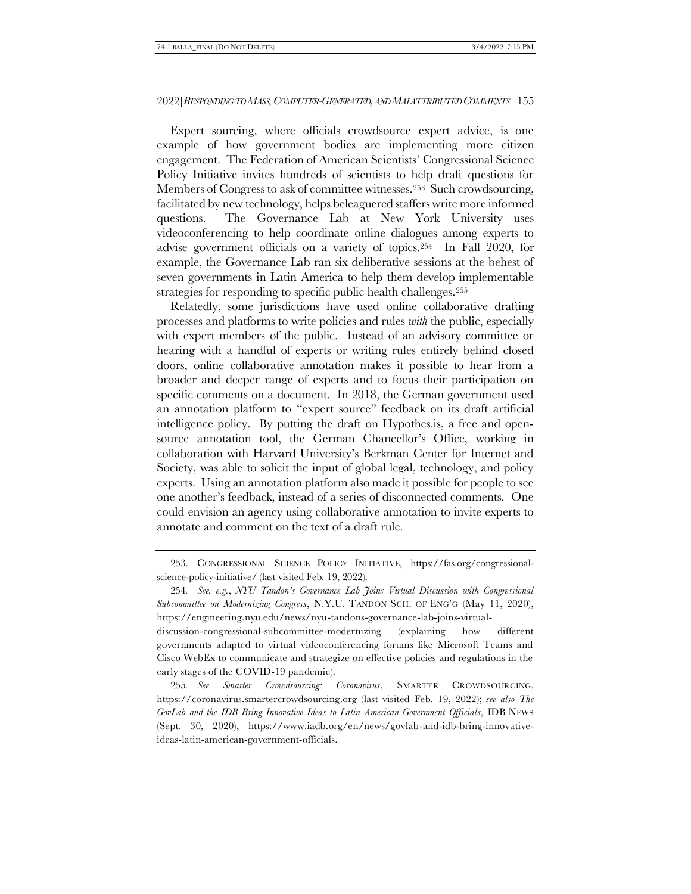Expert sourcing, where officials crowdsource expert advice, is one example of how government bodies are implementing more citizen engagement. The Federation of American Scientists' Congressional Science Policy Initiative invites hundreds of scientists to help draft questions for Members of Congress to ask of committee witnesses.[253] Such crowdsourcing, facilitated by new technology, helps beleaguered staffers write more informed questions. The Governance Lab at New York University uses videoconferencing to help coordinate online dialogues among experts to advise government officials on a variety of topics.[254] In Fall 2020, for example, the Governance Lab ran six deliberative sessions at the behest of seven governments in Latin America to help them develop implementable strategies for responding to specific public health challenges.[255]

Relatedly, some jurisdictions have used online collaborative drafting processes and platforms to write policies and rules *with* the public, especially with expert members of the public. Instead of an advisory committee or hearing with a handful of experts or writing rules entirely behind closed doors, online collaborative annotation makes it possible to hear from a broader and deeper range of experts and to focus their participation on specific comments on a document. In 2018, the German government used an annotation platform to "expert source" feedback on its draft artificial intelligence policy. By putting the draft on Hypothes.is, a free and open-source annotation tool, the German Chancellor's Office, working in collaboration with Harvard University's Berkman Center for Internet and Society, was able to solicit the input of global legal, technology, and policy experts. Using an annotation platform also made it possible for people to see one another's feedback, instead of a series of disconnected comments. One could envision an agency using collaborative annotation to invite experts to annotate and comment on the text of a draft rule.

---

253. CONGRESSIONAL SCIENCE POLICY INITIATIVE, https://fas.org/congressional-science-policy-initiative/ (last visited Feb. 19, 2022).

254. *See, e.g.*, *NYU Tandon's Governance Lab Joins Virtual Discussion with Congressional Subcommittee on Modernizing Congress*, N.Y.U. TANDON SCH. OF ENG'G (May 11, 2020), https://engineering.nyu.edu/news/nyu-tandons-governance-lab-joins-virtual-discussion-congressional-subcommittee-modernizing (explaining how different governments adapted to virtual videoconferencing forums like Microsoft Teams and Cisco WebEx to communicate and strategize on effective policies and regulations in the early stages of the COVID-19 pandemic).

255. *See Smarter Crowdsourcing: Coronavirus*, SMARTER CROWDSOURCING, https://coronavirus.smartercrowdsourcing.org (last visited Feb. 19, 2022); *see also The GovLab and the IDB Bring Innovative Ideas to Latin American Government Officials*, IDB NEWS (Sept. 30, 2020), https://www.iadb.org/en/news/govlab-and-idb-bring-innovative-ideas-latin-american-government-officials.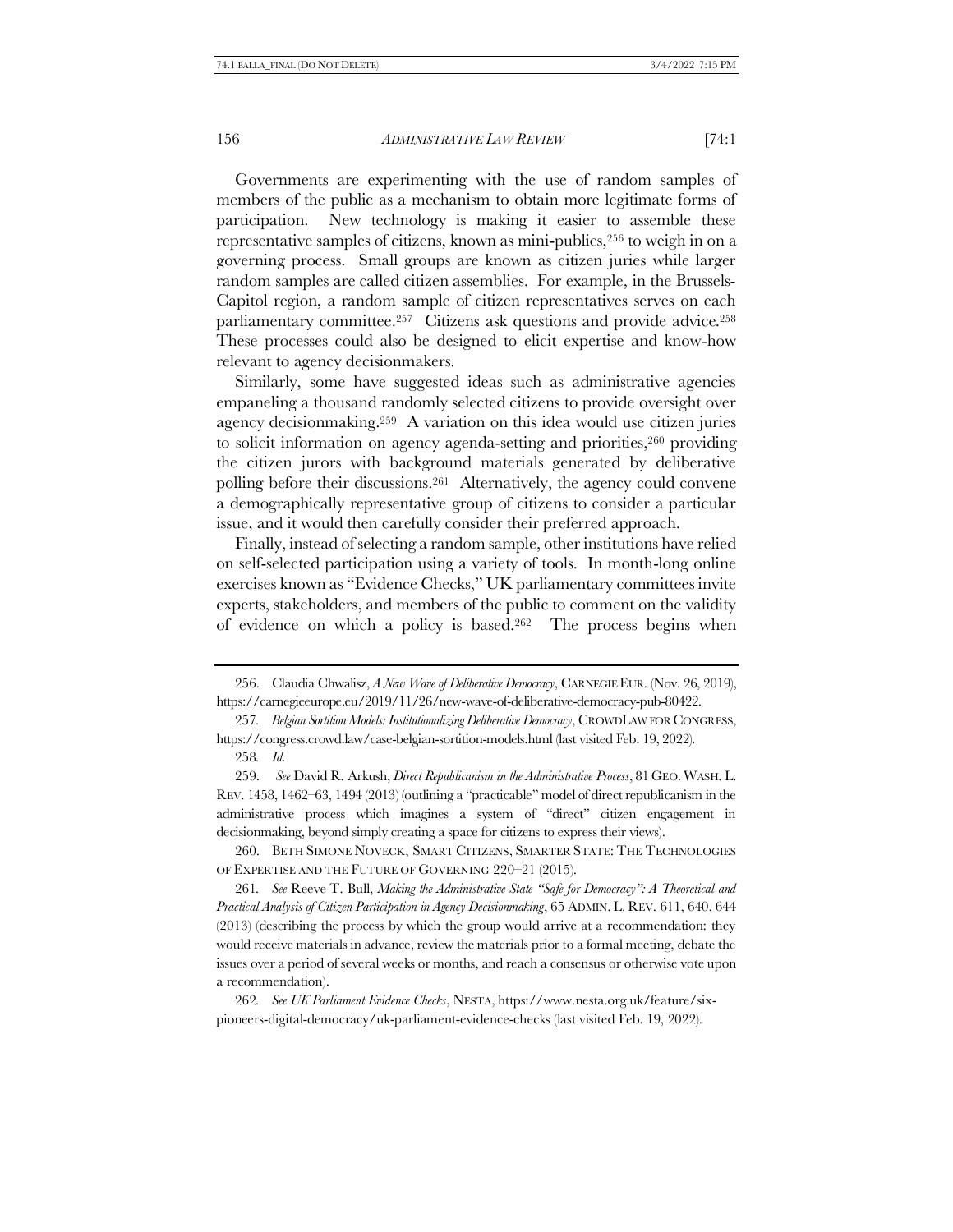Governments are experimenting with the use of random samples of members of the public as a mechanism to obtain more legitimate forms of participation. New technology is making it easier to assemble these representative samples of citizens, known as mini-publics,[256] to weigh in on a governing process. Small groups are known as citizen juries while larger random samples are called citizen assemblies. For example, in the Brussels-Capitol region, a random sample of citizen representatives serves on each parliamentary committee.[257] Citizens ask questions and provide advice.[258] These processes could also be designed to elicit expertise and know-how relevant to agency decisionmakers.

Similarly, some have suggested ideas such as administrative agencies empaneling a thousand randomly selected citizens to provide oversight over agency decisionmaking.[259] A variation on this idea would use citizen juries to solicit information on agency agenda-setting and priorities,[260] providing the citizen jurors with background materials generated by deliberative polling before their discussions.[261] Alternatively, the agency could convene a demographically representative group of citizens to consider a particular issue, and it would then carefully consider their preferred approach.

Finally, instead of selecting a random sample, other institutions have relied on self-selected participation using a variety of tools. In month-long online exercises known as "Evidence Checks," UK parliamentary committees invite experts, stakeholders, and members of the public to comment on the validity of evidence on which a policy is based.[262] The process begins when

---

256. Claudia Chwalisz, *A New Wave of Deliberative Democracy*, CARNEGIE EUR. (Nov. 26, 2019), https://carnegieeurope.eu/2019/11/26/new-wave-of-deliberative-democracy-pub-80422.

257. *Belgian Sortition Models: Institutionalizing Deliberative Democracy*, CROWDLAW FOR CONGRESS, https://congress.crowd.law/case-belgian-sortition-models.html (last visited Feb. 19, 2022).

258. *Id.*

259. *See* David R. Arkush, *Direct Republicanism in the Administrative Process*, 81 GEO. WASH. L. REV. 1458, 1462–63, 1494 (2013) (outlining a "practicable" model of direct republicanism in the administrative process which imagines a system of "direct" citizen engagement in decisionmaking, beyond simply creating a space for citizens to express their views).

260. BETH SIMONE NOVECK, SMART CITIZENS, SMARTER STATE: THE TECHNOLOGIES OF EXPERTISE AND THE FUTURE OF GOVERNING 220–21 (2015).

261. *See* Reeve T. Bull, *Making the Administrative State "Safe for Democracy": A Theoretical and Practical Analysis of Citizen Participation in Agency Decisionmaking*, 65 ADMIN. L. REV. 611, 640, 644 (2013) (describing the process by which the group would arrive at a recommendation: they would receive materials in advance, review the materials prior to a formal meeting, debate the issues over a period of several weeks or months, and reach a consensus or otherwise vote upon a recommendation).

262. *See UK Parliament Evidence Checks*, NESTA, https://www.nesta.org.uk/feature/six-pioneers-digital-democracy/uk-parliament-evidence-checks (last visited Feb. 19, 2022).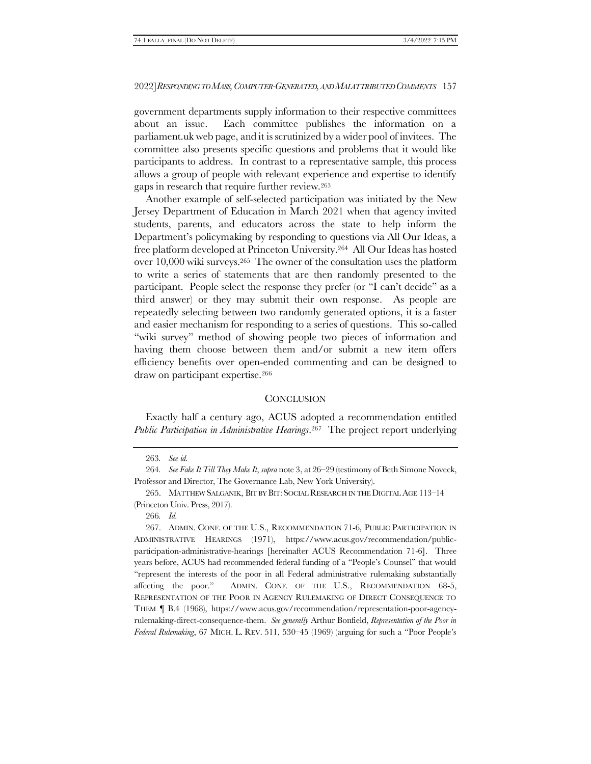government departments supply information to their respective committees about an issue. Each committee publishes the information on a parliament.uk web page, and it is scrutinized by a wider pool of invitees. The committee also presents specific questions and problems that it would like participants to address. In contrast to a representative sample, this process allows a group of people with relevant experience and expertise to identify gaps in research that require further review.[263]

Another example of self-selected participation was initiated by the New Jersey Department of Education in March 2021 when that agency invited students, parents, and educators across the state to help inform the Department's policymaking by responding to questions via All Our Ideas, a free platform developed at Princeton University.[264] All Our Ideas has hosted over 10,000 wiki surveys.[265] The owner of the consultation uses the platform to write a series of statements that are then randomly presented to the participant. People select the response they prefer (or "I can't decide" as a third answer) or they may submit their own response. As people are repeatedly selecting between two randomly generated options, it is a faster and easier mechanism for responding to a series of questions. This so-called "wiki survey" method of showing people two pieces of information and having them choose between them and/or submit a new item offers efficiency benefits over open-ended commenting and can be designed to draw on participant expertise.[266]

## CONCLUSION

Exactly half a century ago, ACUS adopted a recommendation entitled *Public Participation in Administrative Hearings*.[267] The project report underlying

---

263. *See id.*

264. *See Fake It Till They Make It*, *supra* note 3, at 26–29 (testimony of Beth Simone Noveck, Professor and Director, The Governance Lab, New York University).

265. MATTHEW SALGANIK, BIT BY BIT: SOCIAL RESEARCH IN THE DIGITAL AGE 113–14 (Princeton Univ. Press, 2017).

266. *Id.*

267. ADMIN. CONF. OF THE U.S., RECOMMENDATION 71-6, PUBLIC PARTICIPATION IN ADMINISTRATIVE HEARINGS (1971), https://www.acus.gov/recommendation/public-participation-administrative-hearings [hereinafter ACUS Recommendation 71-6]. Three years before, ACUS had recommended federal funding of a "People's Counsel" that would "represent the interests of the poor in all Federal administrative rulemaking substantially affecting the poor." ADMIN. CONF. OF THE U.S., RECOMMENDATION 68-5, REPRESENTATION OF THE POOR IN AGENCY RULEMAKING OF DIRECT CONSEQUENCE TO THEM ¶ B.4 (1968), https://www.acus.gov/recommendation/representation-poor-agency-rulemaking-direct-consequence-them. *See generally* Arthur Bonfield, *Representation of the Poor in Federal Rulemaking*, 67 MICH. L. REV. 511, 530–45 (1969) (arguing for such a "Poor People's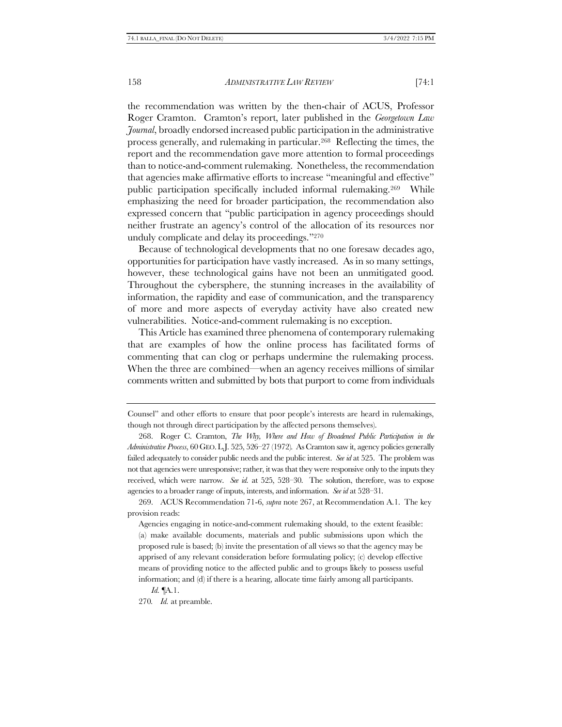the recommendation was written by the then-chair of ACUS, Professor Roger Cramton. Cramton's report, later published in the *Georgetown Law Journal*, broadly endorsed increased public participation in the administrative process generally, and rulemaking in particular.[268] Reflecting the times, the report and the recommendation gave more attention to formal proceedings than to notice-and-comment rulemaking. Nonetheless, the recommendation that agencies make affirmative efforts to increase "meaningful and effective" public participation specifically included informal rulemaking.[269] While emphasizing the need for broader participation, the recommendation also expressed concern that "public participation in agency proceedings should neither frustrate an agency's control of the allocation of its resources nor unduly complicate and delay its proceedings."[270]

Because of technological developments that no one foresaw decades ago, opportunities for participation have vastly increased. As in so many settings, however, these technological gains have not been an unmitigated good. Throughout the cybersphere, the stunning increases in the availability of information, the rapidity and ease of communication, and the transparency of more and more aspects of everyday activity have also created new vulnerabilities. Notice-and-comment rulemaking is no exception.

This Article has examined three phenomena of contemporary rulemaking that are examples of how the online process has facilitated forms of commenting that can clog or perhaps undermine the rulemaking process. When the three are combined—when an agency receives millions of similar comments written and submitted by bots that purport to come from individuals

---

Counsel" and other efforts to ensure that poor people's interests are heard in rulemakings, though not through direct participation by the affected persons themselves).

268. Roger C. Cramton, *The Why, Where and How of Broadened Public Participation in the Administrative Process*, 60 GEO. L.J. 525, 526–27 (1972). As Cramton saw it, agency policies generally failed adequately to consider public needs and the public interest. *See id* at 525. The problem was not that agencies were unresponsive; rather, it was that they were responsive only to the inputs they received, which were narrow. *See id.* at 525, 528–30. The solution, therefore, was to expose agencies to a broader range of inputs, interests, and information. *See id* at 528–31.

269. ACUS Recommendation 71-6, *supra* note 267, at Recommendation A.1. The key provision reads:

> Agencies engaging in notice-and-comment rulemaking should, to the extent feasible: (a) make available documents, materials and public submissions upon which the proposed rule is based; (b) invite the presentation of all views so that the agency may be apprised of any relevant consideration before formulating policy; (c) develop effective means of providing notice to the affected public and to groups likely to possess useful information; and (d) if there is a hearing, allocate time fairly among all participants.
>
> *Id.* ¶A.1.

270. *Id.* at preamble.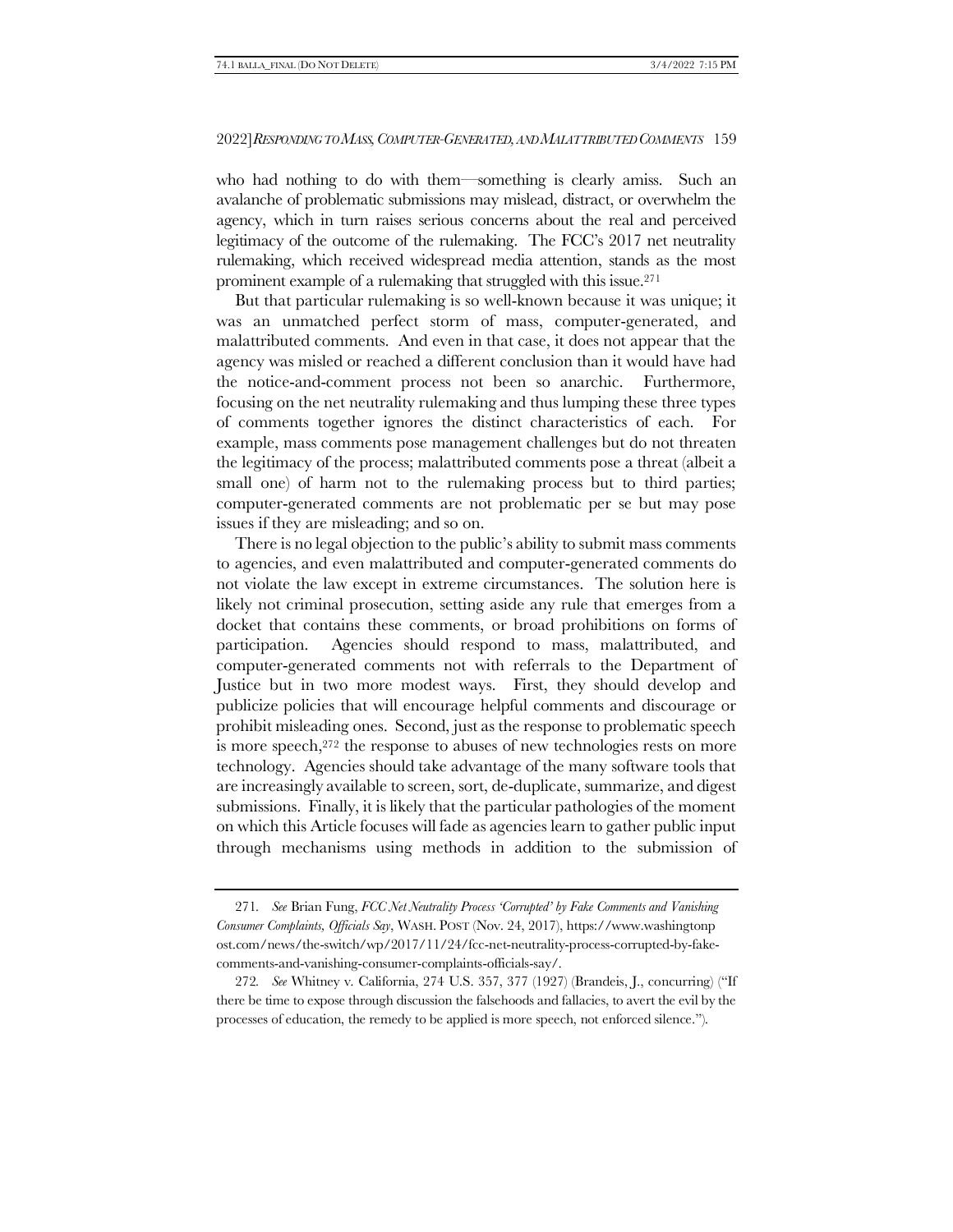who had nothing to do with them—something is clearly amiss. Such an avalanche of problematic submissions may mislead, distract, or overwhelm the agency, which in turn raises serious concerns about the real and perceived legitimacy of the outcome of the rulemaking. The FCC's 2017 net neutrality rulemaking, which received widespread media attention, stands as the most prominent example of a rulemaking that struggled with this issue.[271]

But that particular rulemaking is so well-known because it was unique; it was an unmatched perfect storm of mass, computer-generated, and malattributed comments. And even in that case, it does not appear that the agency was misled or reached a different conclusion than it would have had the notice-and-comment process not been so anarchic. Furthermore, focusing on the net neutrality rulemaking and thus lumping these three types of comments together ignores the distinct characteristics of each. For example, mass comments pose management challenges but do not threaten the legitimacy of the process; malattributed comments pose a threat (albeit a small one) of harm not to the rulemaking process but to third parties; computer-generated comments are not problematic per se but may pose issues if they are misleading; and so on.

There is no legal objection to the public's ability to submit mass comments to agencies, and even malattributed and computer-generated comments do not violate the law except in extreme circumstances. The solution here is likely not criminal prosecution, setting aside any rule that emerges from a docket that contains these comments, or broad prohibitions on forms of participation. Agencies should respond to mass, malattributed, and computer-generated comments not with referrals to the Department of Justice but in two more modest ways. First, they should develop and publicize policies that will encourage helpful comments and discourage or prohibit misleading ones. Second, just as the response to problematic speech is more speech,[272] the response to abuses of new technologies rests on more technology. Agencies should take advantage of the many software tools that are increasingly available to screen, sort, de-duplicate, summarize, and digest submissions. Finally, it is likely that the particular pathologies of the moment on which this Article focuses will fade as agencies learn to gather public input through mechanisms using methods in addition to the submission of

---

271. *See* Brian Fung, *FCC Net Neutrality Process 'Corrupted' by Fake Comments and Vanishing Consumer Complaints, Officials Say*, WASH. POST (Nov. 24, 2017), https://www.washingtonpost.com/news/the-switch/wp/2017/11/24/fcc-net-neutrality-process-corrupted-by-fake-comments-and-vanishing-consumer-complaints-officials-say/.

272. *See* Whitney v. California, 274 U.S. 357, 377 (1927) (Brandeis, J., concurring) ("If there be time to expose through discussion the falsehoods and fallacies, to avert the evil by the processes of education, the remedy to be applied is more speech, not enforced silence.").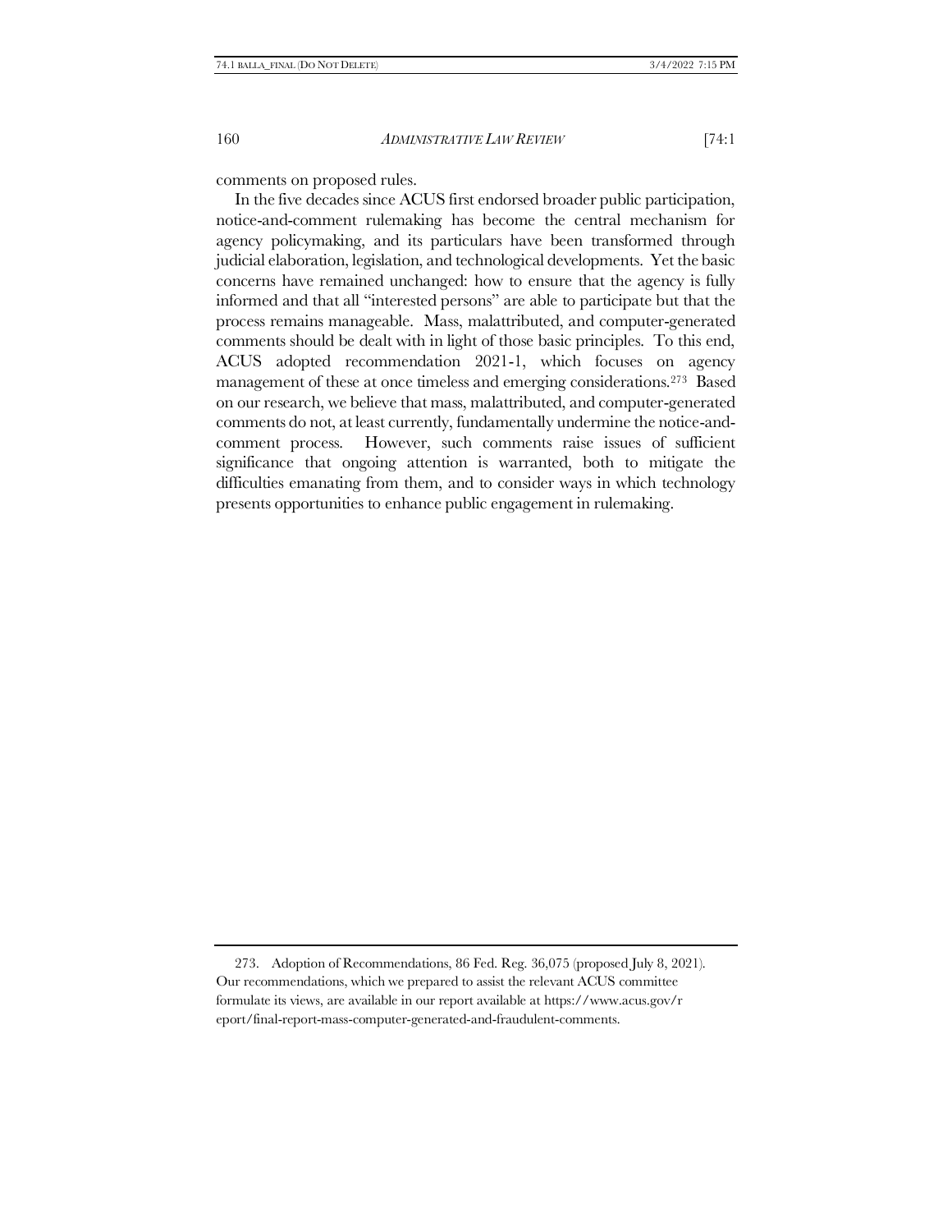comments on proposed rules.

In the five decades since ACUS first endorsed broader public participation, notice-and-comment rulemaking has become the central mechanism for agency policymaking, and its particulars have been transformed through judicial elaboration, legislation, and technological developments. Yet the basic concerns have remained unchanged: how to ensure that the agency is fully informed and that all "interested persons" are able to participate but that the process remains manageable. Mass, malattributed, and computer-generated comments should be dealt with in light of those basic principles. To this end, ACUS adopted recommendation 2021-1, which focuses on agency management of these at once timeless and emerging considerations.[273] Based on our research, we believe that mass, malattributed, and computer-generated comments do not, at least currently, fundamentally undermine the notice-and-comment process. However, such comments raise issues of sufficient significance that ongoing attention is warranted, both to mitigate the difficulties emanating from them, and to consider ways in which technology presents opportunities to enhance public engagement in rulemaking.

---

273. Adoption of Recommendations, 86 Fed. Reg. 36,075 (proposed July 8, 2021). Our recommendations, which we prepared to assist the relevant ACUS committee formulate its views, are available in our report available at https://www.acus.gov/report/final-report-mass-computer-generated-and-fraudulent-comments.